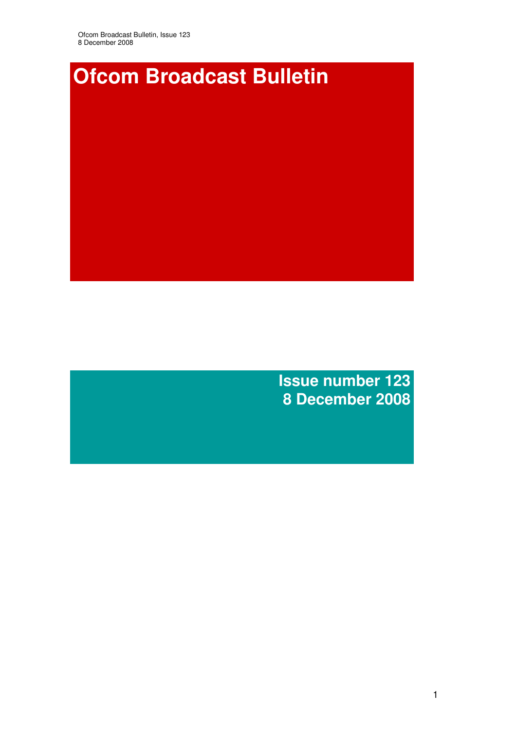# Ofcom Broadcast Bulletin

**Issue number 123**
**8 December 2008**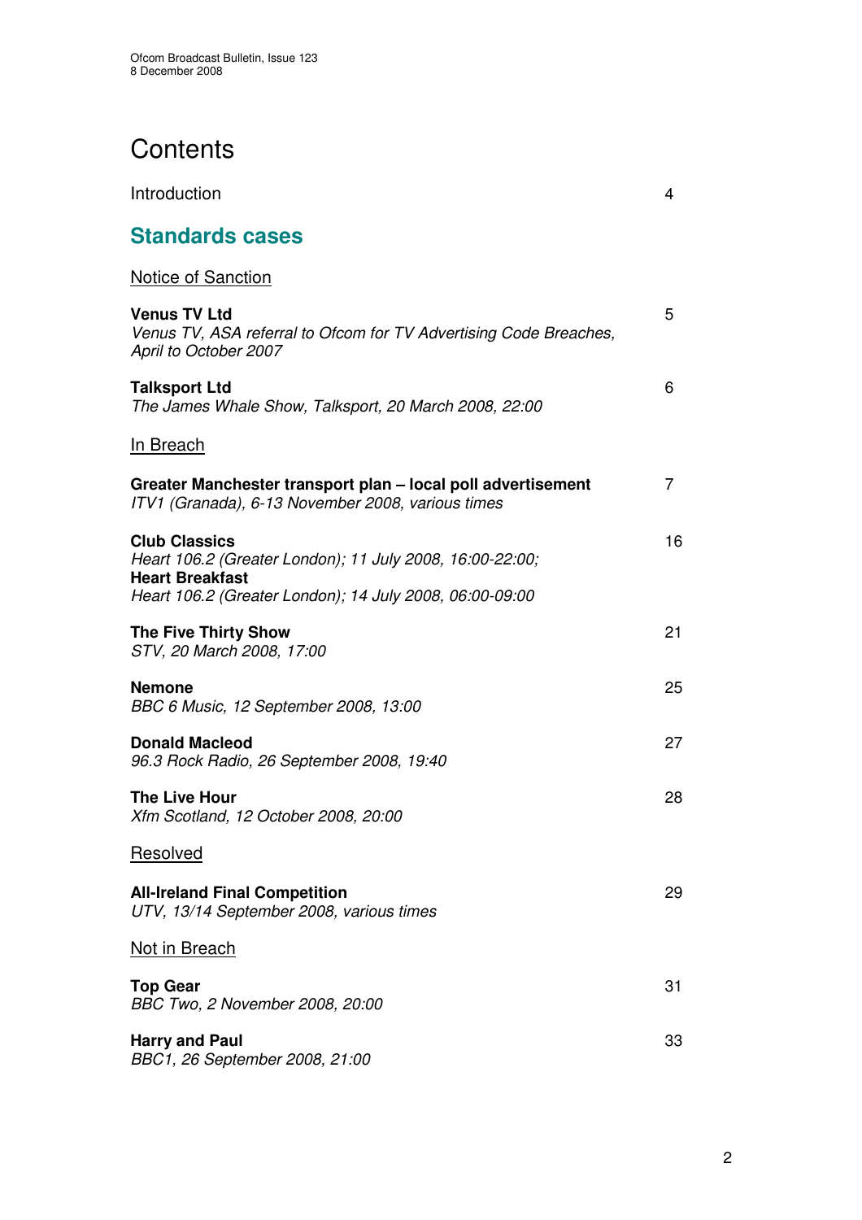# Contents

Introduction 4

## Standards cases

Notice of Sanction

**Venus TV Ltd** 5
*Venus TV, ASA referral to Ofcom for TV Advertising Code Breaches, April to October 2007*

**Talksport Ltd** 6
*The James Whale Show, Talksport, 20 March 2008, 22:00*

In Breach

**Greater Manchester transport plan – local poll advertisement** 7
*ITV1 (Granada), 6-13 November 2008, various times*

**Club Classics** 16
*Heart 106.2 (Greater London); 11 July 2008, 16:00-22:00;*
**Heart Breakfast**
*Heart 106.2 (Greater London); 14 July 2008, 06:00-09:00*

**The Five Thirty Show** 21
*STV, 20 March 2008, 17:00*

**Nemone** 25
*BBC 6 Music, 12 September 2008, 13:00*

**Donald Macleod** 27
*96.3 Rock Radio, 26 September 2008, 19:40*

**The Live Hour** 28
*Xfm Scotland, 12 October 2008, 20:00*

Resolved

**All-Ireland Final Competition** 29
*UTV, 13/14 September 2008, various times*

Not in Breach

**Top Gear** 31
*BBC Two, 2 November 2008, 20:00*

**Harry and Paul** 33
*BBC1, 26 September 2008, 21:00*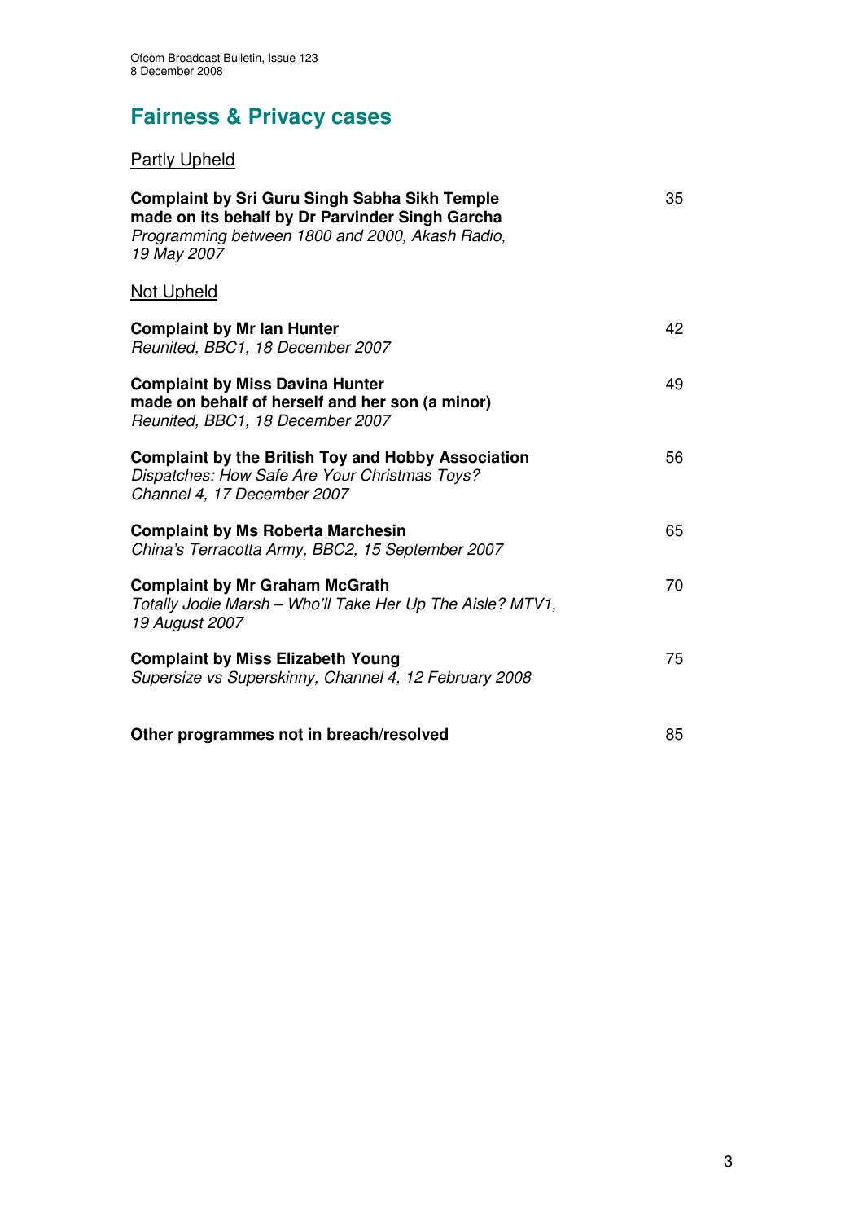## Fairness & Privacy cases

Partly Upheld

| | |
|---|---|
| **Complaint by Sri Guru Singh Sabha Sikh Temple made on its behalf by Dr Parvinder Singh Garcha**<br>*Programming between 1800 and 2000, Akash Radio, 19 May 2007* | 35 |

Not Upheld

| | |
|---|---|
| **Complaint by Mr Ian Hunter**<br>*Reunited, BBC1, 18 December 2007* | 42 |
| **Complaint by Miss Davina Hunter made on behalf of herself and her son (a minor)**<br>*Reunited, BBC1, 18 December 2007* | 49 |
| **Complaint by the British Toy and Hobby Association**<br>*Dispatches: How Safe Are Your Christmas Toys? Channel 4, 17 December 2007* | 56 |
| **Complaint by Ms Roberta Marchesin**<br>*China's Terracotta Army, BBC2, 15 September 2007* | 65 |
| **Complaint by Mr Graham McGrath**<br>*Totally Jodie Marsh – Who'll Take Her Up The Aisle? MTV1, 19 August 2007* | 70 |
| **Complaint by Miss Elizabeth Young**<br>*Supersize vs Superskinny, Channel 4, 12 February 2008* | 75 |

| | |
|---|---|
| **Other programmes not in breach/resolved** | 85 |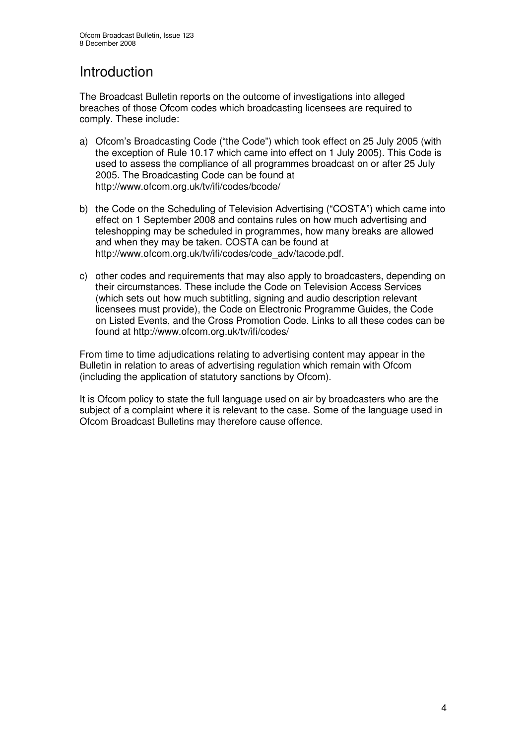# Introduction

The Broadcast Bulletin reports on the outcome of investigations into alleged breaches of those Ofcom codes which broadcasting licensees are required to comply. These include:

a) Ofcom's Broadcasting Code ("the Code") which took effect on 25 July 2005 (with the exception of Rule 10.17 which came into effect on 1 July 2005). This Code is used to assess the compliance of all programmes broadcast on or after 25 July 2005. The Broadcasting Code can be found at http://www.ofcom.org.uk/tv/ifi/codes/bcode/

b) the Code on the Scheduling of Television Advertising ("COSTA") which came into effect on 1 September 2008 and contains rules on how much advertising and teleshopping may be scheduled in programmes, how many breaks are allowed and when they may be taken. COSTA can be found at http://www.ofcom.org.uk/tv/ifi/codes/code_adv/tacode.pdf.

c) other codes and requirements that may also apply to broadcasters, depending on their circumstances. These include the Code on Television Access Services (which sets out how much subtitling, signing and audio description relevant licensees must provide), the Code on Electronic Programme Guides, the Code on Listed Events, and the Cross Promotion Code. Links to all these codes can be found at http://www.ofcom.org.uk/tv/ifi/codes/

From time to time adjudications relating to advertising content may appear in the Bulletin in relation to areas of advertising regulation which remain with Ofcom (including the application of statutory sanctions by Ofcom).

It is Ofcom policy to state the full language used on air by broadcasters who are the subject of a complaint where it is relevant to the case. Some of the language used in Ofcom Broadcast Bulletins may therefore cause offence.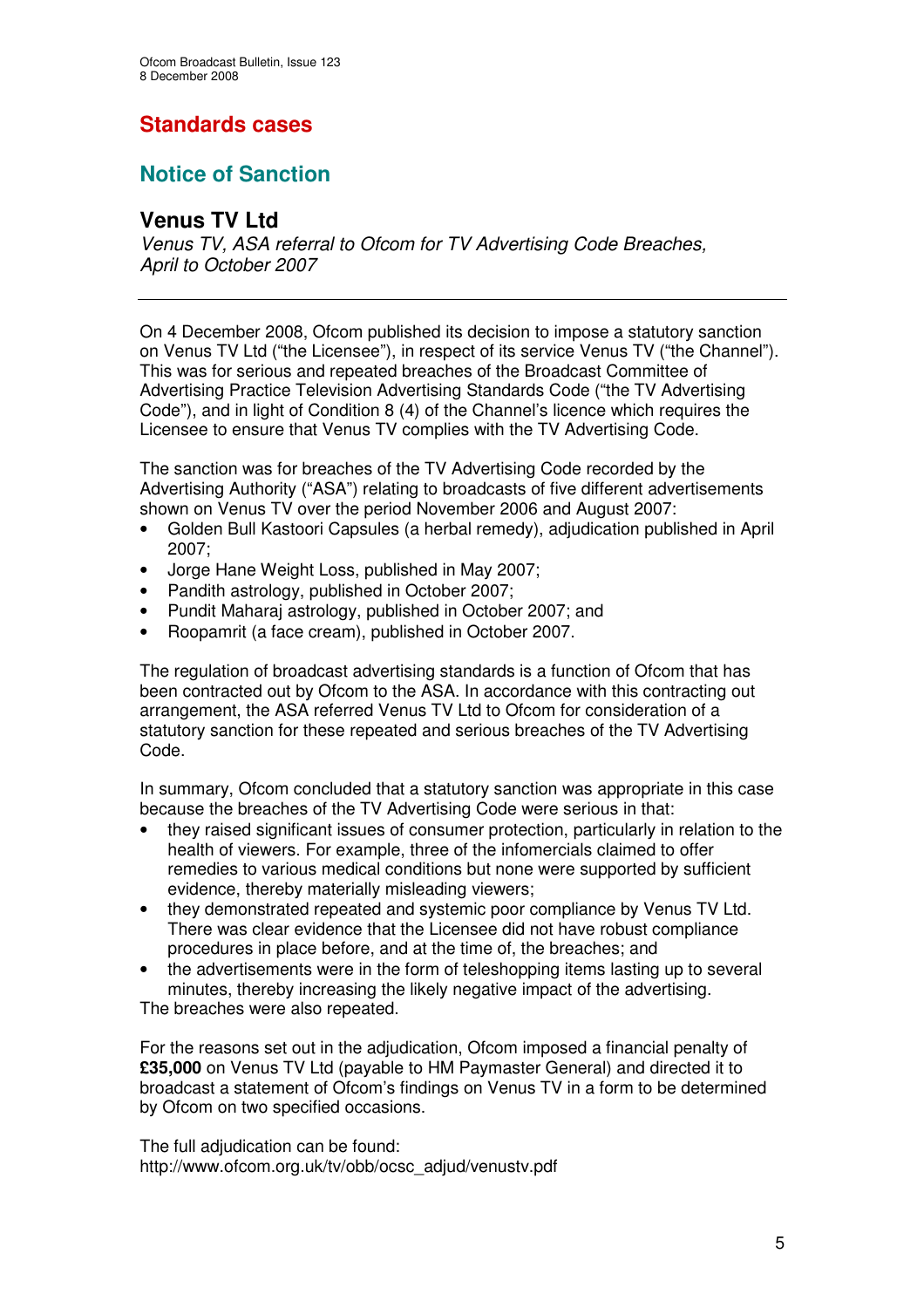## Standards cases

## Notice of Sanction

### Venus TV Ltd

*Venus TV, ASA referral to Ofcom for TV Advertising Code Breaches, April to October 2007*

---

On 4 December 2008, Ofcom published its decision to impose a statutory sanction on Venus TV Ltd ("the Licensee"), in respect of its service Venus TV ("the Channel"). This was for serious and repeated breaches of the Broadcast Committee of Advertising Practice Television Advertising Standards Code ("the TV Advertising Code"), and in light of Condition 8 (4) of the Channel's licence which requires the Licensee to ensure that Venus TV complies with the TV Advertising Code.

The sanction was for breaches of the TV Advertising Code recorded by the Advertising Authority ("ASA") relating to broadcasts of five different advertisements shown on Venus TV over the period November 2006 and August 2007:

- Golden Bull Kastoori Capsules (a herbal remedy), adjudication published in April 2007;
- Jorge Hane Weight Loss, published in May 2007;
- Pandith astrology, published in October 2007;
- Pundit Maharaj astrology, published in October 2007; and
- Roopamrit (a face cream), published in October 2007.

The regulation of broadcast advertising standards is a function of Ofcom that has been contracted out by Ofcom to the ASA. In accordance with this contracting out arrangement, the ASA referred Venus TV Ltd to Ofcom for consideration of a statutory sanction for these repeated and serious breaches of the TV Advertising Code.

In summary, Ofcom concluded that a statutory sanction was appropriate in this case because the breaches of the TV Advertising Code were serious in that:

- they raised significant issues of consumer protection, particularly in relation to the health of viewers. For example, three of the infomercials claimed to offer remedies to various medical conditions but none were supported by sufficient evidence, thereby materially misleading viewers;
- they demonstrated repeated and systemic poor compliance by Venus TV Ltd. There was clear evidence that the Licensee did not have robust compliance procedures in place before, and at the time of, the breaches; and
- the advertisements were in the form of teleshopping items lasting up to several minutes, thereby increasing the likely negative impact of the advertising.

The breaches were also repeated.

For the reasons set out in the adjudication, Ofcom imposed a financial penalty of **£35,000** on Venus TV Ltd (payable to HM Paymaster General) and directed it to broadcast a statement of Ofcom's findings on Venus TV in a form to be determined by Ofcom on two specified occasions.

The full adjudication can be found:
http://www.ofcom.org.uk/tv/obb/ocsc_adjud/venustv.pdf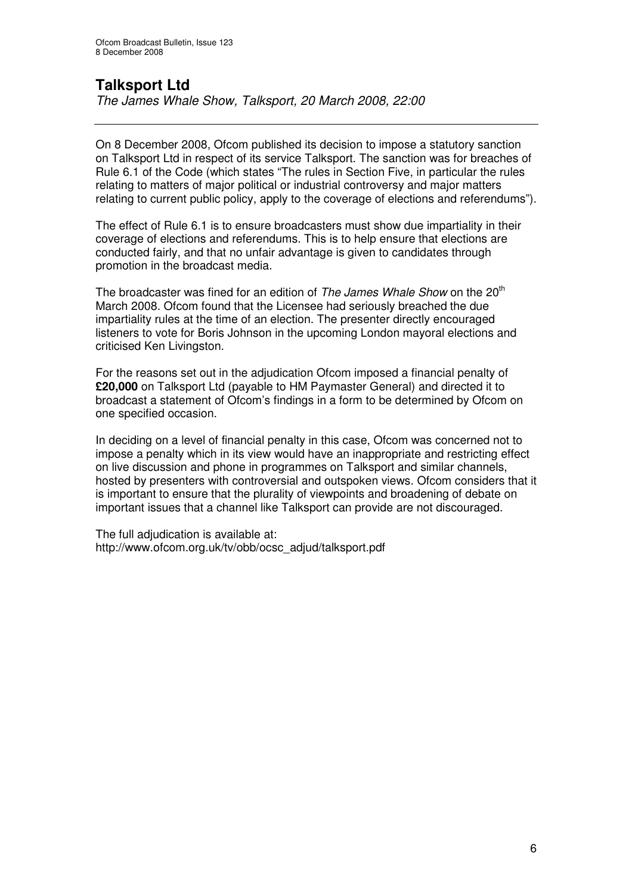## Talksport Ltd

*The James Whale Show, Talksport, 20 March 2008, 22:00*

---

On 8 December 2008, Ofcom published its decision to impose a statutory sanction on Talksport Ltd in respect of its service Talksport. The sanction was for breaches of Rule 6.1 of the Code (which states "The rules in Section Five, in particular the rules relating to matters of major political or industrial controversy and major matters relating to current public policy, apply to the coverage of elections and referendums").

The effect of Rule 6.1 is to ensure broadcasters must show due impartiality in their coverage of elections and referendums. This is to help ensure that elections are conducted fairly, and that no unfair advantage is given to candidates through promotion in the broadcast media.

The broadcaster was fined for an edition of *The James Whale Show* on the 20th March 2008. Ofcom found that the Licensee had seriously breached the due impartiality rules at the time of an election. The presenter directly encouraged listeners to vote for Boris Johnson in the upcoming London mayoral elections and criticised Ken Livingston.

For the reasons set out in the adjudication Ofcom imposed a financial penalty of **£20,000** on Talksport Ltd (payable to HM Paymaster General) and directed it to broadcast a statement of Ofcom's findings in a form to be determined by Ofcom on one specified occasion.

In deciding on a level of financial penalty in this case, Ofcom was concerned not to impose a penalty which in its view would have an inappropriate and restricting effect on live discussion and phone in programmes on Talksport and similar channels, hosted by presenters with controversial and outspoken views. Ofcom considers that it is important to ensure that the plurality of viewpoints and broadening of debate on important issues that a channel like Talksport can provide are not discouraged.

The full adjudication is available at:
http://www.ofcom.org.uk/tv/obb/ocsc_adjud/talksport.pdf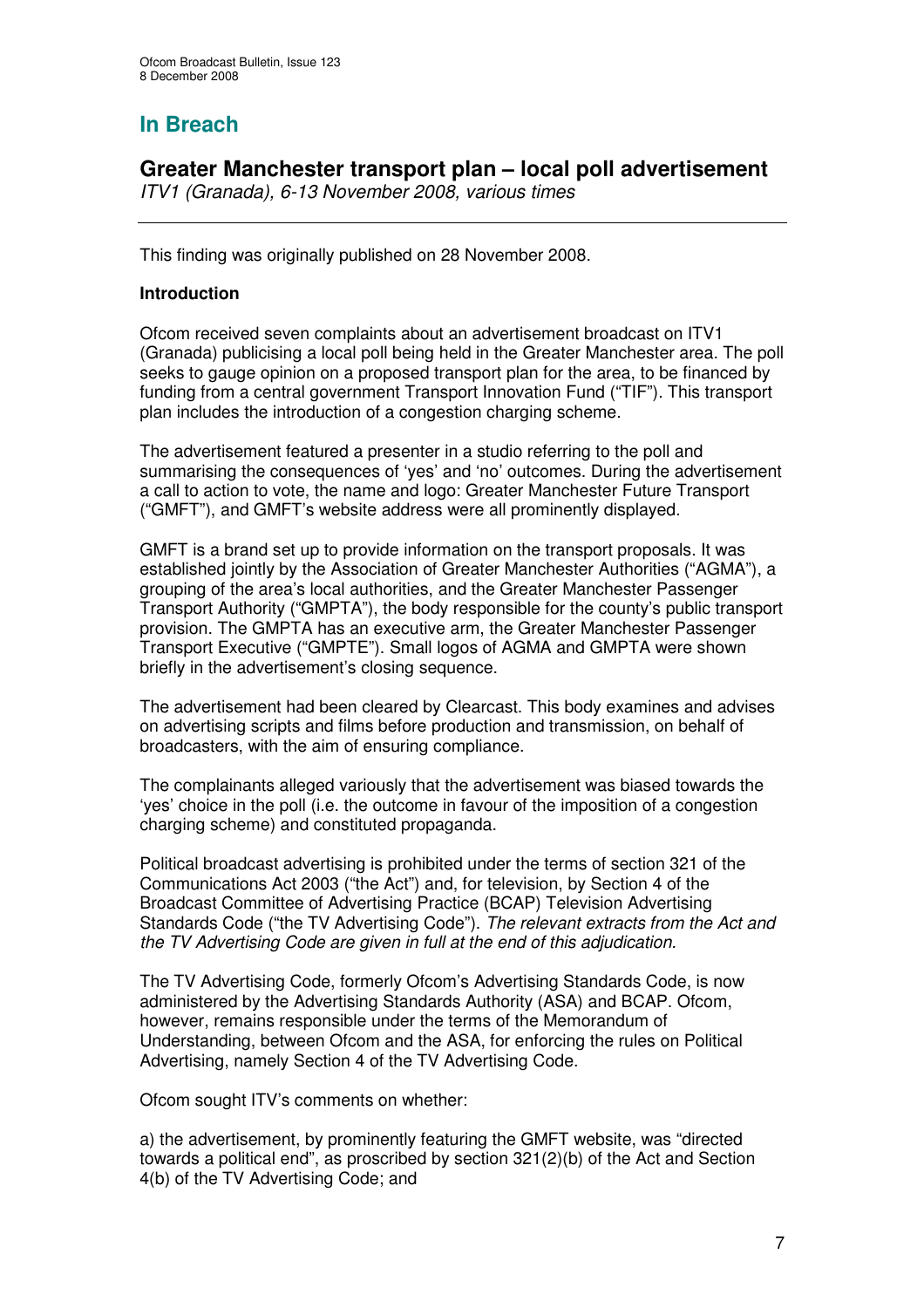## In Breach

### Greater Manchester transport plan – local poll advertisement

*ITV1 (Granada), 6-13 November 2008, various times*

---

This finding was originally published on 28 November 2008.

**Introduction**

Ofcom received seven complaints about an advertisement broadcast on ITV1 (Granada) publicising a local poll being held in the Greater Manchester area. The poll seeks to gauge opinion on a proposed transport plan for the area, to be financed by funding from a central government Transport Innovation Fund ("TIF"). This transport plan includes the introduction of a congestion charging scheme.

The advertisement featured a presenter in a studio referring to the poll and summarising the consequences of 'yes' and 'no' outcomes. During the advertisement a call to action to vote, the name and logo: Greater Manchester Future Transport ("GMFT"), and GMFT's website address were all prominently displayed.

GMFT is a brand set up to provide information on the transport proposals. It was established jointly by the Association of Greater Manchester Authorities ("AGMA"), a grouping of the area's local authorities, and the Greater Manchester Passenger Transport Authority ("GMPTA"), the body responsible for the county's public transport provision. The GMPTA has an executive arm, the Greater Manchester Passenger Transport Executive ("GMPTE"). Small logos of AGMA and GMPTA were shown briefly in the advertisement's closing sequence.

The advertisement had been cleared by Clearcast. This body examines and advises on advertising scripts and films before production and transmission, on behalf of broadcasters, with the aim of ensuring compliance.

The complainants alleged variously that the advertisement was biased towards the 'yes' choice in the poll (i.e. the outcome in favour of the imposition of a congestion charging scheme) and constituted propaganda.

Political broadcast advertising is prohibited under the terms of section 321 of the Communications Act 2003 ("the Act") and, for television, by Section 4 of the Broadcast Committee of Advertising Practice (BCAP) Television Advertising Standards Code ("the TV Advertising Code"). *The relevant extracts from the Act and the TV Advertising Code are given in full at the end of this adjudication.*

The TV Advertising Code, formerly Ofcom's Advertising Standards Code, is now administered by the Advertising Standards Authority (ASA) and BCAP. Ofcom, however, remains responsible under the terms of the Memorandum of Understanding, between Ofcom and the ASA, for enforcing the rules on Political Advertising, namely Section 4 of the TV Advertising Code.

Ofcom sought ITV's comments on whether:

a) the advertisement, by prominently featuring the GMFT website, was "directed towards a political end", as proscribed by section 321(2)(b) of the Act and Section 4(b) of the TV Advertising Code; and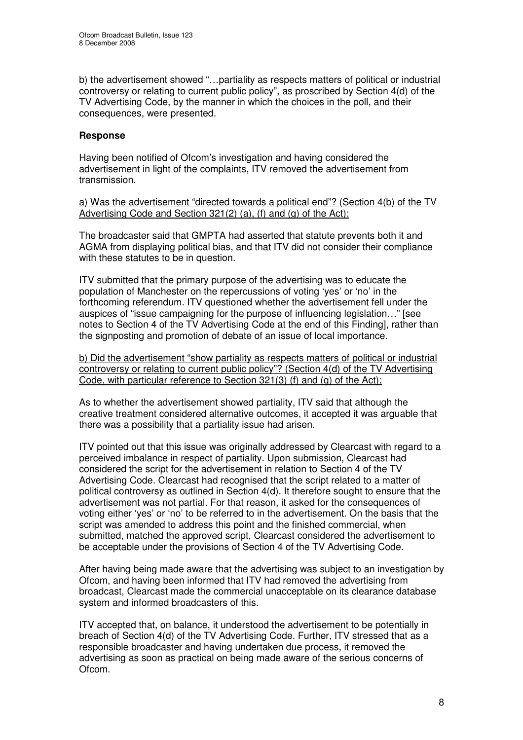b) the advertisement showed "…partiality as respects matters of political or industrial controversy or relating to current public policy", as proscribed by Section 4(d) of the TV Advertising Code, by the manner in which the choices in the poll, and their consequences, were presented.

### Response

Having been notified of Ofcom's investigation and having considered the advertisement in light of the complaints, ITV removed the advertisement from transmission.

<u>a) Was the advertisement "directed towards a political end"? (Section 4(b) of the TV Advertising Code and Section 321(2) (a), (f) and (g) of the Act);</u>

The broadcaster said that GMPTA had asserted that statute prevents both it and AGMA from displaying political bias, and that ITV did not consider their compliance with these statutes to be in question.

ITV submitted that the primary purpose of the advertising was to educate the population of Manchester on the repercussions of voting 'yes' or 'no' in the forthcoming referendum. ITV questioned whether the advertisement fell under the auspices of "issue campaigning for the purpose of influencing legislation…" [see notes to Section 4 of the TV Advertising Code at the end of this Finding], rather than the signposting and promotion of debate of an issue of local importance.

<u>b) Did the advertisement "show partiality as respects matters of political or industrial controversy or relating to current public policy"? (Section 4(d) of the TV Advertising Code, with particular reference to Section 321(3) (f) and (g) of the Act);</u>

As to whether the advertisement showed partiality, ITV said that although the creative treatment considered alternative outcomes, it accepted it was arguable that there was a possibility that a partiality issue had arisen.

ITV pointed out that this issue was originally addressed by Clearcast with regard to a perceived imbalance in respect of partiality. Upon submission, Clearcast had considered the script for the advertisement in relation to Section 4 of the TV Advertising Code. Clearcast had recognised that the script related to a matter of political controversy as outlined in Section 4(d). It therefore sought to ensure that the advertisement was not partial. For that reason, it asked for the consequences of voting either 'yes' or 'no' to be referred to in the advertisement. On the basis that the script was amended to address this point and the finished commercial, when submitted, matched the approved script, Clearcast considered the advertisement to be acceptable under the provisions of Section 4 of the TV Advertising Code.

After having being made aware that the advertising was subject to an investigation by Ofcom, and having been informed that ITV had removed the advertising from broadcast, Clearcast made the commercial unacceptable on its clearance database system and informed broadcasters of this.

ITV accepted that, on balance, it understood the advertisement to be potentially in breach of Section 4(d) of the TV Advertising Code. Further, ITV stressed that as a responsible broadcaster and having undertaken due process, it removed the advertising as soon as practical on being made aware of the serious concerns of Ofcom.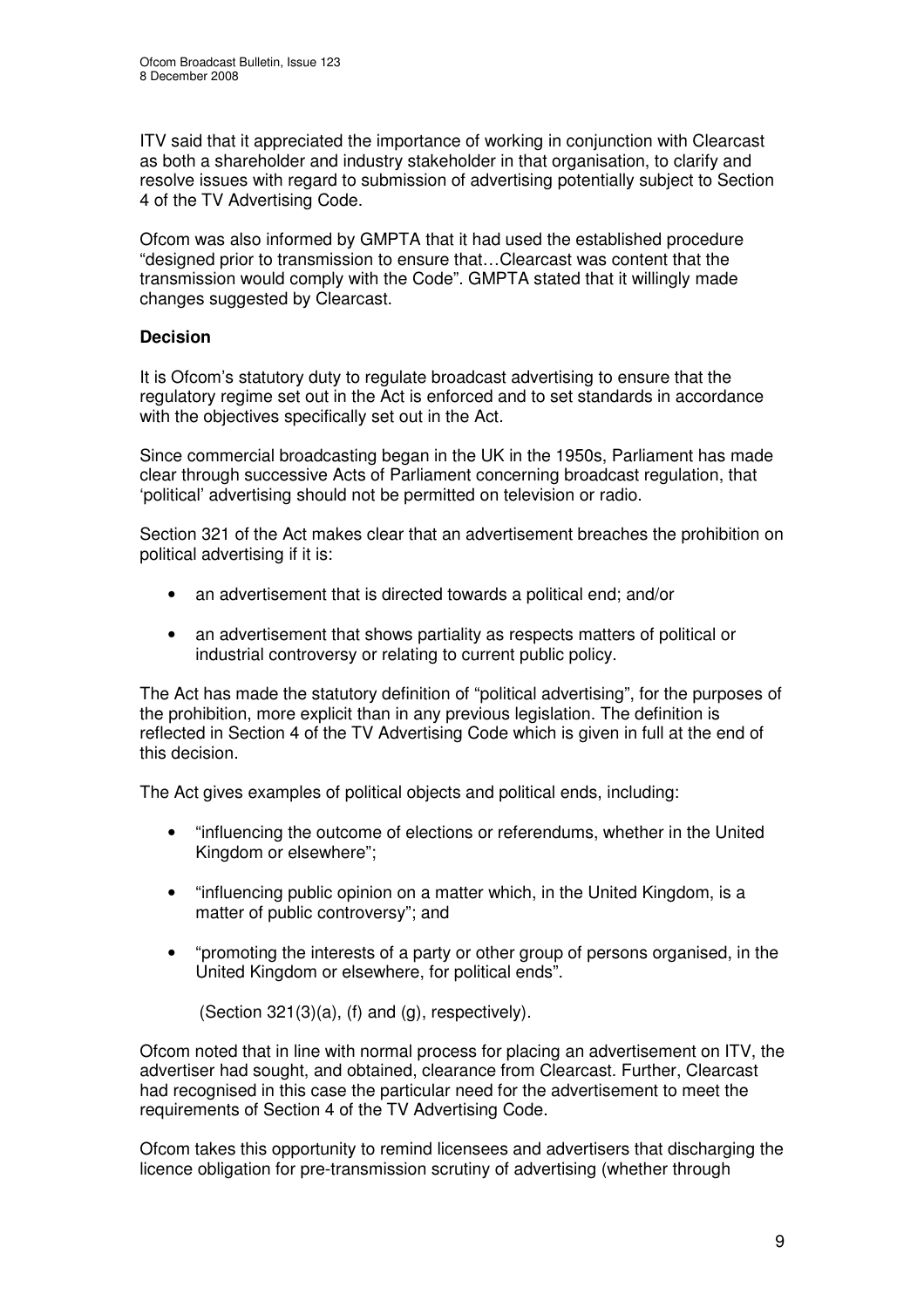ITV said that it appreciated the importance of working in conjunction with Clearcast as both a shareholder and industry stakeholder in that organisation, to clarify and resolve issues with regard to submission of advertising potentially subject to Section 4 of the TV Advertising Code.

Ofcom was also informed by GMPTA that it had used the established procedure "designed prior to transmission to ensure that…Clearcast was content that the transmission would comply with the Code". GMPTA stated that it willingly made changes suggested by Clearcast.

**Decision**

It is Ofcom's statutory duty to regulate broadcast advertising to ensure that the regulatory regime set out in the Act is enforced and to set standards in accordance with the objectives specifically set out in the Act.

Since commercial broadcasting began in the UK in the 1950s, Parliament has made clear through successive Acts of Parliament concerning broadcast regulation, that 'political' advertising should not be permitted on television or radio.

Section 321 of the Act makes clear that an advertisement breaches the prohibition on political advertising if it is:

- an advertisement that is directed towards a political end; and/or
- an advertisement that shows partiality as respects matters of political or industrial controversy or relating to current public policy.

The Act has made the statutory definition of "political advertising", for the purposes of the prohibition, more explicit than in any previous legislation. The definition is reflected in Section 4 of the TV Advertising Code which is given in full at the end of this decision.

The Act gives examples of political objects and political ends, including:

- "influencing the outcome of elections or referendums, whether in the United Kingdom or elsewhere";
- "influencing public opinion on a matter which, in the United Kingdom, is a matter of public controversy"; and
- "promoting the interests of a party or other group of persons organised, in the United Kingdom or elsewhere, for political ends".

(Section 321(3)(a), (f) and (g), respectively).

Ofcom noted that in line with normal process for placing an advertisement on ITV, the advertiser had sought, and obtained, clearance from Clearcast. Further, Clearcast had recognised in this case the particular need for the advertisement to meet the requirements of Section 4 of the TV Advertising Code.

Ofcom takes this opportunity to remind licensees and advertisers that discharging the licence obligation for pre-transmission scrutiny of advertising (whether through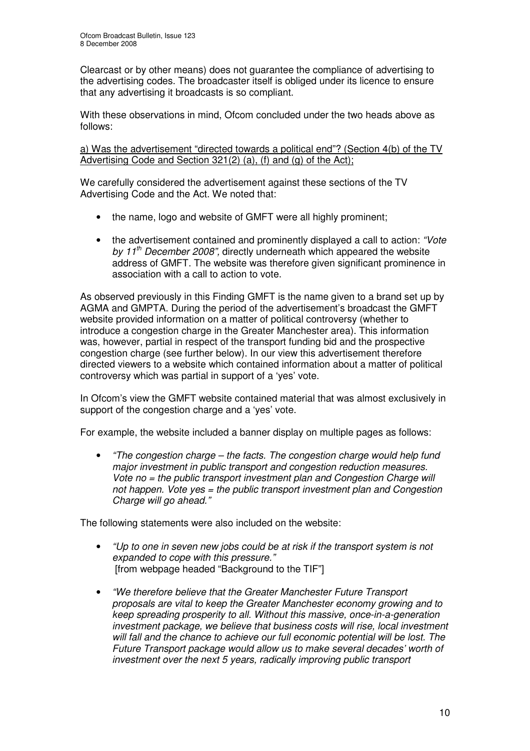Clearcast or by other means) does not guarantee the compliance of advertising to the advertising codes. The broadcaster itself is obliged under its licence to ensure that any advertising it broadcasts is so compliant.

With these observations in mind, Ofcom concluded under the two heads above as follows:

<u>a) Was the advertisement "directed towards a political end"? (Section 4(b) of the TV Advertising Code and Section 321(2) (a), (f) and (g) of the Act);</u>

We carefully considered the advertisement against these sections of the TV Advertising Code and the Act. We noted that:

- the name, logo and website of GMFT were all highly prominent;
- the advertisement contained and prominently displayed a call to action: *"Vote by 11th December 2008",* directly underneath which appeared the website address of GMFT. The website was therefore given significant prominence in association with a call to action to vote.

As observed previously in this Finding GMFT is the name given to a brand set up by AGMA and GMPTA. During the period of the advertisement's broadcast the GMFT website provided information on a matter of political controversy (whether to introduce a congestion charge in the Greater Manchester area). This information was, however, partial in respect of the transport funding bid and the prospective congestion charge (see further below). In our view this advertisement therefore directed viewers to a website which contained information about a matter of political controversy which was partial in support of a 'yes' vote.

In Ofcom's view the GMFT website contained material that was almost exclusively in support of the congestion charge and a 'yes' vote.

For example, the website included a banner display on multiple pages as follows:

- *"The congestion charge – the facts. The congestion charge would help fund major investment in public transport and congestion reduction measures. Vote no = the public transport investment plan and Congestion Charge will not happen. Vote yes = the public transport investment plan and Congestion Charge will go ahead."*

The following statements were also included on the website:

- *"Up to one in seven new jobs could be at risk if the transport system is not expanded to cope with this pressure."*
  [from webpage headed "Background to the TIF"]
- *"We therefore believe that the Greater Manchester Future Transport proposals are vital to keep the Greater Manchester economy growing and to keep spreading prosperity to all. Without this massive, once-in-a-generation investment package, we believe that business costs will rise, local investment will fall and the chance to achieve our full economic potential will be lost. The Future Transport package would allow us to make several decades' worth of investment over the next 5 years, radically improving public transport*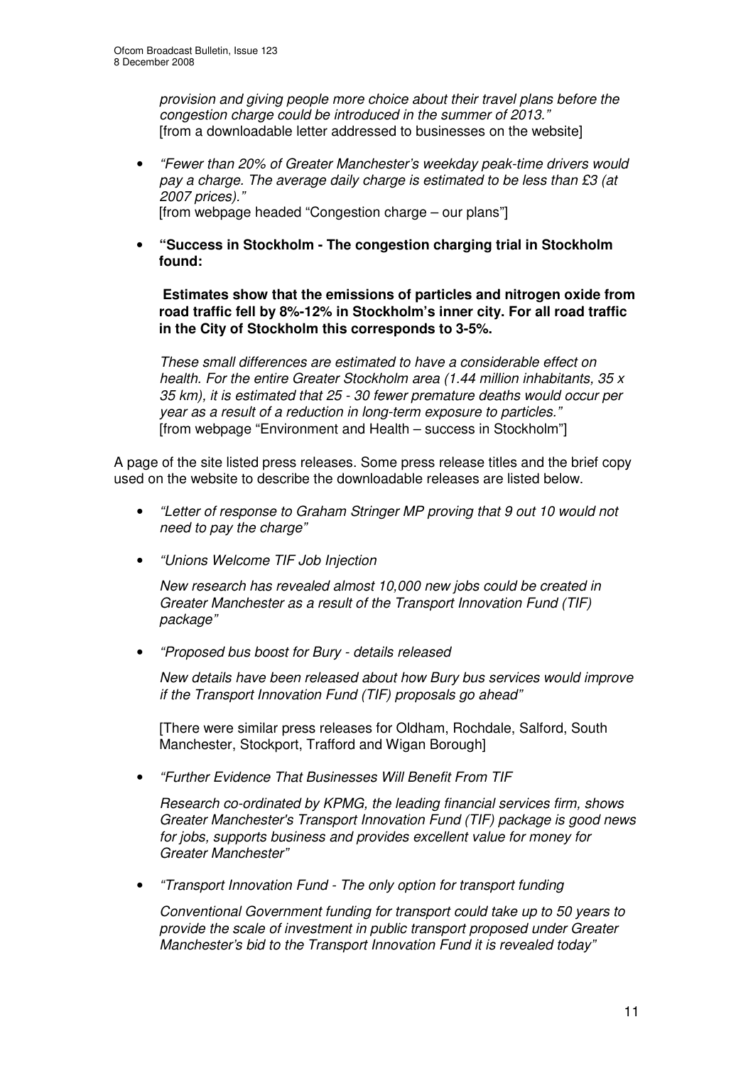*provision and giving people more choice about their travel plans before the congestion charge could be introduced in the summer of 2013."*
[from a downloadable letter addressed to businesses on the website]

- *"Fewer than 20% of Greater Manchester's weekday peak-time drivers would pay a charge. The average daily charge is estimated to be less than £3 (at 2007 prices)."*
  [from webpage headed "Congestion charge – our plans"]

- **"Success in Stockholm - The congestion charging trial in Stockholm found:**

  **Estimates show that the emissions of particles and nitrogen oxide from road traffic fell by 8%-12% in Stockholm's inner city. For all road traffic in the City of Stockholm this corresponds to 3-5%.**

  *These small differences are estimated to have a considerable effect on health. For the entire Greater Stockholm area (1.44 million inhabitants, 35 x 35 km), it is estimated that 25 - 30 fewer premature deaths would occur per year as a result of a reduction in long-term exposure to particles."*
  [from webpage "Environment and Health – success in Stockholm"]

A page of the site listed press releases. Some press release titles and the brief copy used on the website to describe the downloadable releases are listed below.

- *"Letter of response to Graham Stringer MP proving that 9 out 10 would not need to pay the charge"*

- *"Unions Welcome TIF Job Injection*

  *New research has revealed almost 10,000 new jobs could be created in Greater Manchester as a result of the Transport Innovation Fund (TIF) package"*

- *"Proposed bus boost for Bury - details released*

  *New details have been released about how Bury bus services would improve if the Transport Innovation Fund (TIF) proposals go ahead"*

  [There were similar press releases for Oldham, Rochdale, Salford, South Manchester, Stockport, Trafford and Wigan Borough]

- *"Further Evidence That Businesses Will Benefit From TIF*

  *Research co-ordinated by KPMG, the leading financial services firm, shows Greater Manchester's Transport Innovation Fund (TIF) package is good news for jobs, supports business and provides excellent value for money for Greater Manchester"*

- *"Transport Innovation Fund - The only option for transport funding*

  *Conventional Government funding for transport could take up to 50 years to provide the scale of investment in public transport proposed under Greater Manchester's bid to the Transport Innovation Fund it is revealed today"*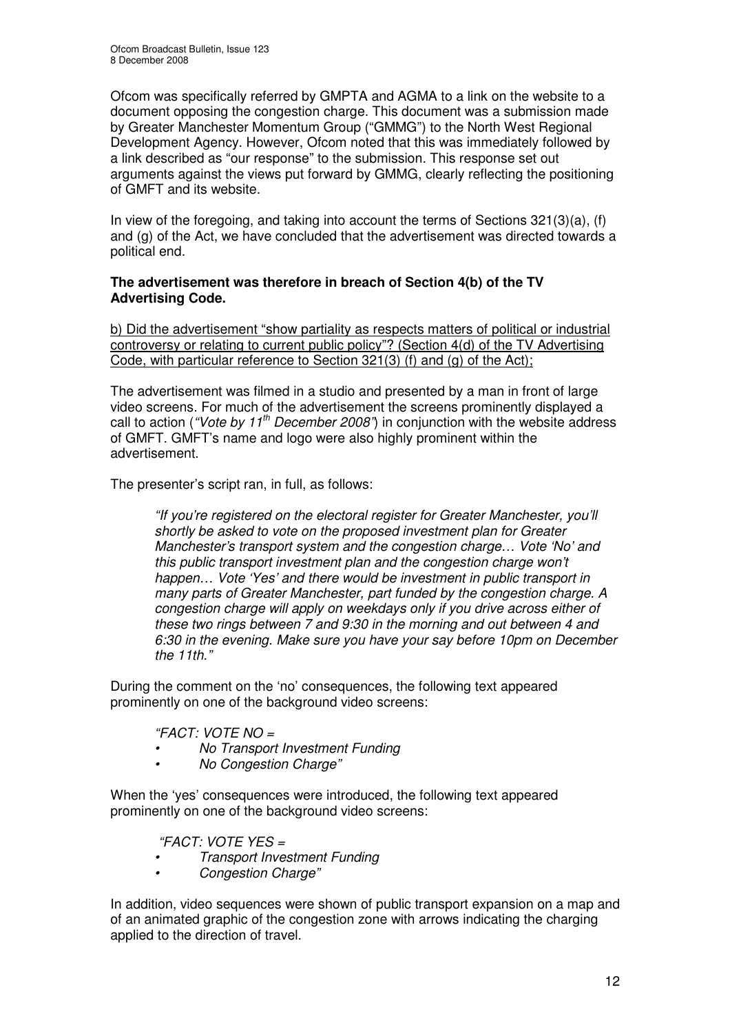Ofcom was specifically referred by GMPTA and AGMA to a link on the website to a document opposing the congestion charge. This document was a submission made by Greater Manchester Momentum Group ("GMMG") to the North West Regional Development Agency. However, Ofcom noted that this was immediately followed by a link described as "our response" to the submission. This response set out arguments against the views put forward by GMMG, clearly reflecting the positioning of GMFT and its website.

In view of the foregoing, and taking into account the terms of Sections 321(3)(a), (f) and (g) of the Act, we have concluded that the advertisement was directed towards a political end.

**The advertisement was therefore in breach of Section 4(b) of the TV Advertising Code.**

b) Did the advertisement "show partiality as respects matters of political or industrial controversy or relating to current public policy"? (Section 4(d) of the TV Advertising Code, with particular reference to Section 321(3) (f) and (g) of the Act);

The advertisement was filmed in a studio and presented by a man in front of large video screens. For much of the advertisement the screens prominently displayed a call to action (*"Vote by 11th December 2008"*) in conjunction with the website address of GMFT. GMFT's name and logo were also highly prominent within the advertisement.

The presenter's script ran, in full, as follows:

> *"If you're registered on the electoral register for Greater Manchester, you'll shortly be asked to vote on the proposed investment plan for Greater Manchester's transport system and the congestion charge… Vote 'No' and this public transport investment plan and the congestion charge won't happen… Vote 'Yes' and there would be investment in public transport in many parts of Greater Manchester, part funded by the congestion charge. A congestion charge will apply on weekdays only if you drive across either of these two rings between 7 and 9:30 in the morning and out between 4 and 6:30 in the evening. Make sure you have your say before 10pm on December the 11th."*

During the comment on the 'no' consequences, the following text appeared prominently on one of the background video screens:

> *"FACT: VOTE NO =*
> - *No Transport Investment Funding*
> - *No Congestion Charge"*

When the 'yes' consequences were introduced, the following text appeared prominently on one of the background video screens:

> *"FACT: VOTE YES =*
> - *Transport Investment Funding*
> - *Congestion Charge"*

In addition, video sequences were shown of public transport expansion on a map and of an animated graphic of the congestion zone with arrows indicating the charging applied to the direction of travel.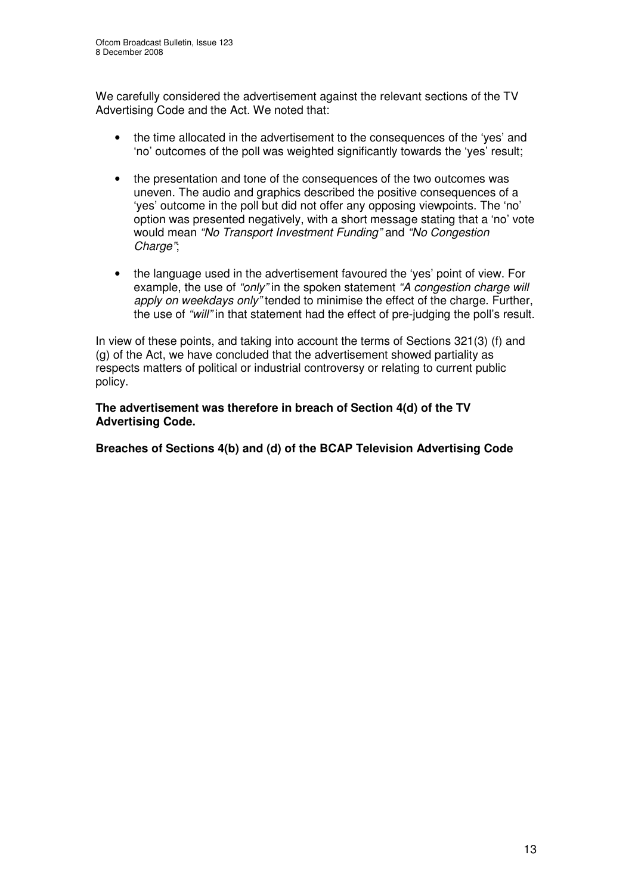We carefully considered the advertisement against the relevant sections of the TV Advertising Code and the Act. We noted that:

- the time allocated in the advertisement to the consequences of the 'yes' and 'no' outcomes of the poll was weighted significantly towards the 'yes' result;
- the presentation and tone of the consequences of the two outcomes was uneven. The audio and graphics described the positive consequences of a 'yes' outcome in the poll but did not offer any opposing viewpoints. The 'no' option was presented negatively, with a short message stating that a 'no' vote would mean *"No Transport Investment Funding"* and *"No Congestion Charge"*;
- the language used in the advertisement favoured the 'yes' point of view. For example, the use of *"only"* in the spoken statement *"A congestion charge will apply on weekdays only"* tended to minimise the effect of the charge. Further, the use of *"will"* in that statement had the effect of pre-judging the poll's result.

In view of these points, and taking into account the terms of Sections 321(3) (f) and (g) of the Act, we have concluded that the advertisement showed partiality as respects matters of political or industrial controversy or relating to current public policy.

**The advertisement was therefore in breach of Section 4(d) of the TV Advertising Code.**

**Breaches of Sections 4(b) and (d) of the BCAP Television Advertising Code**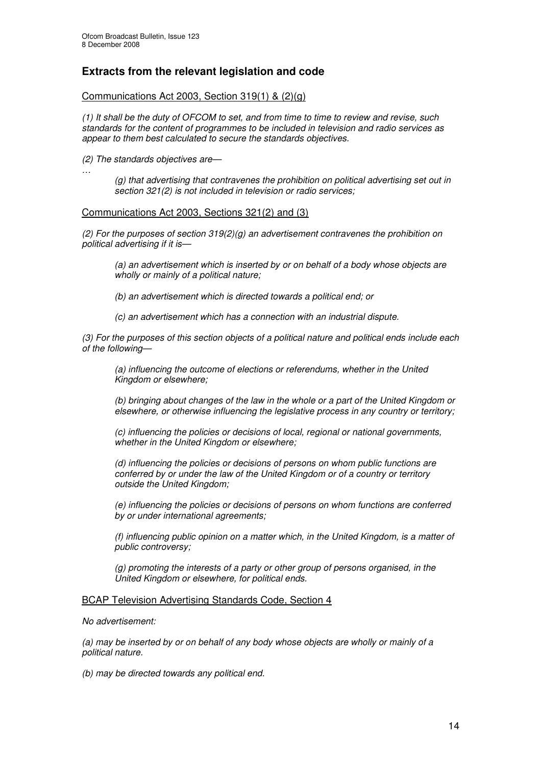## Extracts from the relevant legislation and code

Communications Act 2003, Section 319(1) & (2)(g)

*(1) It shall be the duty of OFCOM to set, and from time to time to review and revise, such standards for the content of programmes to be included in television and radio services as appear to them best calculated to secure the standards objectives.*

*(2) The standards objectives are—*

*…*

> *(g) that advertising that contravenes the prohibition on political advertising set out in section 321(2) is not included in television or radio services;*

Communications Act 2003, Sections 321(2) and (3)

*(2) For the purposes of section 319(2)(g) an advertisement contravenes the prohibition on political advertising if it is—*

> *(a) an advertisement which is inserted by or on behalf of a body whose objects are wholly or mainly of a political nature;*
>
> *(b) an advertisement which is directed towards a political end; or*
>
> *(c) an advertisement which has a connection with an industrial dispute.*

*(3) For the purposes of this section objects of a political nature and political ends include each of the following—*

> *(a) influencing the outcome of elections or referendums, whether in the United Kingdom or elsewhere;*
>
> *(b) bringing about changes of the law in the whole or a part of the United Kingdom or elsewhere, or otherwise influencing the legislative process in any country or territory;*
>
> *(c) influencing the policies or decisions of local, regional or national governments, whether in the United Kingdom or elsewhere;*
>
> *(d) influencing the policies or decisions of persons on whom public functions are conferred by or under the law of the United Kingdom or of a country or territory outside the United Kingdom;*
>
> *(e) influencing the policies or decisions of persons on whom functions are conferred by or under international agreements;*
>
> *(f) influencing public opinion on a matter which, in the United Kingdom, is a matter of public controversy;*
>
> *(g) promoting the interests of a party or other group of persons organised, in the United Kingdom or elsewhere, for political ends.*

BCAP Television Advertising Standards Code, Section 4

*No advertisement:*

*(a) may be inserted by or on behalf of any body whose objects are wholly or mainly of a political nature.*

*(b) may be directed towards any political end.*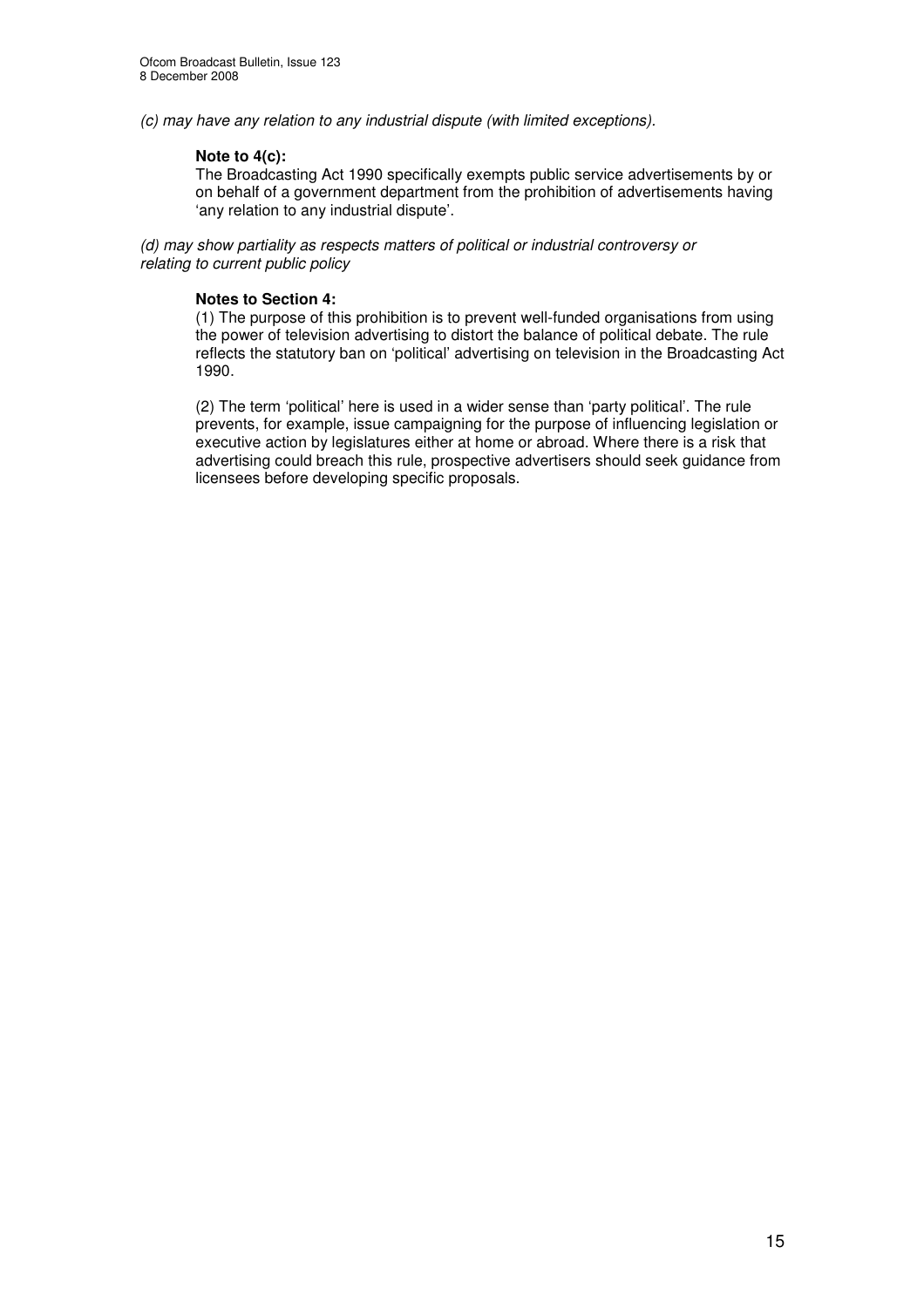*(c) may have any relation to any industrial dispute (with limited exceptions).*

**Note to 4(c):**
The Broadcasting Act 1990 specifically exempts public service advertisements by or on behalf of a government department from the prohibition of advertisements having 'any relation to any industrial dispute'.

*(d) may show partiality as respects matters of political or industrial controversy or relating to current public policy*

**Notes to Section 4:**
(1) The purpose of this prohibition is to prevent well-funded organisations from using the power of television advertising to distort the balance of political debate. The rule reflects the statutory ban on 'political' advertising on television in the Broadcasting Act 1990.

(2) The term 'political' here is used in a wider sense than 'party political'. The rule prevents, for example, issue campaigning for the purpose of influencing legislation or executive action by legislatures either at home or abroad. Where there is a risk that advertising could breach this rule, prospective advertisers should seek guidance from licensees before developing specific proposals.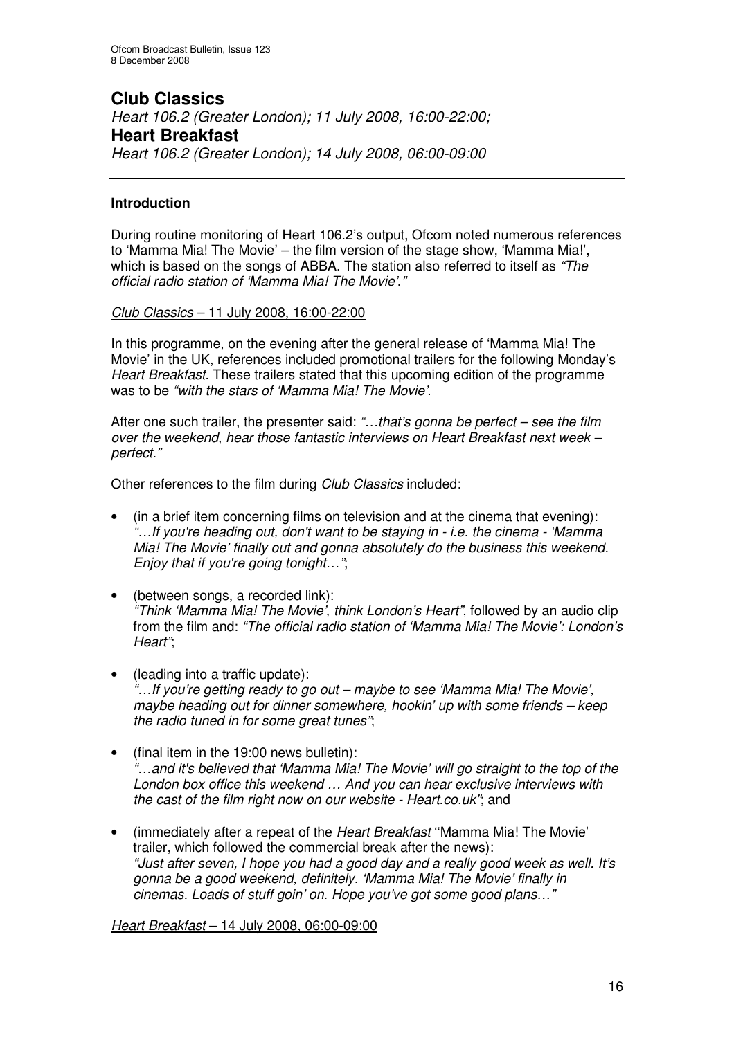## Club Classics

*Heart 106.2 (Greater London); 11 July 2008, 16:00-22:00;*

## Heart Breakfast

*Heart 106.2 (Greater London); 14 July 2008, 06:00-09:00*

---

### Introduction

During routine monitoring of Heart 106.2's output, Ofcom noted numerous references to 'Mamma Mia! The Movie' – the film version of the stage show, 'Mamma Mia!', which is based on the songs of ABBA. The station also referred to itself as *"The official radio station of 'Mamma Mia! The Movie'."*

Club Classics – 11 July 2008, 16:00-22:00

In this programme, on the evening after the general release of 'Mamma Mia! The Movie' in the UK, references included promotional trailers for the following Monday's *Heart Breakfast*. These trailers stated that this upcoming edition of the programme was to be *"with the stars of 'Mamma Mia! The Movie'*.

After one such trailer, the presenter said: *"…that's gonna be perfect – see the film over the weekend, hear those fantastic interviews on Heart Breakfast next week – perfect."*

Other references to the film during *Club Classics* included:

- (in a brief item concerning films on television and at the cinema that evening): *"…If you're heading out, don't want to be staying in - i.e. the cinema - 'Mamma Mia! The Movie' finally out and gonna absolutely do the business this weekend. Enjoy that if you're going tonight…"*;
- (between songs, a recorded link): *"Think 'Mamma Mia! The Movie', think London's Heart"*, followed by an audio clip from the film and: *"The official radio station of 'Mamma Mia! The Movie': London's Heart"*;
- (leading into a traffic update): *"…If you're getting ready to go out – maybe to see 'Mamma Mia! The Movie', maybe heading out for dinner somewhere, hookin' up with some friends – keep the radio tuned in for some great tunes"*;
- (final item in the 19:00 news bulletin): *"…and it's believed that 'Mamma Mia! The Movie' will go straight to the top of the London box office this weekend … And you can hear exclusive interviews with the cast of the film right now on our website - Heart.co.uk"*; and
- (immediately after a repeat of the *Heart Breakfast* ''Mamma Mia! The Movie' trailer, which followed the commercial break after the news): *"Just after seven, I hope you had a good day and a really good week as well. It's gonna be a good weekend, definitely. 'Mamma Mia! The Movie' finally in cinemas. Loads of stuff goin' on. Hope you've got some good plans…"*

Heart Breakfast – 14 July 2008, 06:00-09:00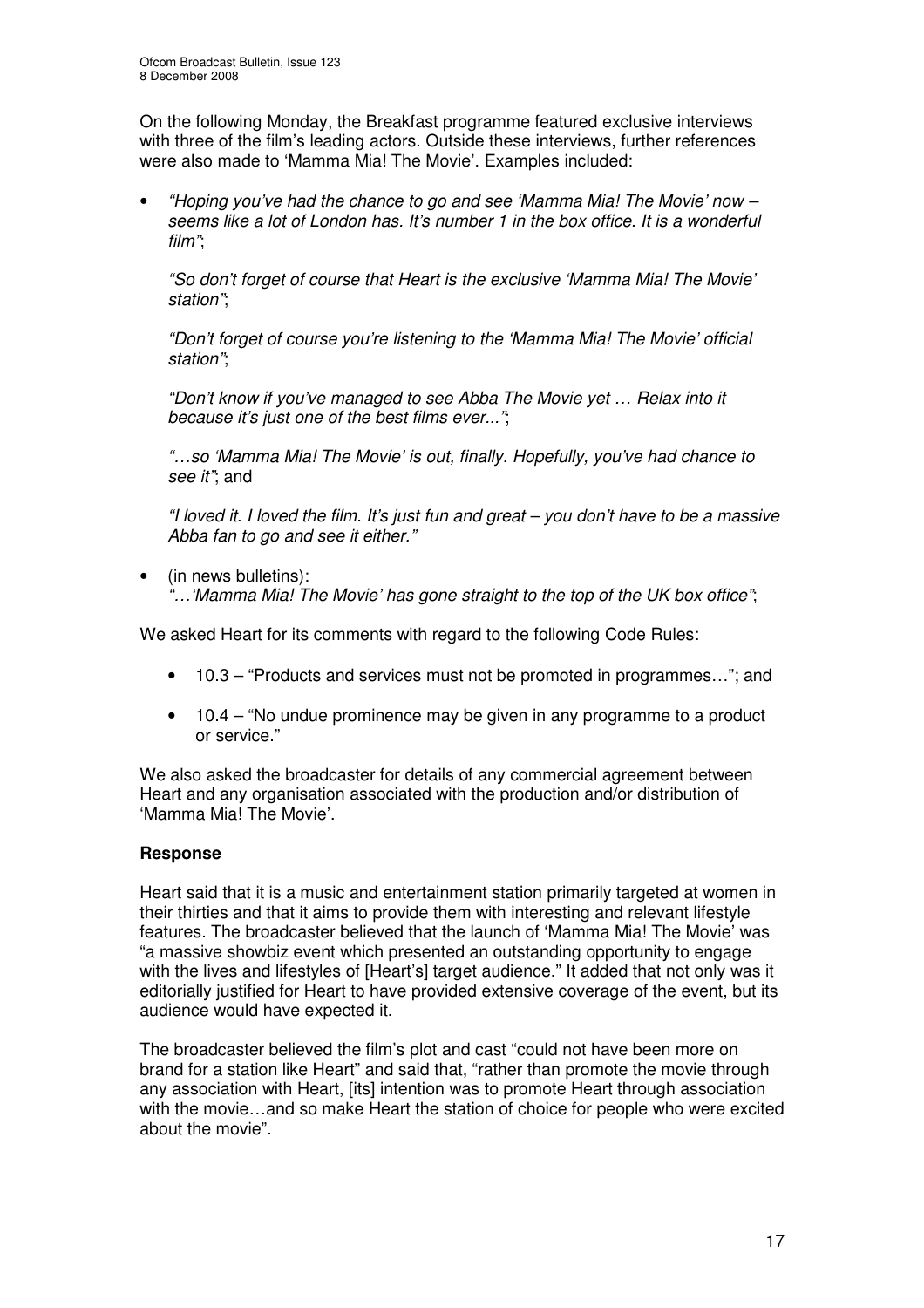On the following Monday, the Breakfast programme featured exclusive interviews with three of the film's leading actors. Outside these interviews, further references were also made to 'Mamma Mia! The Movie'. Examples included:

- *"Hoping you've had the chance to go and see 'Mamma Mia! The Movie' now – seems like a lot of London has. It's number 1 in the box office. It is a wonderful film"*;

  *"So don't forget of course that Heart is the exclusive 'Mamma Mia! The Movie' station"*;

  *"Don't forget of course you're listening to the 'Mamma Mia! The Movie' official station"*;

  *"Don't know if you've managed to see Abba The Movie yet … Relax into it because it's just one of the best films ever..."*;

  *"…so 'Mamma Mia! The Movie' is out, finally. Hopefully, you've had chance to see it"*; and

  *"I loved it. I loved the film. It's just fun and great – you don't have to be a massive Abba fan to go and see it either."*

- (in news bulletins):
  *"…'Mamma Mia! The Movie' has gone straight to the top of the UK box office"*;

We asked Heart for its comments with regard to the following Code Rules:

- 10.3 – "Products and services must not be promoted in programmes…"; and
- 10.4 – "No undue prominence may be given in any programme to a product or service."

We also asked the broadcaster for details of any commercial agreement between Heart and any organisation associated with the production and/or distribution of 'Mamma Mia! The Movie'.

**Response**

Heart said that it is a music and entertainment station primarily targeted at women in their thirties and that it aims to provide them with interesting and relevant lifestyle features. The broadcaster believed that the launch of 'Mamma Mia! The Movie' was "a massive showbiz event which presented an outstanding opportunity to engage with the lives and lifestyles of [Heart's] target audience." It added that not only was it editorially justified for Heart to have provided extensive coverage of the event, but its audience would have expected it.

The broadcaster believed the film's plot and cast "could not have been more on brand for a station like Heart" and said that, "rather than promote the movie through any association with Heart, [its] intention was to promote Heart through association with the movie…and so make Heart the station of choice for people who were excited about the movie".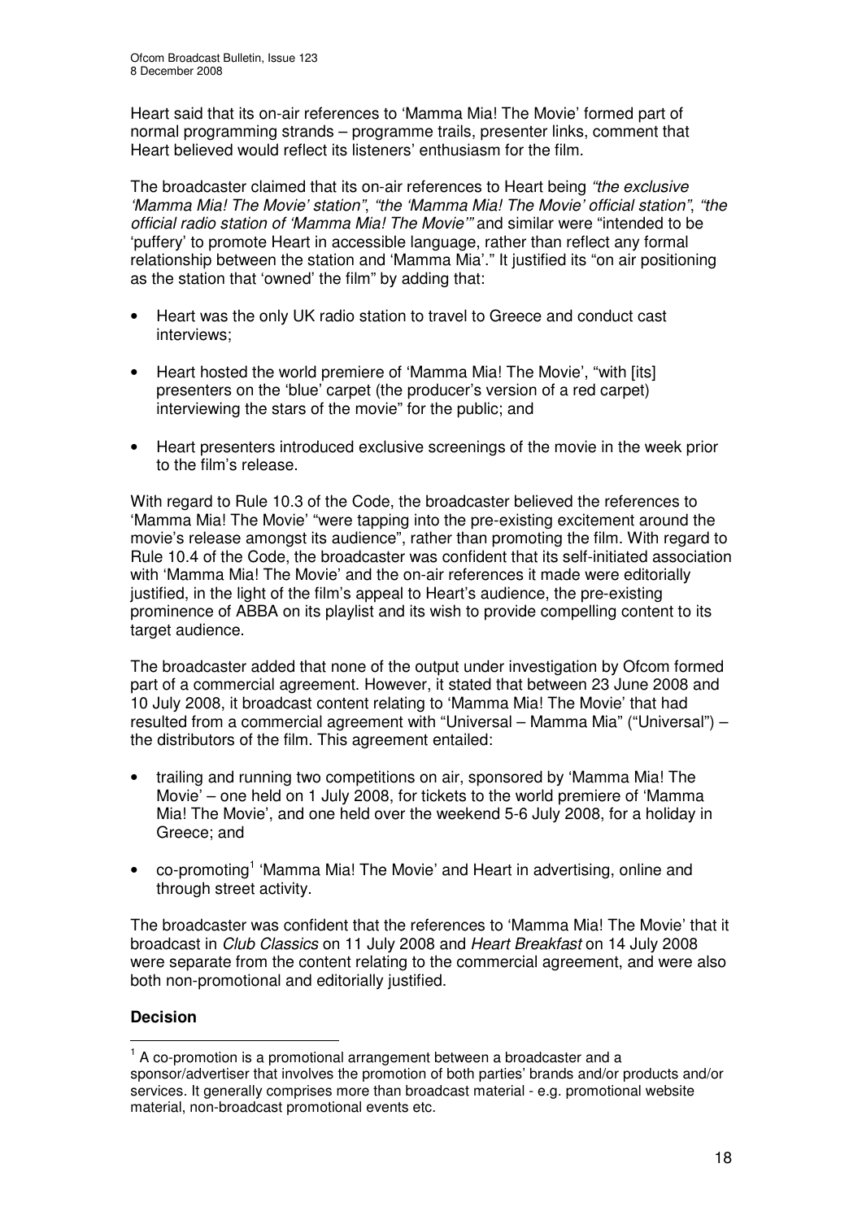Heart said that its on-air references to 'Mamma Mia! The Movie' formed part of normal programming strands – programme trails, presenter links, comment that Heart believed would reflect its listeners' enthusiasm for the film.

The broadcaster claimed that its on-air references to Heart being *"the exclusive 'Mamma Mia! The Movie' station"*, *"the 'Mamma Mia! The Movie' official station"*, *"the official radio station of 'Mamma Mia! The Movie'"* and similar were "intended to be 'puffery' to promote Heart in accessible language, rather than reflect any formal relationship between the station and 'Mamma Mia'." It justified its "on air positioning as the station that 'owned' the film" by adding that:

- Heart was the only UK radio station to travel to Greece and conduct cast interviews;
- Heart hosted the world premiere of 'Mamma Mia! The Movie', "with [its] presenters on the 'blue' carpet (the producer's version of a red carpet) interviewing the stars of the movie" for the public; and
- Heart presenters introduced exclusive screenings of the movie in the week prior to the film's release.

With regard to Rule 10.3 of the Code, the broadcaster believed the references to 'Mamma Mia! The Movie' "were tapping into the pre-existing excitement around the movie's release amongst its audience", rather than promoting the film. With regard to Rule 10.4 of the Code, the broadcaster was confident that its self-initiated association with 'Mamma Mia! The Movie' and the on-air references it made were editorially justified, in the light of the film's appeal to Heart's audience, the pre-existing prominence of ABBA on its playlist and its wish to provide compelling content to its target audience.

The broadcaster added that none of the output under investigation by Ofcom formed part of a commercial agreement. However, it stated that between 23 June 2008 and 10 July 2008, it broadcast content relating to 'Mamma Mia! The Movie' that had resulted from a commercial agreement with "Universal – Mamma Mia" ("Universal") – the distributors of the film. This agreement entailed:

- trailing and running two competitions on air, sponsored by 'Mamma Mia! The Movie' – one held on 1 July 2008, for tickets to the world premiere of 'Mamma Mia! The Movie', and one held over the weekend 5-6 July 2008, for a holiday in Greece; and
- co-promoting[1] 'Mamma Mia! The Movie' and Heart in advertising, online and through street activity.

The broadcaster was confident that the references to 'Mamma Mia! The Movie' that it broadcast in *Club Classics* on 11 July 2008 and *Heart Breakfast* on 14 July 2008 were separate from the content relating to the commercial agreement, and were also both non-promotional and editorially justified.

**Decision**

[1] A co-promotion is a promotional arrangement between a broadcaster and a sponsor/advertiser that involves the promotion of both parties' brands and/or products and/or services. It generally comprises more than broadcast material - e.g. promotional website material, non-broadcast promotional events etc.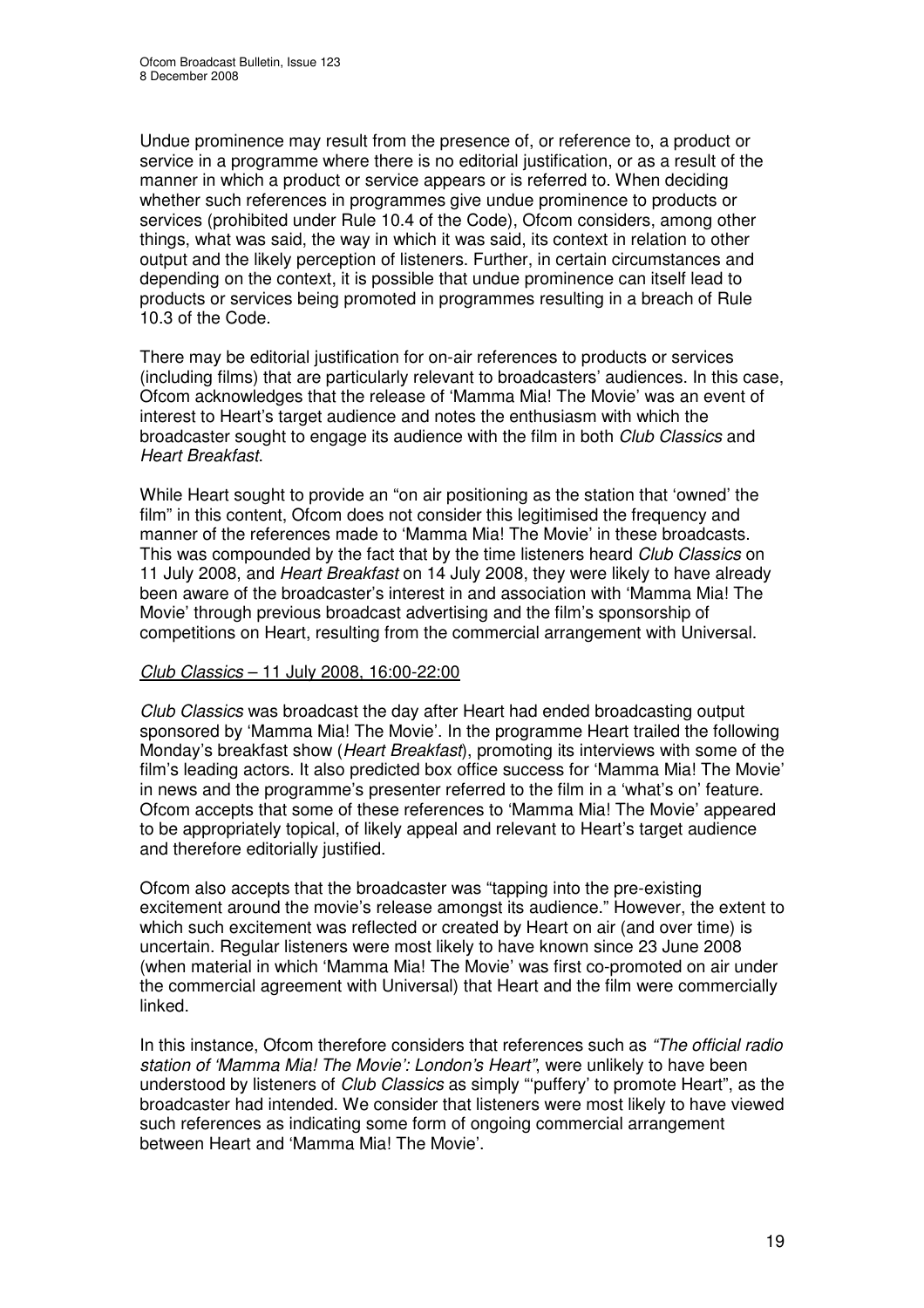Undue prominence may result from the presence of, or reference to, a product or service in a programme where there is no editorial justification, or as a result of the manner in which a product or service appears or is referred to. When deciding whether such references in programmes give undue prominence to products or services (prohibited under Rule 10.4 of the Code), Ofcom considers, among other things, what was said, the way in which it was said, its context in relation to other output and the likely perception of listeners. Further, in certain circumstances and depending on the context, it is possible that undue prominence can itself lead to products or services being promoted in programmes resulting in a breach of Rule 10.3 of the Code.

There may be editorial justification for on-air references to products or services (including films) that are particularly relevant to broadcasters' audiences. In this case, Ofcom acknowledges that the release of 'Mamma Mia! The Movie' was an event of interest to Heart's target audience and notes the enthusiasm with which the broadcaster sought to engage its audience with the film in both *Club Classics* and *Heart Breakfast*.

While Heart sought to provide an "on air positioning as the station that 'owned' the film" in this content, Ofcom does not consider this legitimised the frequency and manner of the references made to 'Mamma Mia! The Movie' in these broadcasts. This was compounded by the fact that by the time listeners heard *Club Classics* on 11 July 2008, and *Heart Breakfast* on 14 July 2008, they were likely to have already been aware of the broadcaster's interest in and association with 'Mamma Mia! The Movie' through previous broadcast advertising and the film's sponsorship of competitions on Heart, resulting from the commercial arrangement with Universal.

*Club Classics* – 11 July 2008, 16:00-22:00

*Club Classics* was broadcast the day after Heart had ended broadcasting output sponsored by 'Mamma Mia! The Movie'. In the programme Heart trailed the following Monday's breakfast show (*Heart Breakfast*), promoting its interviews with some of the film's leading actors. It also predicted box office success for 'Mamma Mia! The Movie' in news and the programme's presenter referred to the film in a 'what's on' feature. Ofcom accepts that some of these references to 'Mamma Mia! The Movie' appeared to be appropriately topical, of likely appeal and relevant to Heart's target audience and therefore editorially justified.

Ofcom also accepts that the broadcaster was "tapping into the pre-existing excitement around the movie's release amongst its audience." However, the extent to which such excitement was reflected or created by Heart on air (and over time) is uncertain. Regular listeners were most likely to have known since 23 June 2008 (when material in which 'Mamma Mia! The Movie' was first co-promoted on air under the commercial agreement with Universal) that Heart and the film were commercially linked.

In this instance, Ofcom therefore considers that references such as *"The official radio station of 'Mamma Mia! The Movie': London's Heart"*, were unlikely to have been understood by listeners of *Club Classics* as simply "'puffery' to promote Heart", as the broadcaster had intended. We consider that listeners were most likely to have viewed such references as indicating some form of ongoing commercial arrangement between Heart and 'Mamma Mia! The Movie'.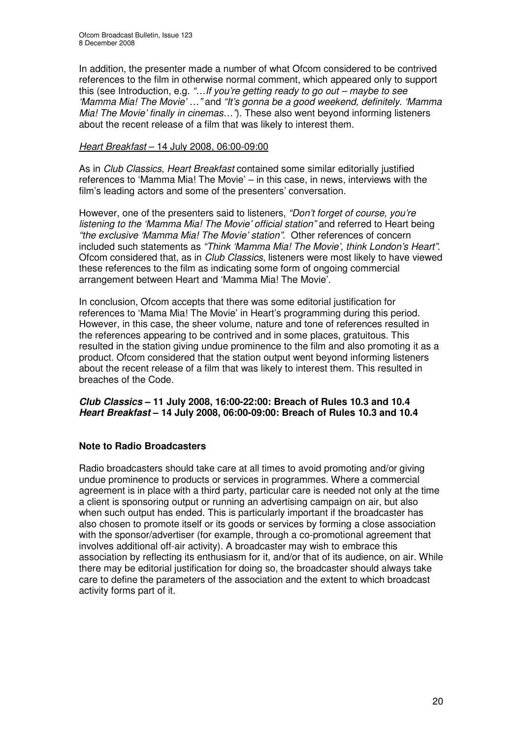In addition, the presenter made a number of what Ofcom considered to be contrived references to the film in otherwise normal comment, which appeared only to support this (see Introduction, e.g. *"…If you're getting ready to go out – maybe to see 'Mamma Mia! The Movie' …"* and *"It's gonna be a good weekend, definitely. 'Mamma Mia! The Movie' finally in cinemas…"*). These also went beyond informing listeners about the recent release of a film that was likely to interest them.

*Heart Breakfast* – 14 July 2008, 06:00-09:00

As in *Club Classics, Heart Breakfast* contained some similar editorially justified references to 'Mamma Mia! The Movie' – in this case, in news, interviews with the film's leading actors and some of the presenters' conversation.

However, one of the presenters said to listeners, *"Don't forget of course, you're listening to the 'Mamma Mia! The Movie' official station"* and referred to Heart being *"the exclusive 'Mamma Mia! The Movie' station"*. Other references of concern included such statements as *"Think 'Mamma Mia! The Movie', think London's Heart"*. Ofcom considered that, as in *Club Classics*, listeners were most likely to have viewed these references to the film as indicating some form of ongoing commercial arrangement between Heart and 'Mamma Mia! The Movie'.

In conclusion, Ofcom accepts that there was some editorial justification for references to 'Mama Mia! The Movie' in Heart's programming during this period. However, in this case, the sheer volume, nature and tone of references resulted in the references appearing to be contrived and in some places, gratuitous. This resulted in the station giving undue prominence to the film and also promoting it as a product. Ofcom considered that the station output went beyond informing listeners about the recent release of a film that was likely to interest them. This resulted in breaches of the Code.

***Club Classics* – 11 July 2008, 16:00-22:00: Breach of Rules 10.3 and 10.4**
***Heart Breakfast* – 14 July 2008, 06:00-09:00: Breach of Rules 10.3 and 10.4**

## Note to Radio Broadcasters

Radio broadcasters should take care at all times to avoid promoting and/or giving undue prominence to products or services in programmes. Where a commercial agreement is in place with a third party, particular care is needed not only at the time a client is sponsoring output or running an advertising campaign on air, but also when such output has ended. This is particularly important if the broadcaster has also chosen to promote itself or its goods or services by forming a close association with the sponsor/advertiser (for example, through a co-promotional agreement that involves additional off-air activity). A broadcaster may wish to embrace this association by reflecting its enthusiasm for it, and/or that of its audience, on air. While there may be editorial justification for doing so, the broadcaster should always take care to define the parameters of the association and the extent to which broadcast activity forms part of it.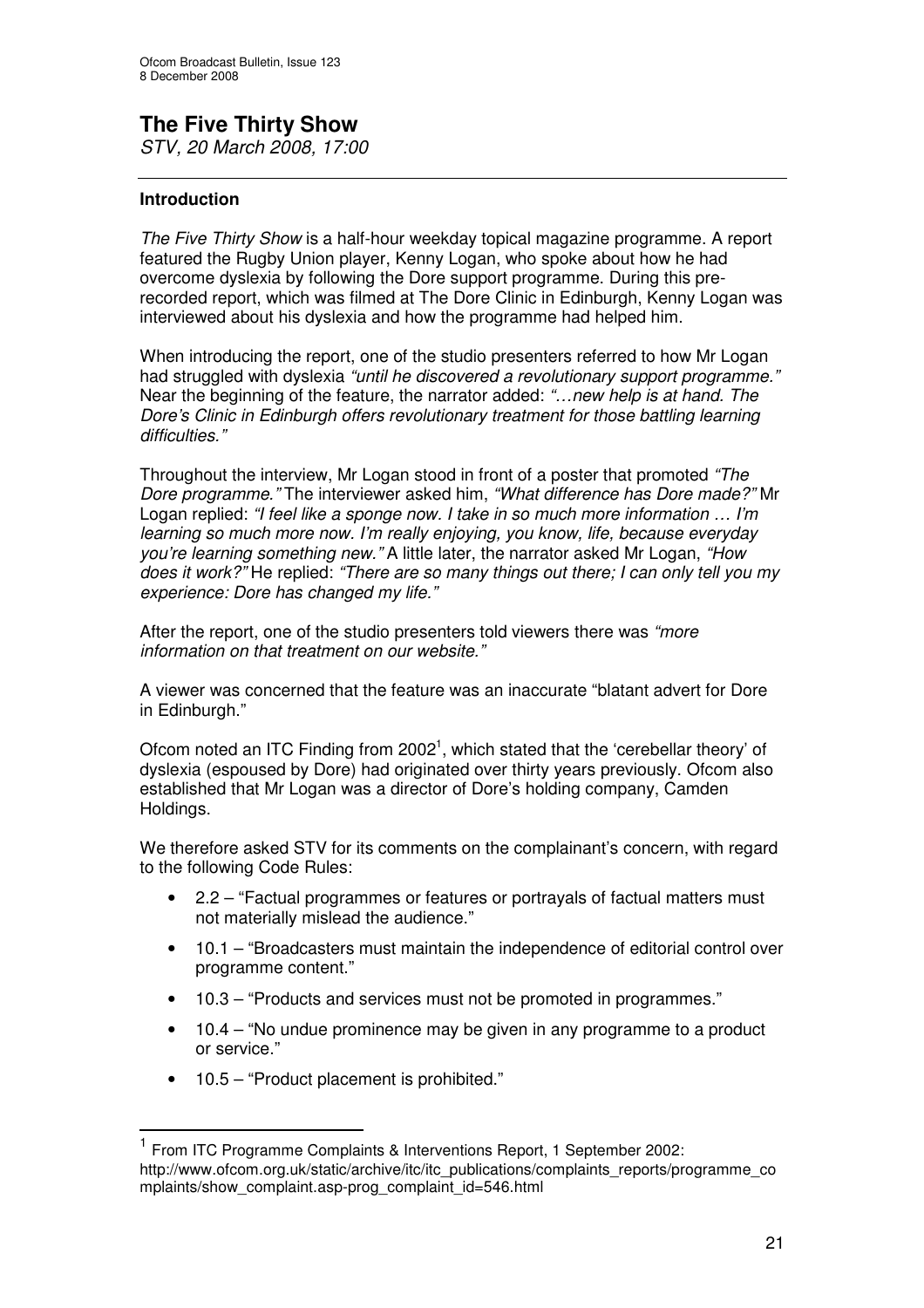# The Five Thirty Show

*STV, 20 March 2008, 17:00*

## Introduction

*The Five Thirty Show* is a half-hour weekday topical magazine programme. A report featured the Rugby Union player, Kenny Logan, who spoke about how he had overcome dyslexia by following the Dore support programme. During this pre-recorded report, which was filmed at The Dore Clinic in Edinburgh, Kenny Logan was interviewed about his dyslexia and how the programme had helped him.

When introducing the report, one of the studio presenters referred to how Mr Logan had struggled with dyslexia *"until he discovered a revolutionary support programme."* Near the beginning of the feature, the narrator added: *"…new help is at hand. The Dore's Clinic in Edinburgh offers revolutionary treatment for those battling learning difficulties."*

Throughout the interview, Mr Logan stood in front of a poster that promoted *"The Dore programme."* The interviewer asked him, *"What difference has Dore made?"* Mr Logan replied: *"I feel like a sponge now. I take in so much more information … I'm learning so much more now. I'm really enjoying, you know, life, because everyday you're learning something new."* A little later, the narrator asked Mr Logan, *"How does it work?"* He replied: *"There are so many things out there; I can only tell you my experience: Dore has changed my life."*

After the report, one of the studio presenters told viewers there was *"more information on that treatment on our website."*

A viewer was concerned that the feature was an inaccurate "blatant advert for Dore in Edinburgh."

Ofcom noted an ITC Finding from 2002[1], which stated that the 'cerebellar theory' of dyslexia (espoused by Dore) had originated over thirty years previously. Ofcom also established that Mr Logan was a director of Dore's holding company, Camden Holdings.

We therefore asked STV for its comments on the complainant's concern, with regard to the following Code Rules:

- 2.2 – "Factual programmes or features or portrayals of factual matters must not materially mislead the audience."
- 10.1 – "Broadcasters must maintain the independence of editorial control over programme content."
- 10.3 – "Products and services must not be promoted in programmes."
- 10.4 – "No undue prominence may be given in any programme to a product or service."
- 10.5 – "Product placement is prohibited."

[1] From ITC Programme Complaints & Interventions Report, 1 September 2002: http://www.ofcom.org.uk/static/archive/itc/itc_publications/complaints_reports/programme_complaints/show_complaint.asp-prog_complaint_id=546.html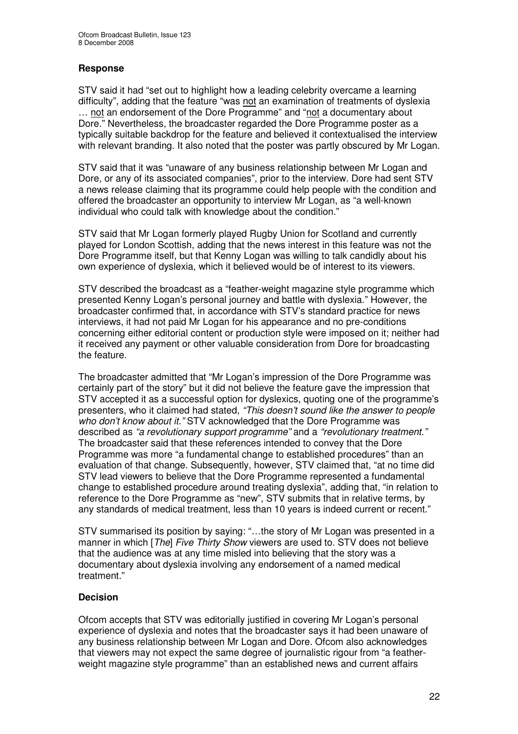## Response

STV said it had "set out to highlight how a leading celebrity overcame a learning difficulty", adding that the feature "was not an examination of treatments of dyslexia … not an endorsement of the Dore Programme" and "not a documentary about Dore." Nevertheless, the broadcaster regarded the Dore Programme poster as a typically suitable backdrop for the feature and believed it contextualised the interview with relevant branding. It also noted that the poster was partly obscured by Mr Logan.

STV said that it was "unaware of any business relationship between Mr Logan and Dore, or any of its associated companies", prior to the interview. Dore had sent STV a news release claiming that its programme could help people with the condition and offered the broadcaster an opportunity to interview Mr Logan, as "a well-known individual who could talk with knowledge about the condition."

STV said that Mr Logan formerly played Rugby Union for Scotland and currently played for London Scottish, adding that the news interest in this feature was not the Dore Programme itself, but that Kenny Logan was willing to talk candidly about his own experience of dyslexia, which it believed would be of interest to its viewers.

STV described the broadcast as a "feather-weight magazine style programme which presented Kenny Logan's personal journey and battle with dyslexia." However, the broadcaster confirmed that, in accordance with STV's standard practice for news interviews, it had not paid Mr Logan for his appearance and no pre-conditions concerning either editorial content or production style were imposed on it; neither had it received any payment or other valuable consideration from Dore for broadcasting the feature.

The broadcaster admitted that "Mr Logan's impression of the Dore Programme was certainly part of the story" but it did not believe the feature gave the impression that STV accepted it as a successful option for dyslexics, quoting one of the programme's presenters, who it claimed had stated, *"This doesn't sound like the answer to people who don't know about it."* STV acknowledged that the Dore Programme was described as *"a revolutionary support programme"* and a *"revolutionary treatment."* The broadcaster said that these references intended to convey that the Dore Programme was more "a fundamental change to established procedures" than an evaluation of that change. Subsequently, however, STV claimed that, "at no time did STV lead viewers to believe that the Dore Programme represented a fundamental change to established procedure around treating dyslexia", adding that, "in relation to reference to the Dore Programme as "new", STV submits that in relative terms, by any standards of medical treatment, less than 10 years is indeed current or recent."

STV summarised its position by saying: "…the story of Mr Logan was presented in a manner in which [*The*] *Five Thirty Show* viewers are used to. STV does not believe that the audience was at any time misled into believing that the story was a documentary about dyslexia involving any endorsement of a named medical treatment."

## Decision

Ofcom accepts that STV was editorially justified in covering Mr Logan's personal experience of dyslexia and notes that the broadcaster says it had been unaware of any business relationship between Mr Logan and Dore. Ofcom also acknowledges that viewers may not expect the same degree of journalistic rigour from "a feather-weight magazine style programme" than an established news and current affairs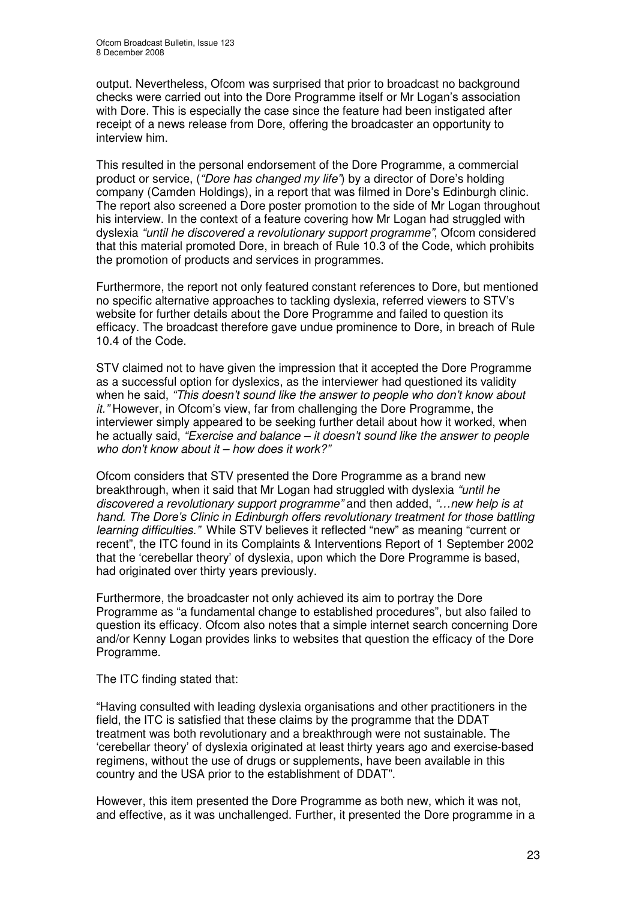output. Nevertheless, Ofcom was surprised that prior to broadcast no background checks were carried out into the Dore Programme itself or Mr Logan's association with Dore. This is especially the case since the feature had been instigated after receipt of a news release from Dore, offering the broadcaster an opportunity to interview him.

This resulted in the personal endorsement of the Dore Programme, a commercial product or service, (*"Dore has changed my life"*) by a director of Dore's holding company (Camden Holdings), in a report that was filmed in Dore's Edinburgh clinic. The report also screened a Dore poster promotion to the side of Mr Logan throughout his interview. In the context of a feature covering how Mr Logan had struggled with dyslexia *"until he discovered a revolutionary support programme"*, Ofcom considered that this material promoted Dore, in breach of Rule 10.3 of the Code, which prohibits the promotion of products and services in programmes.

Furthermore, the report not only featured constant references to Dore, but mentioned no specific alternative approaches to tackling dyslexia, referred viewers to STV's website for further details about the Dore Programme and failed to question its efficacy. The broadcast therefore gave undue prominence to Dore, in breach of Rule 10.4 of the Code.

STV claimed not to have given the impression that it accepted the Dore Programme as a successful option for dyslexics, as the interviewer had questioned its validity when he said, *"This doesn't sound like the answer to people who don't know about it."* However, in Ofcom's view, far from challenging the Dore Programme, the interviewer simply appeared to be seeking further detail about how it worked, when he actually said, *"Exercise and balance – it doesn't sound like the answer to people who don't know about it – how does it work?"*

Ofcom considers that STV presented the Dore Programme as a brand new breakthrough, when it said that Mr Logan had struggled with dyslexia *"until he discovered a revolutionary support programme"* and then added, *"…new help is at hand. The Dore's Clinic in Edinburgh offers revolutionary treatment for those battling learning difficulties."* While STV believes it reflected "new" as meaning "current or recent", the ITC found in its Complaints & Interventions Report of 1 September 2002 that the 'cerebellar theory' of dyslexia, upon which the Dore Programme is based, had originated over thirty years previously.

Furthermore, the broadcaster not only achieved its aim to portray the Dore Programme as "a fundamental change to established procedures", but also failed to question its efficacy. Ofcom also notes that a simple internet search concerning Dore and/or Kenny Logan provides links to websites that question the efficacy of the Dore Programme.

The ITC finding stated that:

"Having consulted with leading dyslexia organisations and other practitioners in the field, the ITC is satisfied that these claims by the programme that the DDAT treatment was both revolutionary and a breakthrough were not sustainable. The 'cerebellar theory' of dyslexia originated at least thirty years ago and exercise-based regimens, without the use of drugs or supplements, have been available in this country and the USA prior to the establishment of DDAT".

However, this item presented the Dore Programme as both new, which it was not, and effective, as it was unchallenged. Further, it presented the Dore programme in a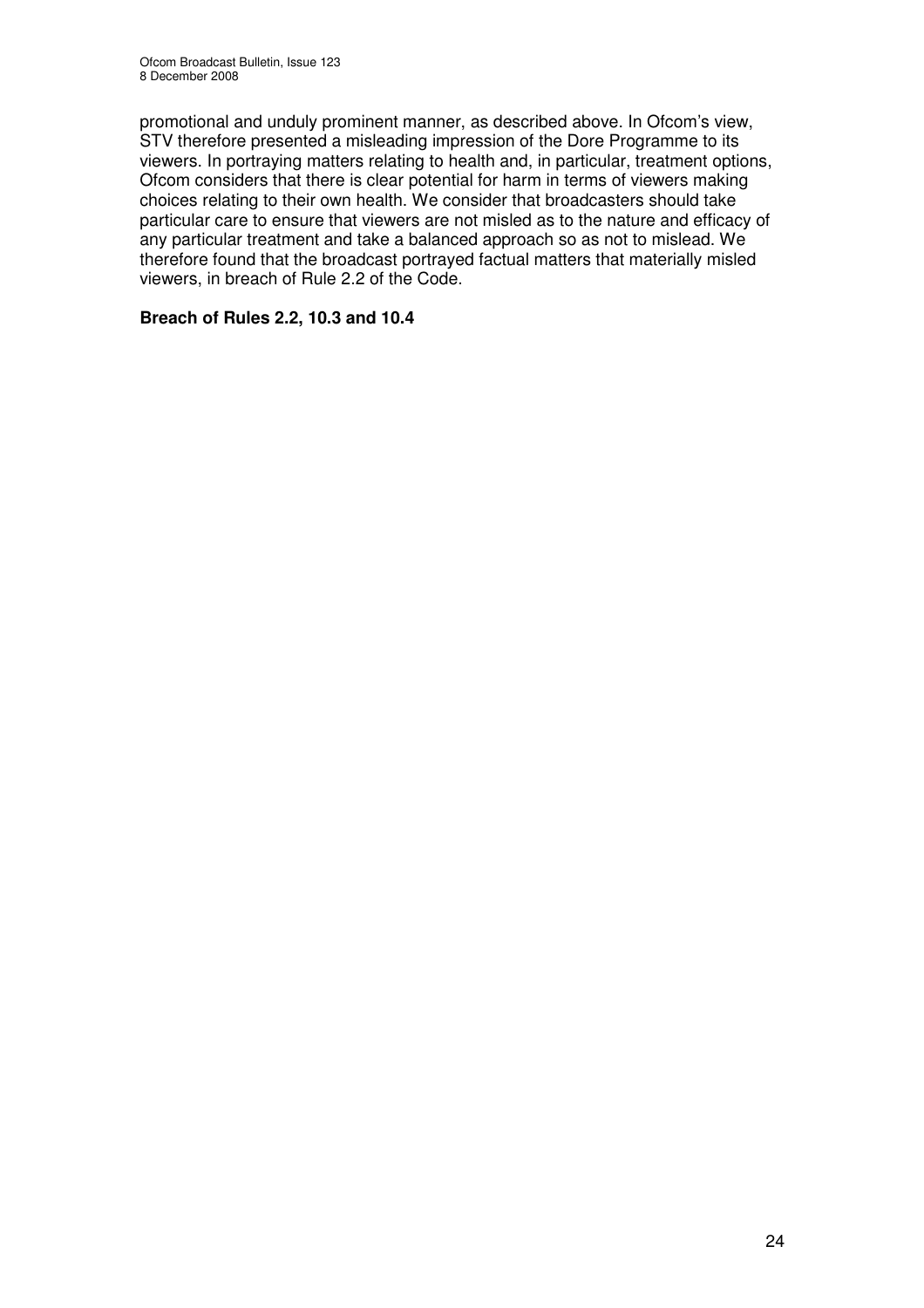promotional and unduly prominent manner, as described above. In Ofcom's view, STV therefore presented a misleading impression of the Dore Programme to its viewers. In portraying matters relating to health and, in particular, treatment options, Ofcom considers that there is clear potential for harm in terms of viewers making choices relating to their own health. We consider that broadcasters should take particular care to ensure that viewers are not misled as to the nature and efficacy of any particular treatment and take a balanced approach so as not to mislead. We therefore found that the broadcast portrayed factual matters that materially misled viewers, in breach of Rule 2.2 of the Code.

**Breach of Rules 2.2, 10.3 and 10.4**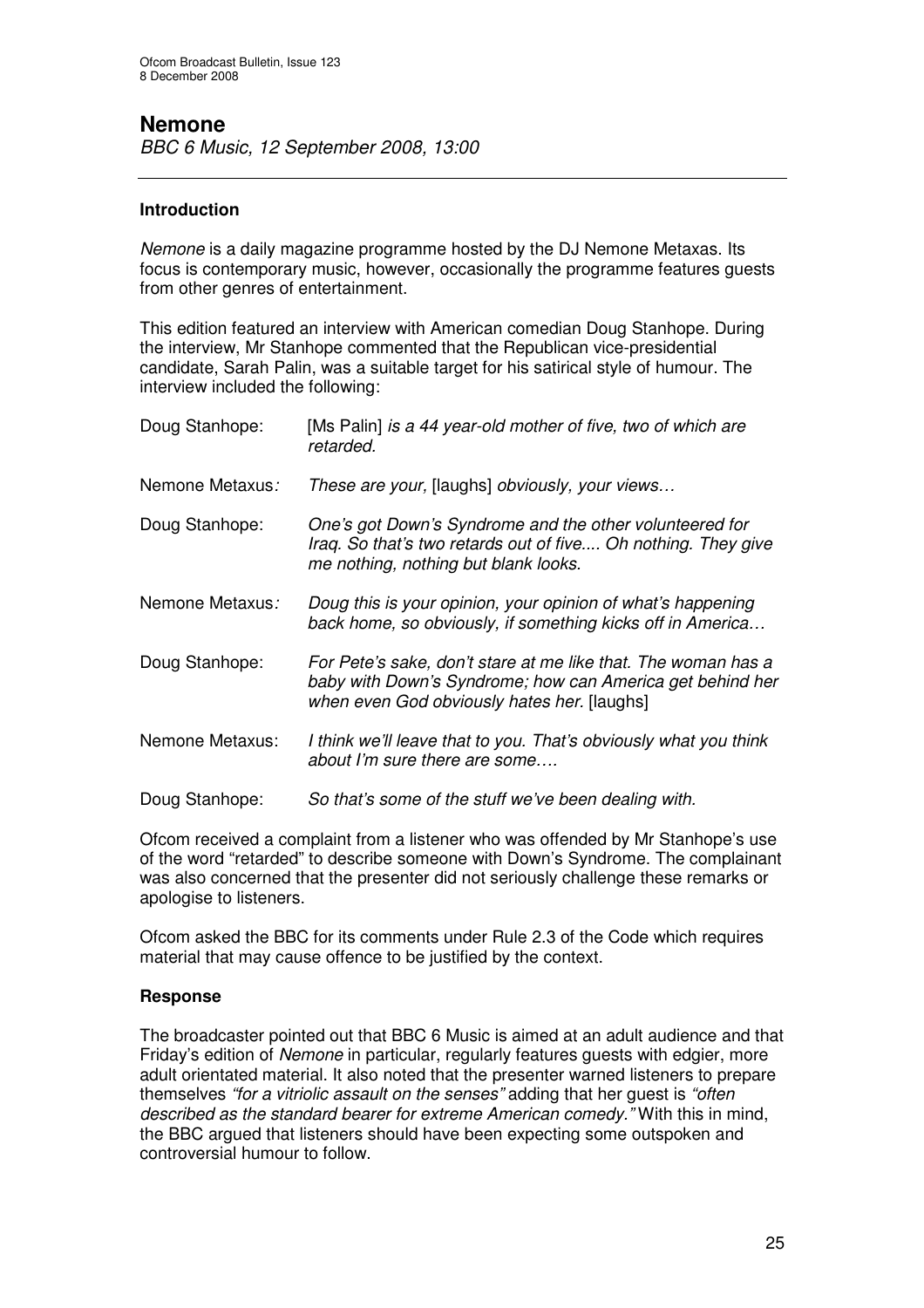## Nemone

*BBC 6 Music, 12 September 2008, 13:00*

---

### Introduction

*Nemone* is a daily magazine programme hosted by the DJ Nemone Metaxas. Its focus is contemporary music, however, occasionally the programme features guests from other genres of entertainment.

This edition featured an interview with American comedian Doug Stanhope. During the interview, Mr Stanhope commented that the Republican vice-presidential candidate, Sarah Palin, was a suitable target for his satirical style of humour. The interview included the following:

| | |
|---|---|
| Doug Stanhope: | [Ms Palin] *is a 44 year-old mother of five, two of which are retarded.* |
| Nemone Metaxus*:* | *These are your,* [laughs] *obviously, your views…* |
| Doug Stanhope: | *One's got Down's Syndrome and the other volunteered for Iraq. So that's two retards out of five.... Oh nothing. They give me nothing, nothing but blank looks.* |
| Nemone Metaxus*:* | *Doug this is your opinion, your opinion of what's happening back home, so obviously, if something kicks off in America…* |
| Doug Stanhope: | *For Pete's sake, don't stare at me like that. The woman has a baby with Down's Syndrome; how can America get behind her when even God obviously hates her.* [laughs] |
| Nemone Metaxus: | *I think we'll leave that to you. That's obviously what you think about I'm sure there are some….* |
| Doug Stanhope: | *So that's some of the stuff we've been dealing with.* |

Ofcom received a complaint from a listener who was offended by Mr Stanhope's use of the word "retarded" to describe someone with Down's Syndrome. The complainant was also concerned that the presenter did not seriously challenge these remarks or apologise to listeners.

Ofcom asked the BBC for its comments under Rule 2.3 of the Code which requires material that may cause offence to be justified by the context.

### Response

The broadcaster pointed out that BBC 6 Music is aimed at an adult audience and that Friday's edition of *Nemone* in particular, regularly features guests with edgier, more adult orientated material. It also noted that the presenter warned listeners to prepare themselves *"for a vitriolic assault on the senses"* adding that her guest is *"often described as the standard bearer for extreme American comedy."* With this in mind, the BBC argued that listeners should have been expecting some outspoken and controversial humour to follow.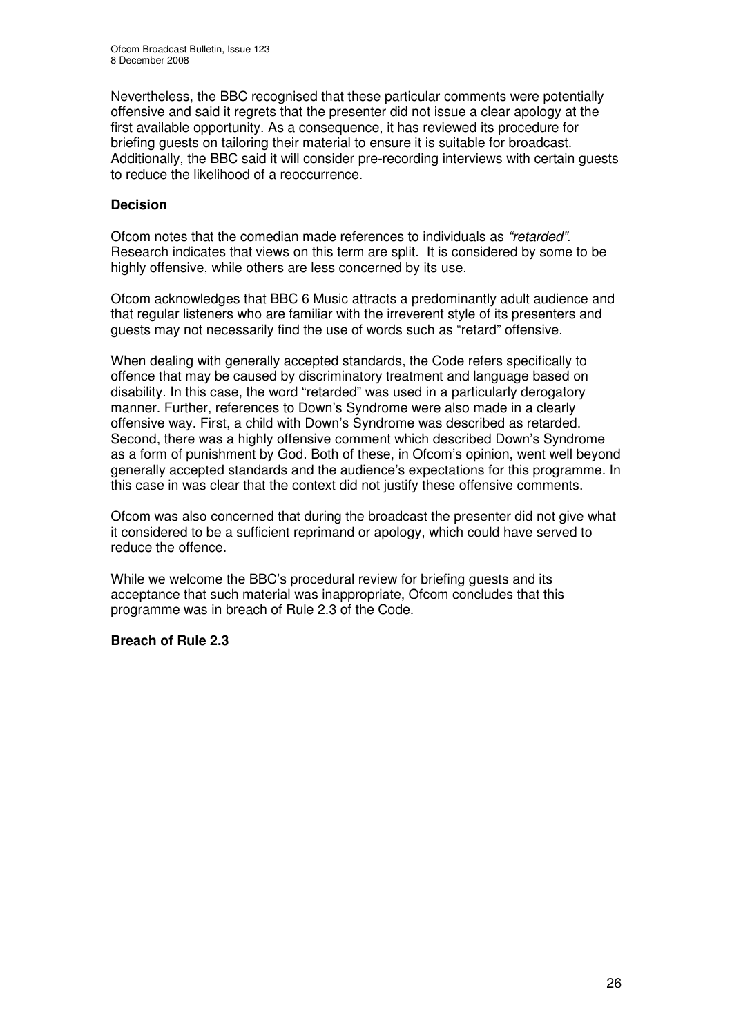Nevertheless, the BBC recognised that these particular comments were potentially offensive and said it regrets that the presenter did not issue a clear apology at the first available opportunity. As a consequence, it has reviewed its procedure for briefing guests on tailoring their material to ensure it is suitable for broadcast. Additionally, the BBC said it will consider pre-recording interviews with certain guests to reduce the likelihood of a reoccurrence.

**Decision**

Ofcom notes that the comedian made references to individuals as *"retarded"*. Research indicates that views on this term are split. It is considered by some to be highly offensive, while others are less concerned by its use.

Ofcom acknowledges that BBC 6 Music attracts a predominantly adult audience and that regular listeners who are familiar with the irreverent style of its presenters and guests may not necessarily find the use of words such as "retard" offensive.

When dealing with generally accepted standards, the Code refers specifically to offence that may be caused by discriminatory treatment and language based on disability. In this case, the word "retarded" was used in a particularly derogatory manner. Further, references to Down's Syndrome were also made in a clearly offensive way. First, a child with Down's Syndrome was described as retarded. Second, there was a highly offensive comment which described Down's Syndrome as a form of punishment by God. Both of these, in Ofcom's opinion, went well beyond generally accepted standards and the audience's expectations for this programme. In this case in was clear that the context did not justify these offensive comments.

Ofcom was also concerned that during the broadcast the presenter did not give what it considered to be a sufficient reprimand or apology, which could have served to reduce the offence.

While we welcome the BBC's procedural review for briefing guests and its acceptance that such material was inappropriate, Ofcom concludes that this programme was in breach of Rule 2.3 of the Code.

**Breach of Rule 2.3**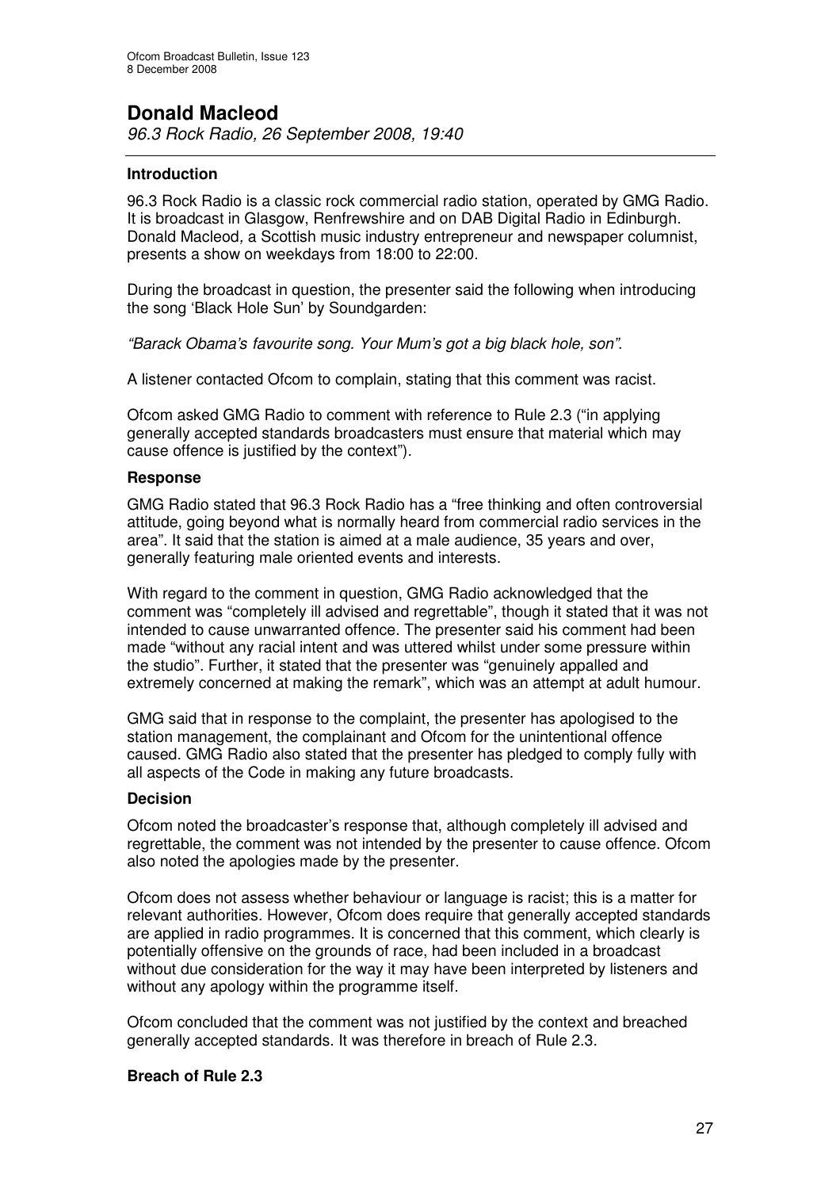# Donald Macleod

*96.3 Rock Radio, 26 September 2008, 19:40*

### Introduction

96.3 Rock Radio is a classic rock commercial radio station, operated by GMG Radio. It is broadcast in Glasgow, Renfrewshire and on DAB Digital Radio in Edinburgh. Donald Macleod, a Scottish music industry entrepreneur and newspaper columnist, presents a show on weekdays from 18:00 to 22:00.

During the broadcast in question, the presenter said the following when introducing the song 'Black Hole Sun' by Soundgarden:

*"Barack Obama's favourite song. Your Mum's got a big black hole, son".*

A listener contacted Ofcom to complain, stating that this comment was racist.

Ofcom asked GMG Radio to comment with reference to Rule 2.3 ("in applying generally accepted standards broadcasters must ensure that material which may cause offence is justified by the context").

### Response

GMG Radio stated that 96.3 Rock Radio has a "free thinking and often controversial attitude, going beyond what is normally heard from commercial radio services in the area". It said that the station is aimed at a male audience, 35 years and over, generally featuring male oriented events and interests.

With regard to the comment in question, GMG Radio acknowledged that the comment was "completely ill advised and regrettable", though it stated that it was not intended to cause unwarranted offence. The presenter said his comment had been made "without any racial intent and was uttered whilst under some pressure within the studio". Further, it stated that the presenter was "genuinely appalled and extremely concerned at making the remark", which was an attempt at adult humour.

GMG said that in response to the complaint, the presenter has apologised to the station management, the complainant and Ofcom for the unintentional offence caused. GMG Radio also stated that the presenter has pledged to comply fully with all aspects of the Code in making any future broadcasts.

### Decision

Ofcom noted the broadcaster's response that, although completely ill advised and regrettable, the comment was not intended by the presenter to cause offence. Ofcom also noted the apologies made by the presenter.

Ofcom does not assess whether behaviour or language is racist; this is a matter for relevant authorities. However, Ofcom does require that generally accepted standards are applied in radio programmes. It is concerned that this comment, which clearly is potentially offensive on the grounds of race, had been included in a broadcast without due consideration for the way it may have been interpreted by listeners and without any apology within the programme itself.

Ofcom concluded that the comment was not justified by the context and breached generally accepted standards. It was therefore in breach of Rule 2.3.

### Breach of Rule 2.3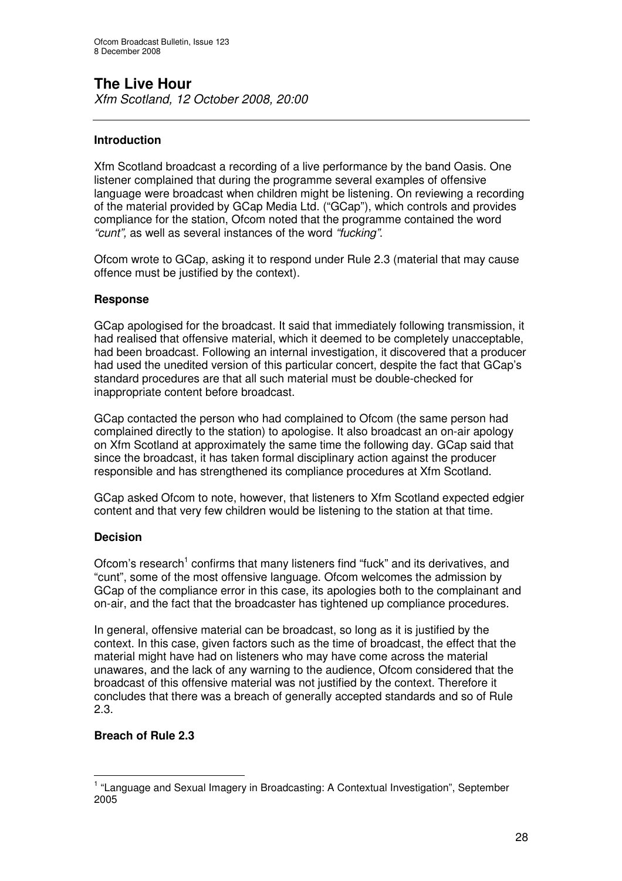## The Live Hour

*Xfm Scotland, 12 October 2008, 20:00*

---

### Introduction

Xfm Scotland broadcast a recording of a live performance by the band Oasis. One listener complained that during the programme several examples of offensive language were broadcast when children might be listening. On reviewing a recording of the material provided by GCap Media Ltd. ("GCap"), which controls and provides compliance for the station, Ofcom noted that the programme contained the word *"cunt"*, as well as several instances of the word *"fucking"*.

Ofcom wrote to GCap, asking it to respond under Rule 2.3 (material that may cause offence must be justified by the context).

### Response

GCap apologised for the broadcast. It said that immediately following transmission, it had realised that offensive material, which it deemed to be completely unacceptable, had been broadcast. Following an internal investigation, it discovered that a producer had used the unedited version of this particular concert, despite the fact that GCap's standard procedures are that all such material must be double-checked for inappropriate content before broadcast.

GCap contacted the person who had complained to Ofcom (the same person had complained directly to the station) to apologise. It also broadcast an on-air apology on Xfm Scotland at approximately the same time the following day. GCap said that since the broadcast, it has taken formal disciplinary action against the producer responsible and has strengthened its compliance procedures at Xfm Scotland.

GCap asked Ofcom to note, however, that listeners to Xfm Scotland expected edgier content and that very few children would be listening to the station at that time.

### Decision

Ofcom's research[1] confirms that many listeners find "fuck" and its derivatives, and "cunt", some of the most offensive language. Ofcom welcomes the admission by GCap of the compliance error in this case, its apologies both to the complainant and on-air, and the fact that the broadcaster has tightened up compliance procedures.

In general, offensive material can be broadcast, so long as it is justified by the context. In this case, given factors such as the time of broadcast, the effect that the material might have had on listeners who may have come across the material unawares, and the lack of any warning to the audience, Ofcom considered that the broadcast of this offensive material was not justified by the context. Therefore it concludes that there was a breach of generally accepted standards and so of Rule 2.3.

### Breach of Rule 2.3

---

[1] "Language and Sexual Imagery in Broadcasting: A Contextual Investigation", September 2005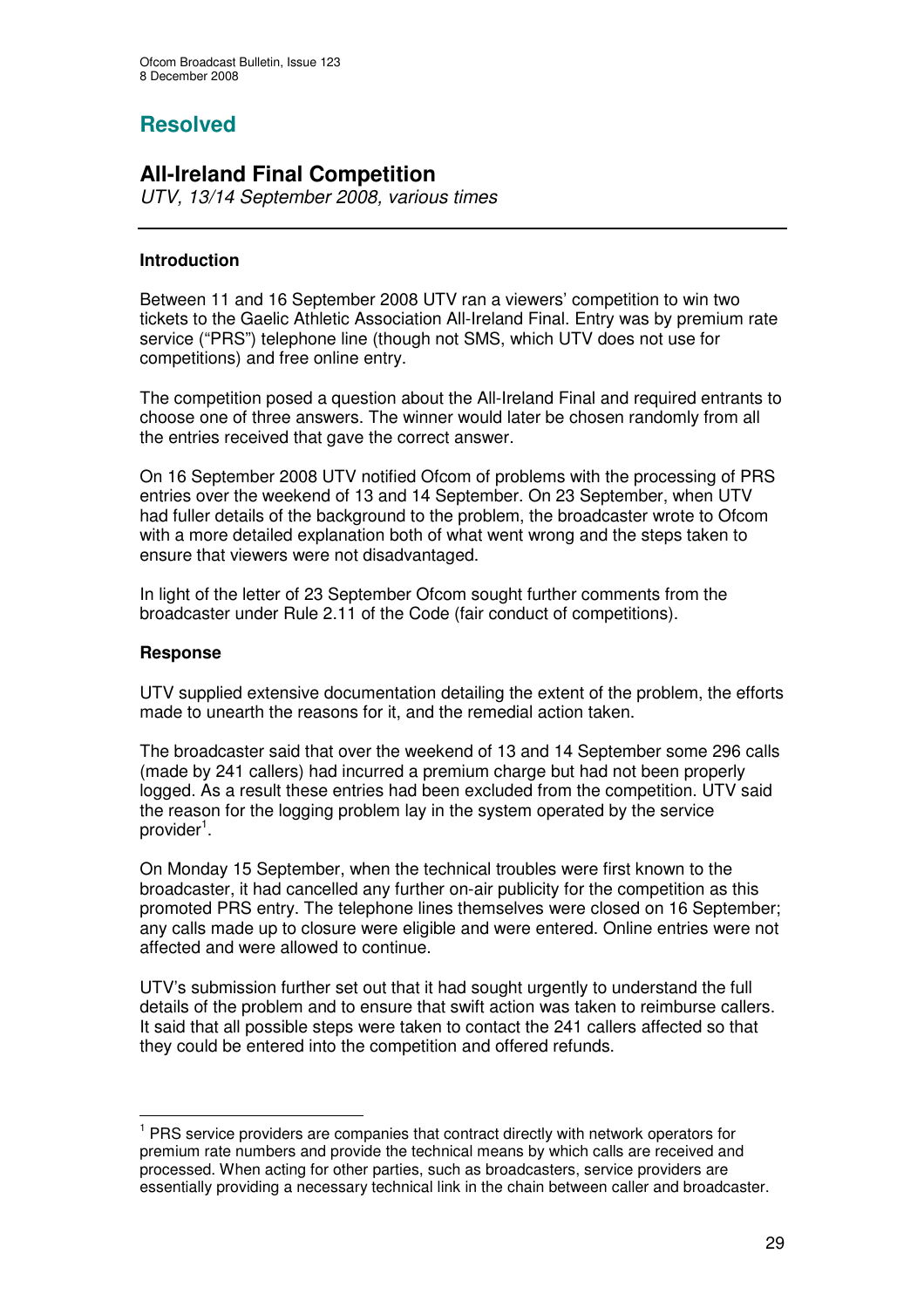## Resolved

## All-Ireland Final Competition

*UTV, 13/14 September 2008, various times*

---

### Introduction

Between 11 and 16 September 2008 UTV ran a viewers' competition to win two tickets to the Gaelic Athletic Association All-Ireland Final. Entry was by premium rate service ("PRS") telephone line (though not SMS, which UTV does not use for competitions) and free online entry.

The competition posed a question about the All-Ireland Final and required entrants to choose one of three answers. The winner would later be chosen randomly from all the entries received that gave the correct answer.

On 16 September 2008 UTV notified Ofcom of problems with the processing of PRS entries over the weekend of 13 and 14 September. On 23 September, when UTV had fuller details of the background to the problem, the broadcaster wrote to Ofcom with a more detailed explanation both of what went wrong and the steps taken to ensure that viewers were not disadvantaged.

In light of the letter of 23 September Ofcom sought further comments from the broadcaster under Rule 2.11 of the Code (fair conduct of competitions).

### Response

UTV supplied extensive documentation detailing the extent of the problem, the efforts made to unearth the reasons for it, and the remedial action taken.

The broadcaster said that over the weekend of 13 and 14 September some 296 calls (made by 241 callers) had incurred a premium charge but had not been properly logged. As a result these entries had been excluded from the competition. UTV said the reason for the logging problem lay in the system operated by the service provider[1].

On Monday 15 September, when the technical troubles were first known to the broadcaster, it had cancelled any further on-air publicity for the competition as this promoted PRS entry. The telephone lines themselves were closed on 16 September; any calls made up to closure were eligible and were entered. Online entries were not affected and were allowed to continue.

UTV's submission further set out that it had sought urgently to understand the full details of the problem and to ensure that swift action was taken to reimburse callers. It said that all possible steps were taken to contact the 241 callers affected so that they could be entered into the competition and offered refunds.

---

[1] PRS service providers are companies that contract directly with network operators for premium rate numbers and provide the technical means by which calls are received and processed. When acting for other parties, such as broadcasters, service providers are essentially providing a necessary technical link in the chain between caller and broadcaster.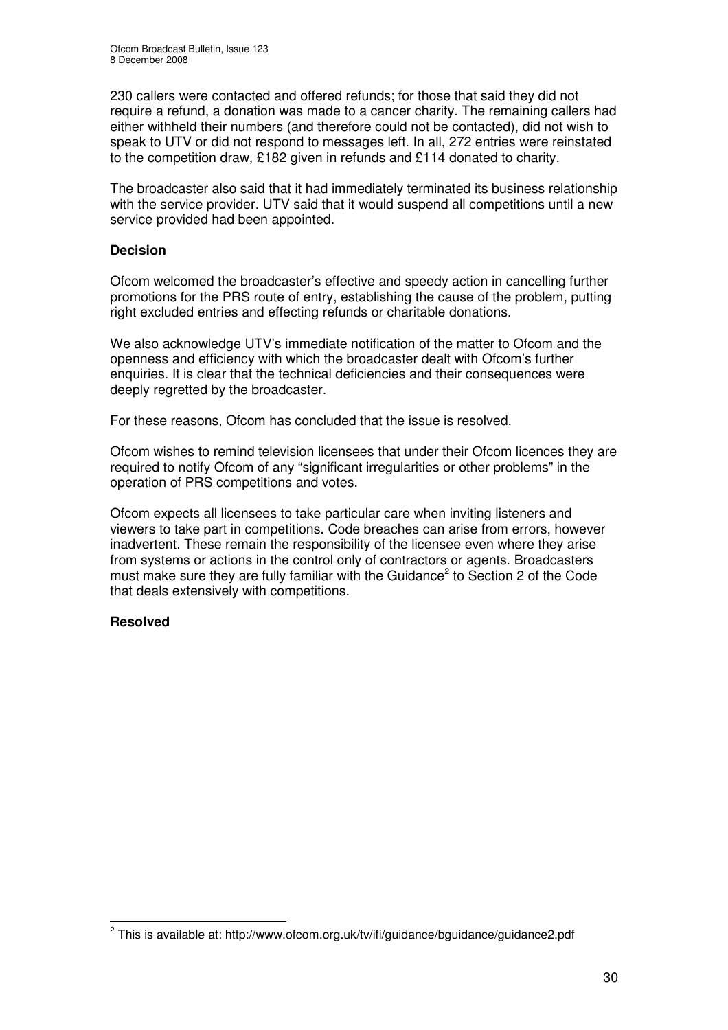230 callers were contacted and offered refunds; for those that said they did not require a refund, a donation was made to a cancer charity. The remaining callers had either withheld their numbers (and therefore could not be contacted), did not wish to speak to UTV or did not respond to messages left. In all, 272 entries were reinstated to the competition draw, £182 given in refunds and £114 donated to charity.

The broadcaster also said that it had immediately terminated its business relationship with the service provider. UTV said that it would suspend all competitions until a new service provided had been appointed.

**Decision**

Ofcom welcomed the broadcaster's effective and speedy action in cancelling further promotions for the PRS route of entry, establishing the cause of the problem, putting right excluded entries and effecting refunds or charitable donations.

We also acknowledge UTV's immediate notification of the matter to Ofcom and the openness and efficiency with which the broadcaster dealt with Ofcom's further enquiries. It is clear that the technical deficiencies and their consequences were deeply regretted by the broadcaster.

For these reasons, Ofcom has concluded that the issue is resolved.

Ofcom wishes to remind television licensees that under their Ofcom licences they are required to notify Ofcom of any "significant irregularities or other problems" in the operation of PRS competitions and votes.

Ofcom expects all licensees to take particular care when inviting listeners and viewers to take part in competitions. Code breaches can arise from errors, however inadvertent. These remain the responsibility of the licensee even where they arise from systems or actions in the control only of contractors or agents. Broadcasters must make sure they are fully familiar with the Guidance[2] to Section 2 of the Code that deals extensively with competitions.

**Resolved**

---

[2] This is available at: http://www.ofcom.org.uk/tv/ifi/guidance/bguidance/guidance2.pdf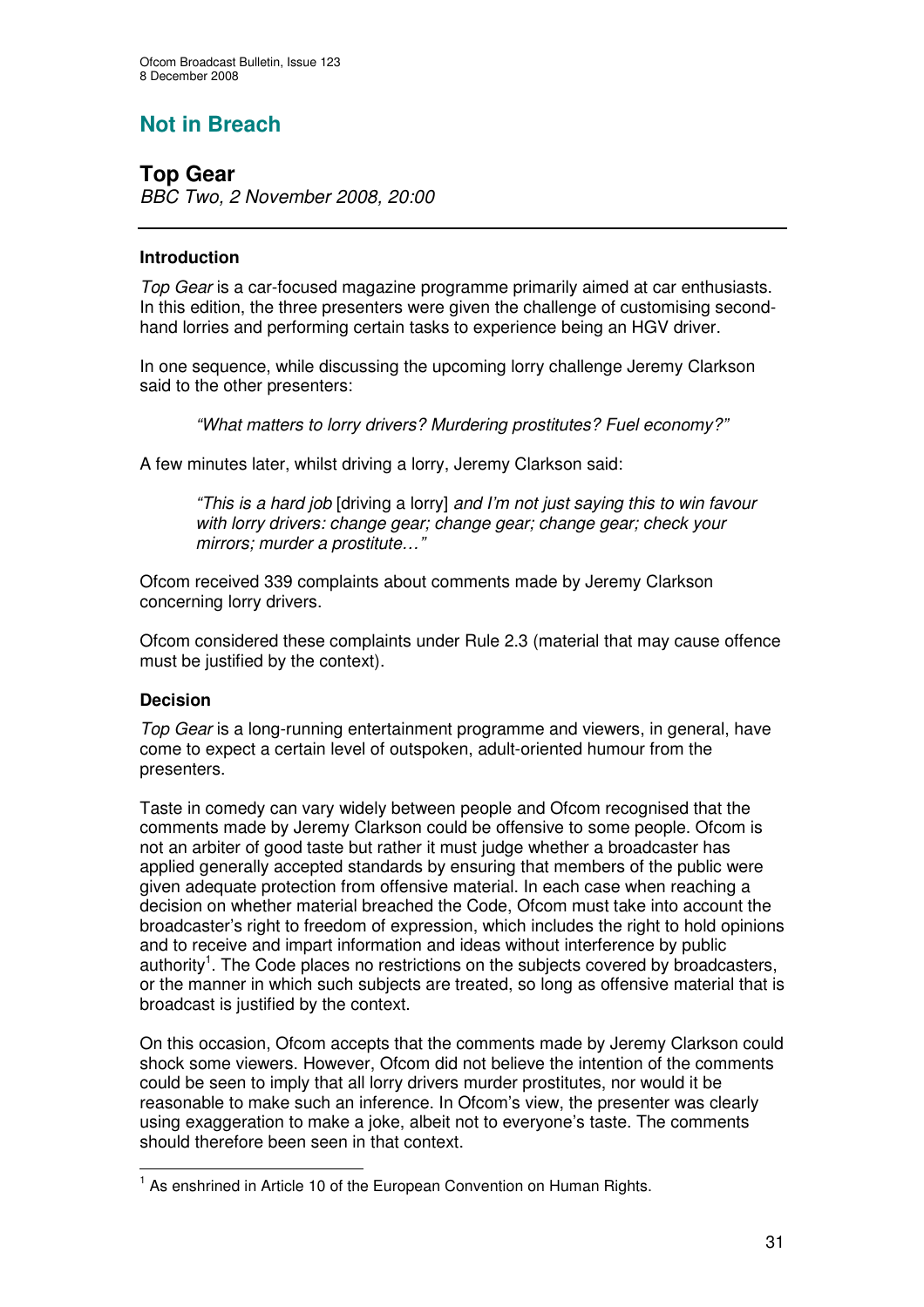## Not in Breach

### Top Gear

*BBC Two, 2 November 2008, 20:00*

---

#### Introduction

*Top Gear* is a car-focused magazine programme primarily aimed at car enthusiasts. In this edition, the three presenters were given the challenge of customising second-hand lorries and performing certain tasks to experience being an HGV driver.

In one sequence, while discussing the upcoming lorry challenge Jeremy Clarkson said to the other presenters:

> *"What matters to lorry drivers? Murdering prostitutes? Fuel economy?"*

A few minutes later, whilst driving a lorry, Jeremy Clarkson said:

> *"This is a hard job* [driving a lorry] *and I'm not just saying this to win favour with lorry drivers: change gear; change gear; change gear; check your mirrors; murder a prostitute…"*

Ofcom received 339 complaints about comments made by Jeremy Clarkson concerning lorry drivers.

Ofcom considered these complaints under Rule 2.3 (material that may cause offence must be justified by the context).

#### Decision

*Top Gear* is a long-running entertainment programme and viewers, in general, have come to expect a certain level of outspoken, adult-oriented humour from the presenters.

Taste in comedy can vary widely between people and Ofcom recognised that the comments made by Jeremy Clarkson could be offensive to some people. Ofcom is not an arbiter of good taste but rather it must judge whether a broadcaster has applied generally accepted standards by ensuring that members of the public were given adequate protection from offensive material. In each case when reaching a decision on whether material breached the Code, Ofcom must take into account the broadcaster's right to freedom of expression, which includes the right to hold opinions and to receive and impart information and ideas without interference by public authority[1]. The Code places no restrictions on the subjects covered by broadcasters, or the manner in which such subjects are treated, so long as offensive material that is broadcast is justified by the context.

On this occasion, Ofcom accepts that the comments made by Jeremy Clarkson could shock some viewers. However, Ofcom did not believe the intention of the comments could be seen to imply that all lorry drivers murder prostitutes, nor would it be reasonable to make such an inference. In Ofcom's view, the presenter was clearly using exaggeration to make a joke, albeit not to everyone's taste. The comments should therefore been seen in that context.

---

[1] As enshrined in Article 10 of the European Convention on Human Rights.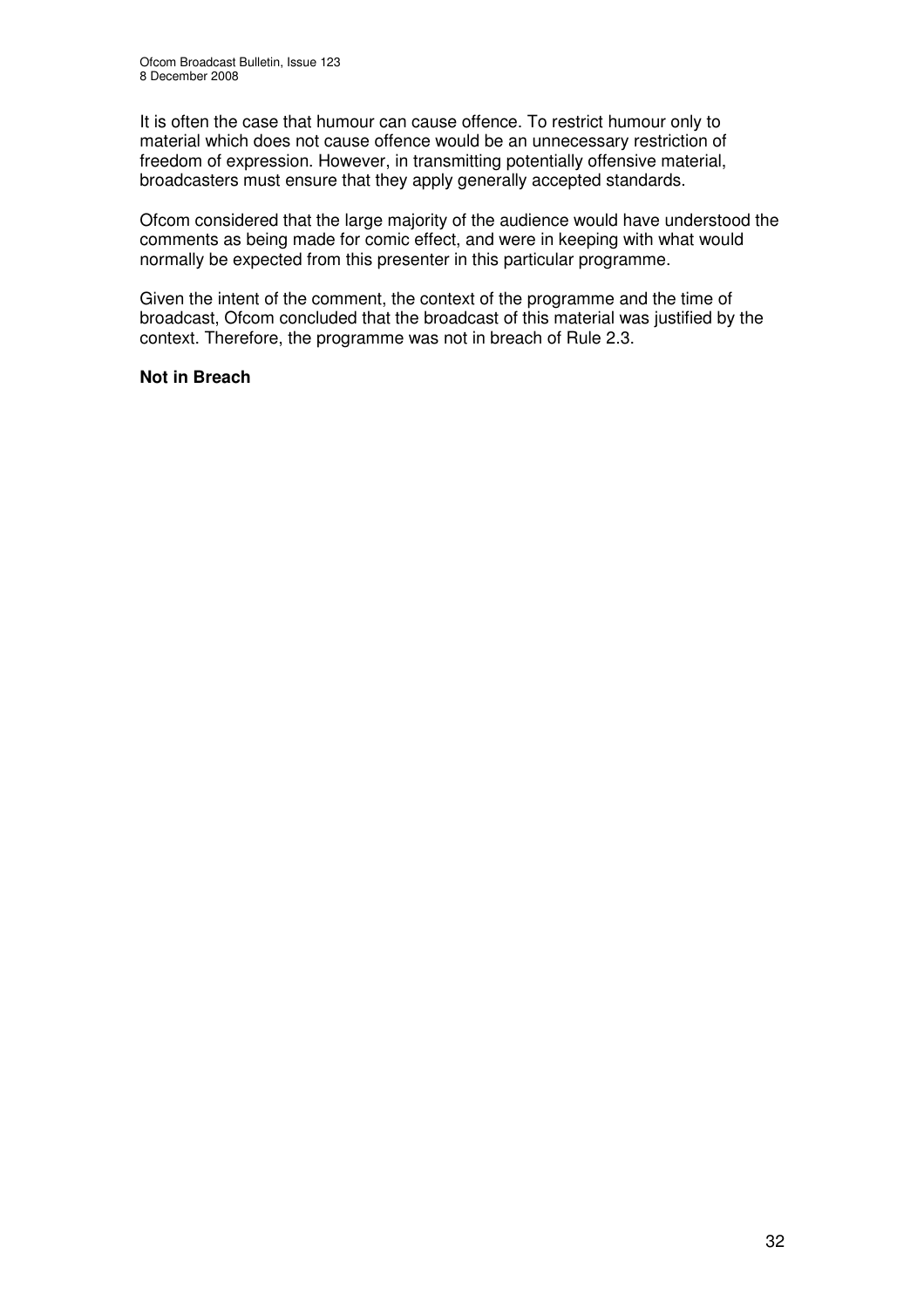It is often the case that humour can cause offence. To restrict humour only to material which does not cause offence would be an unnecessary restriction of freedom of expression. However, in transmitting potentially offensive material, broadcasters must ensure that they apply generally accepted standards.

Ofcom considered that the large majority of the audience would have understood the comments as being made for comic effect, and were in keeping with what would normally be expected from this presenter in this particular programme.

Given the intent of the comment, the context of the programme and the time of broadcast, Ofcom concluded that the broadcast of this material was justified by the context. Therefore, the programme was not in breach of Rule 2.3.

**Not in Breach**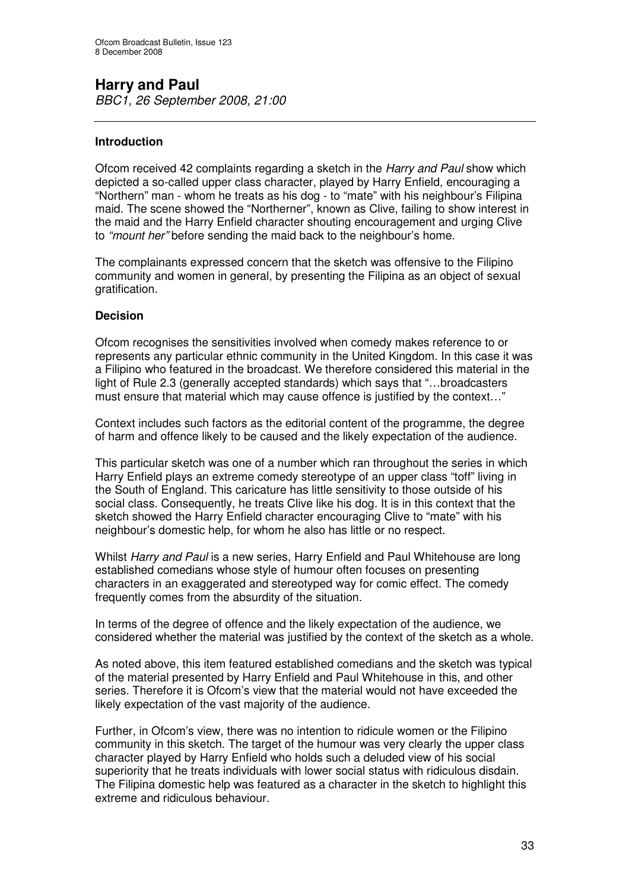# Harry and Paul

*BBC1, 26 September 2008, 21:00*

---

### Introduction

Ofcom received 42 complaints regarding a sketch in the *Harry and Paul* show which depicted a so-called upper class character, played by Harry Enfield, encouraging a "Northern" man - whom he treats as his dog - to "mate" with his neighbour's Filipina maid. The scene showed the "Northerner", known as Clive, failing to show interest in the maid and the Harry Enfield character shouting encouragement and urging Clive to *"mount her"* before sending the maid back to the neighbour's home.

The complainants expressed concern that the sketch was offensive to the Filipino community and women in general, by presenting the Filipina as an object of sexual gratification.

### Decision

Ofcom recognises the sensitivities involved when comedy makes reference to or represents any particular ethnic community in the United Kingdom. In this case it was a Filipino who featured in the broadcast. We therefore considered this material in the light of Rule 2.3 (generally accepted standards) which says that "…broadcasters must ensure that material which may cause offence is justified by the context…"

Context includes such factors as the editorial content of the programme, the degree of harm and offence likely to be caused and the likely expectation of the audience.

This particular sketch was one of a number which ran throughout the series in which Harry Enfield plays an extreme comedy stereotype of an upper class "toff" living in the South of England. This caricature has little sensitivity to those outside of his social class. Consequently, he treats Clive like his dog. It is in this context that the sketch showed the Harry Enfield character encouraging Clive to "mate" with his neighbour's domestic help, for whom he also has little or no respect.

Whilst *Harry and Paul* is a new series, Harry Enfield and Paul Whitehouse are long established comedians whose style of humour often focuses on presenting characters in an exaggerated and stereotyped way for comic effect. The comedy frequently comes from the absurdity of the situation.

In terms of the degree of offence and the likely expectation of the audience, we considered whether the material was justified by the context of the sketch as a whole.

As noted above, this item featured established comedians and the sketch was typical of the material presented by Harry Enfield and Paul Whitehouse in this, and other series. Therefore it is Ofcom's view that the material would not have exceeded the likely expectation of the vast majority of the audience.

Further, in Ofcom's view, there was no intention to ridicule women or the Filipino community in this sketch. The target of the humour was very clearly the upper class character played by Harry Enfield who holds such a deluded view of his social superiority that he treats individuals with lower social status with ridiculous disdain. The Filipina domestic help was featured as a character in the sketch to highlight this extreme and ridiculous behaviour.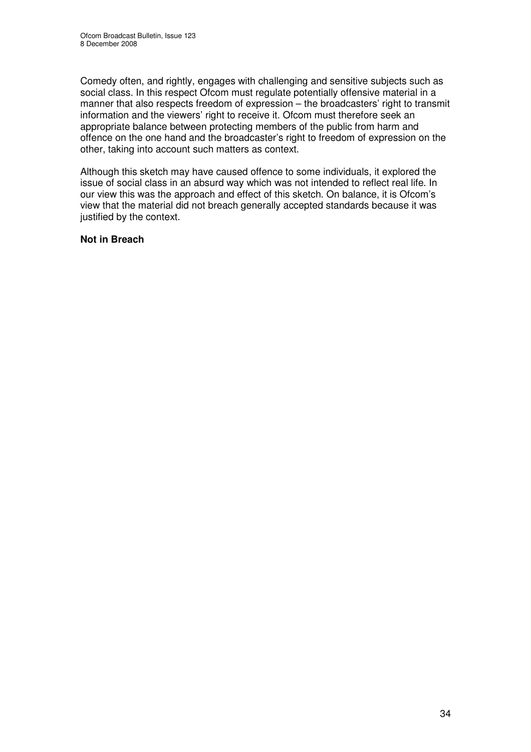Comedy often, and rightly, engages with challenging and sensitive subjects such as social class. In this respect Ofcom must regulate potentially offensive material in a manner that also respects freedom of expression – the broadcasters' right to transmit information and the viewers' right to receive it. Ofcom must therefore seek an appropriate balance between protecting members of the public from harm and offence on the one hand and the broadcaster's right to freedom of expression on the other, taking into account such matters as context.

Although this sketch may have caused offence to some individuals, it explored the issue of social class in an absurd way which was not intended to reflect real life. In our view this was the approach and effect of this sketch. On balance, it is Ofcom's view that the material did not breach generally accepted standards because it was justified by the context.

**Not in Breach**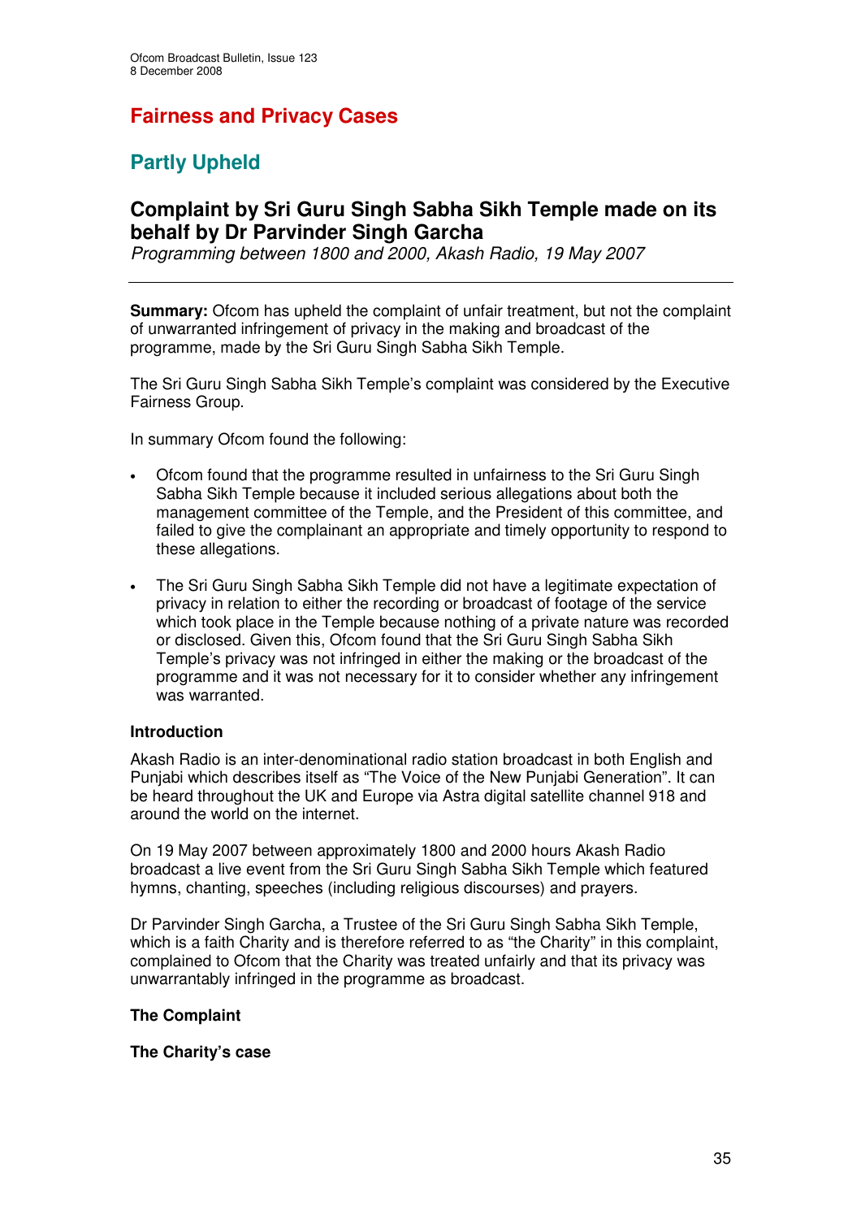# Fairness and Privacy Cases

## Partly Upheld

### Complaint by Sri Guru Singh Sabha Sikh Temple made on its behalf by Dr Parvinder Singh Garcha

*Programming between 1800 and 2000, Akash Radio, 19 May 2007*

---

**Summary:** Ofcom has upheld the complaint of unfair treatment, but not the complaint of unwarranted infringement of privacy in the making and broadcast of the programme, made by the Sri Guru Singh Sabha Sikh Temple.

The Sri Guru Singh Sabha Sikh Temple's complaint was considered by the Executive Fairness Group.

In summary Ofcom found the following:

- Ofcom found that the programme resulted in unfairness to the Sri Guru Singh Sabha Sikh Temple because it included serious allegations about both the management committee of the Temple, and the President of this committee, and failed to give the complainant an appropriate and timely opportunity to respond to these allegations.

- The Sri Guru Singh Sabha Sikh Temple did not have a legitimate expectation of privacy in relation to either the recording or broadcast of footage of the service which took place in the Temple because nothing of a private nature was recorded or disclosed. Given this, Ofcom found that the Sri Guru Singh Sabha Sikh Temple's privacy was not infringed in either the making or the broadcast of the programme and it was not necessary for it to consider whether any infringement was warranted.

**Introduction**

Akash Radio is an inter-denominational radio station broadcast in both English and Punjabi which describes itself as "The Voice of the New Punjabi Generation". It can be heard throughout the UK and Europe via Astra digital satellite channel 918 and around the world on the internet.

On 19 May 2007 between approximately 1800 and 2000 hours Akash Radio broadcast a live event from the Sri Guru Singh Sabha Sikh Temple which featured hymns, chanting, speeches (including religious discourses) and prayers.

Dr Parvinder Singh Garcha, a Trustee of the Sri Guru Singh Sabha Sikh Temple, which is a faith Charity and is therefore referred to as "the Charity" in this complaint, complained to Ofcom that the Charity was treated unfairly and that its privacy was unwarrantably infringed in the programme as broadcast.

**The Complaint**

**The Charity's case**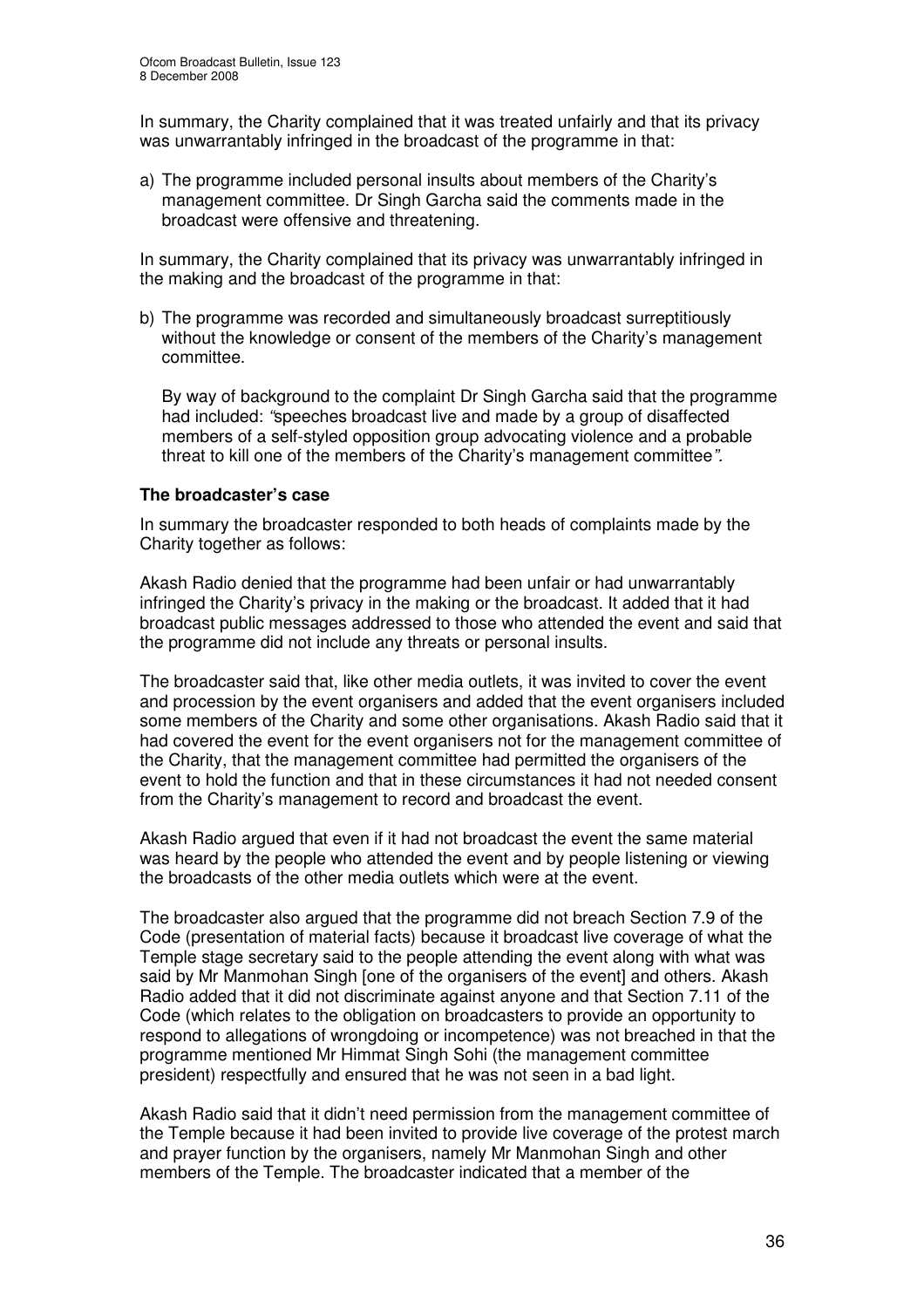In summary, the Charity complained that it was treated unfairly and that its privacy was unwarrantably infringed in the broadcast of the programme in that:

a) The programme included personal insults about members of the Charity's management committee. Dr Singh Garcha said the comments made in the broadcast were offensive and threatening.

In summary, the Charity complained that its privacy was unwarrantably infringed in the making and the broadcast of the programme in that:

b) The programme was recorded and simultaneously broadcast surreptitiously without the knowledge or consent of the members of the Charity's management committee.

   By way of background to the complaint Dr Singh Garcha said that the programme had included: *"speeches broadcast live and made by a group of disaffected members of a self-styled opposition group advocating violence and a probable threat to kill one of the members of the Charity's management committee".*

### The broadcaster's case

In summary the broadcaster responded to both heads of complaints made by the Charity together as follows:

Akash Radio denied that the programme had been unfair or had unwarrantably infringed the Charity's privacy in the making or the broadcast. It added that it had broadcast public messages addressed to those who attended the event and said that the programme did not include any threats or personal insults.

The broadcaster said that, like other media outlets, it was invited to cover the event and procession by the event organisers and added that the event organisers included some members of the Charity and some other organisations. Akash Radio said that it had covered the event for the event organisers not for the management committee of the Charity, that the management committee had permitted the organisers of the event to hold the function and that in these circumstances it had not needed consent from the Charity's management to record and broadcast the event.

Akash Radio argued that even if it had not broadcast the event the same material was heard by the people who attended the event and by people listening or viewing the broadcasts of the other media outlets which were at the event.

The broadcaster also argued that the programme did not breach Section 7.9 of the Code (presentation of material facts) because it broadcast live coverage of what the Temple stage secretary said to the people attending the event along with what was said by Mr Manmohan Singh [one of the organisers of the event] and others. Akash Radio added that it did not discriminate against anyone and that Section 7.11 of the Code (which relates to the obligation on broadcasters to provide an opportunity to respond to allegations of wrongdoing or incompetence) was not breached in that the programme mentioned Mr Himmat Singh Sohi (the management committee president) respectfully and ensured that he was not seen in a bad light.

Akash Radio said that it didn't need permission from the management committee of the Temple because it had been invited to provide live coverage of the protest march and prayer function by the organisers, namely Mr Manmohan Singh and other members of the Temple. The broadcaster indicated that a member of the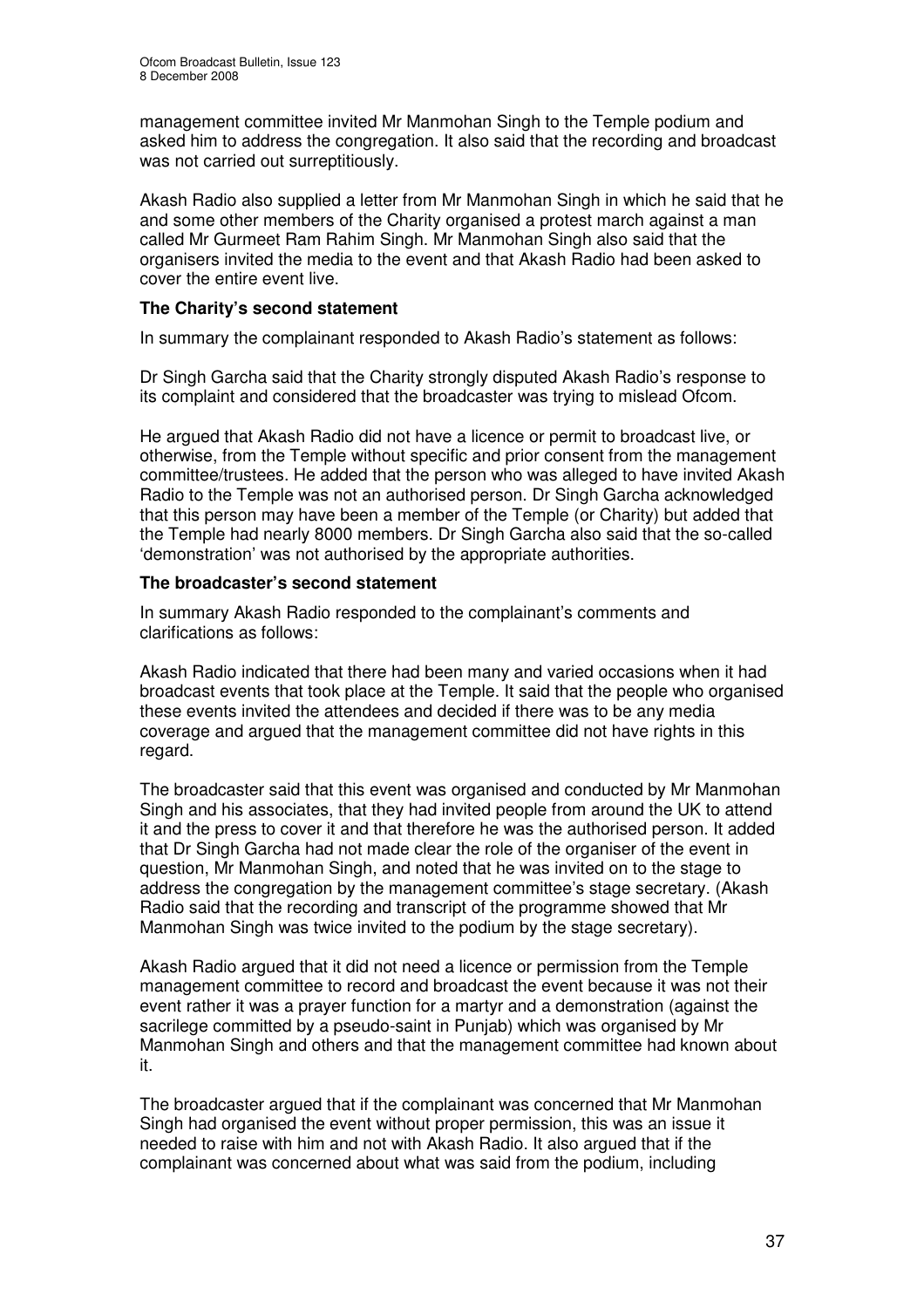management committee invited Mr Manmohan Singh to the Temple podium and asked him to address the congregation. It also said that the recording and broadcast was not carried out surreptitiously.

Akash Radio also supplied a letter from Mr Manmohan Singh in which he said that he and some other members of the Charity organised a protest march against a man called Mr Gurmeet Ram Rahim Singh. Mr Manmohan Singh also said that the organisers invited the media to the event and that Akash Radio had been asked to cover the entire event live.

**The Charity's second statement**

In summary the complainant responded to Akash Radio's statement as follows:

Dr Singh Garcha said that the Charity strongly disputed Akash Radio's response to its complaint and considered that the broadcaster was trying to mislead Ofcom.

He argued that Akash Radio did not have a licence or permit to broadcast live, or otherwise, from the Temple without specific and prior consent from the management committee/trustees. He added that the person who was alleged to have invited Akash Radio to the Temple was not an authorised person. Dr Singh Garcha acknowledged that this person may have been a member of the Temple (or Charity) but added that the Temple had nearly 8000 members. Dr Singh Garcha also said that the so-called 'demonstration' was not authorised by the appropriate authorities.

**The broadcaster's second statement**

In summary Akash Radio responded to the complainant's comments and clarifications as follows:

Akash Radio indicated that there had been many and varied occasions when it had broadcast events that took place at the Temple. It said that the people who organised these events invited the attendees and decided if there was to be any media coverage and argued that the management committee did not have rights in this regard.

The broadcaster said that this event was organised and conducted by Mr Manmohan Singh and his associates, that they had invited people from around the UK to attend it and the press to cover it and that therefore he was the authorised person. It added that Dr Singh Garcha had not made clear the role of the organiser of the event in question, Mr Manmohan Singh, and noted that he was invited on to the stage to address the congregation by the management committee's stage secretary. (Akash Radio said that the recording and transcript of the programme showed that Mr Manmohan Singh was twice invited to the podium by the stage secretary).

Akash Radio argued that it did not need a licence or permission from the Temple management committee to record and broadcast the event because it was not their event rather it was a prayer function for a martyr and a demonstration (against the sacrilege committed by a pseudo-saint in Punjab) which was organised by Mr Manmohan Singh and others and that the management committee had known about it.

The broadcaster argued that if the complainant was concerned that Mr Manmohan Singh had organised the event without proper permission, this was an issue it needed to raise with him and not with Akash Radio. It also argued that if the complainant was concerned about what was said from the podium, including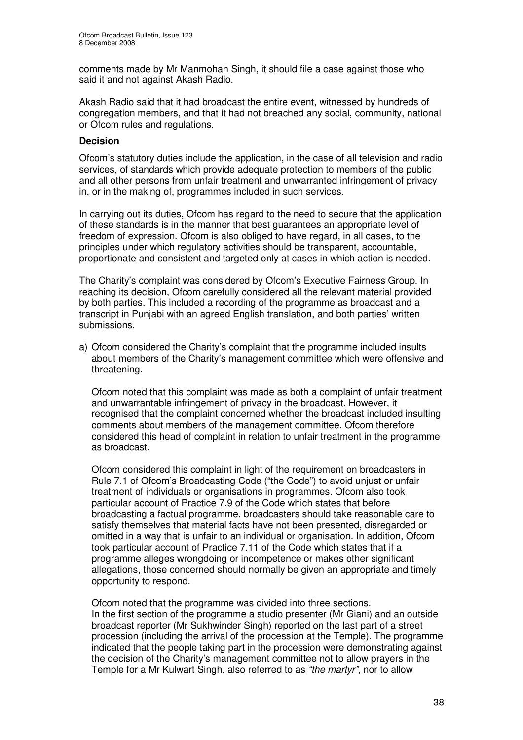comments made by Mr Manmohan Singh, it should file a case against those who said it and not against Akash Radio.

Akash Radio said that it had broadcast the entire event, witnessed by hundreds of congregation members, and that it had not breached any social, community, national or Ofcom rules and regulations.

**Decision**

Ofcom's statutory duties include the application, in the case of all television and radio services, of standards which provide adequate protection to members of the public and all other persons from unfair treatment and unwarranted infringement of privacy in, or in the making of, programmes included in such services.

In carrying out its duties, Ofcom has regard to the need to secure that the application of these standards is in the manner that best guarantees an appropriate level of freedom of expression. Ofcom is also obliged to have regard, in all cases, to the principles under which regulatory activities should be transparent, accountable, proportionate and consistent and targeted only at cases in which action is needed.

The Charity's complaint was considered by Ofcom's Executive Fairness Group. In reaching its decision, Ofcom carefully considered all the relevant material provided by both parties. This included a recording of the programme as broadcast and a transcript in Punjabi with an agreed English translation, and both parties' written submissions.

a) Ofcom considered the Charity's complaint that the programme included insults about members of the Charity's management committee which were offensive and threatening.

   Ofcom noted that this complaint was made as both a complaint of unfair treatment and unwarrantable infringement of privacy in the broadcast. However, it recognised that the complaint concerned whether the broadcast included insulting comments about members of the management committee. Ofcom therefore considered this head of complaint in relation to unfair treatment in the programme as broadcast.

   Ofcom considered this complaint in light of the requirement on broadcasters in Rule 7.1 of Ofcom's Broadcasting Code ("the Code") to avoid unjust or unfair treatment of individuals or organisations in programmes. Ofcom also took particular account of Practice 7.9 of the Code which states that before broadcasting a factual programme, broadcasters should take reasonable care to satisfy themselves that material facts have not been presented, disregarded or omitted in a way that is unfair to an individual or organisation. In addition, Ofcom took particular account of Practice 7.11 of the Code which states that if a programme alleges wrongdoing or incompetence or makes other significant allegations, those concerned should normally be given an appropriate and timely opportunity to respond.

   Ofcom noted that the programme was divided into three sections.
   In the first section of the programme a studio presenter (Mr Giani) and an outside broadcast reporter (Mr Sukhwinder Singh) reported on the last part of a street procession (including the arrival of the procession at the Temple). The programme indicated that the people taking part in the procession were demonstrating against the decision of the Charity's management committee not to allow prayers in the Temple for a Mr Kulwart Singh, also referred to as *"the martyr"*, nor to allow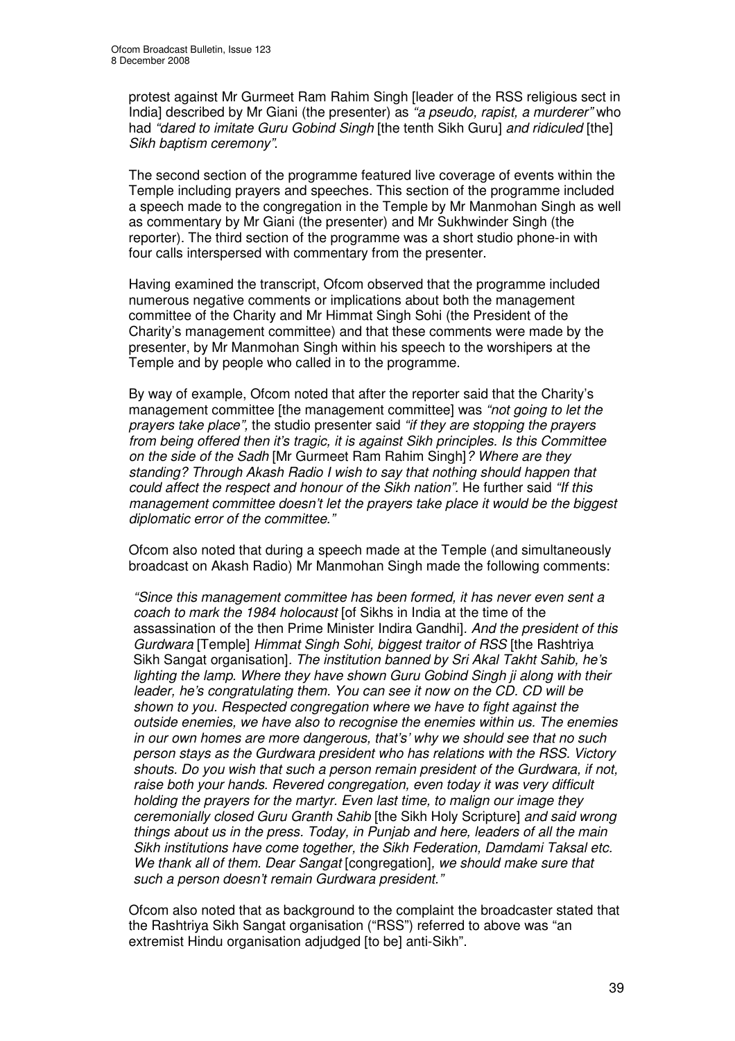protest against Mr Gurmeet Ram Rahim Singh [leader of the RSS religious sect in India] described by Mr Giani (the presenter) as *"a pseudo, rapist, a murderer"* who had *"dared to imitate Guru Gobind Singh* [the tenth Sikh Guru] *and ridiculed* [the] *Sikh baptism ceremony"*.

The second section of the programme featured live coverage of events within the Temple including prayers and speeches. This section of the programme included a speech made to the congregation in the Temple by Mr Manmohan Singh as well as commentary by Mr Giani (the presenter) and Mr Sukhwinder Singh (the reporter). The third section of the programme was a short studio phone-in with four calls interspersed with commentary from the presenter.

Having examined the transcript, Ofcom observed that the programme included numerous negative comments or implications about both the management committee of the Charity and Mr Himmat Singh Sohi (the President of the Charity's management committee) and that these comments were made by the presenter, by Mr Manmohan Singh within his speech to the worshipers at the Temple and by people who called in to the programme.

By way of example, Ofcom noted that after the reporter said that the Charity's management committee [the management committee] was *"not going to let the prayers take place",* the studio presenter said *"if they are stopping the prayers from being offered then it's tragic, it is against Sikh principles. Is this Committee on the side of the Sadh* [Mr Gurmeet Ram Rahim Singh]*? Where are they standing? Through Akash Radio I wish to say that nothing should happen that could affect the respect and honour of the Sikh nation"*. He further said *"If this management committee doesn't let the prayers take place it would be the biggest diplomatic error of the committee."*

Ofcom also noted that during a speech made at the Temple (and simultaneously broadcast on Akash Radio) Mr Manmohan Singh made the following comments:

*"Since this management committee has been formed, it has never even sent a coach to mark the 1984 holocaust* [of Sikhs in India at the time of the assassination of the then Prime Minister Indira Gandhi]. *And the president of this Gurdwara* [Temple] *Himmat Singh Sohi, biggest traitor of RSS* [the Rashtriya Sikh Sangat organisation]. *The institution banned by Sri Akal Takht Sahib, he's lighting the lamp. Where they have shown Guru Gobind Singh ji along with their leader, he's congratulating them. You can see it now on the CD. CD will be shown to you. Respected congregation where we have to fight against the outside enemies, we have also to recognise the enemies within us. The enemies in our own homes are more dangerous, that's' why we should see that no such person stays as the Gurdwara president who has relations with the RSS. Victory shouts. Do you wish that such a person remain president of the Gurdwara, if not, raise both your hands. Revered congregation, even today it was very difficult holding the prayers for the martyr. Even last time, to malign our image they ceremonially closed Guru Granth Sahib* [the Sikh Holy Scripture] *and said wrong things about us in the press. Today, in Punjab and here, leaders of all the main Sikh institutions have come together, the Sikh Federation, Damdami Taksal etc. We thank all of them. Dear Sangat* [congregation]*, we should make sure that such a person doesn't remain Gurdwara president."*

Ofcom also noted that as background to the complaint the broadcaster stated that the Rashtriya Sikh Sangat organisation ("RSS") referred to above was "an extremist Hindu organisation adjudged [to be] anti-Sikh".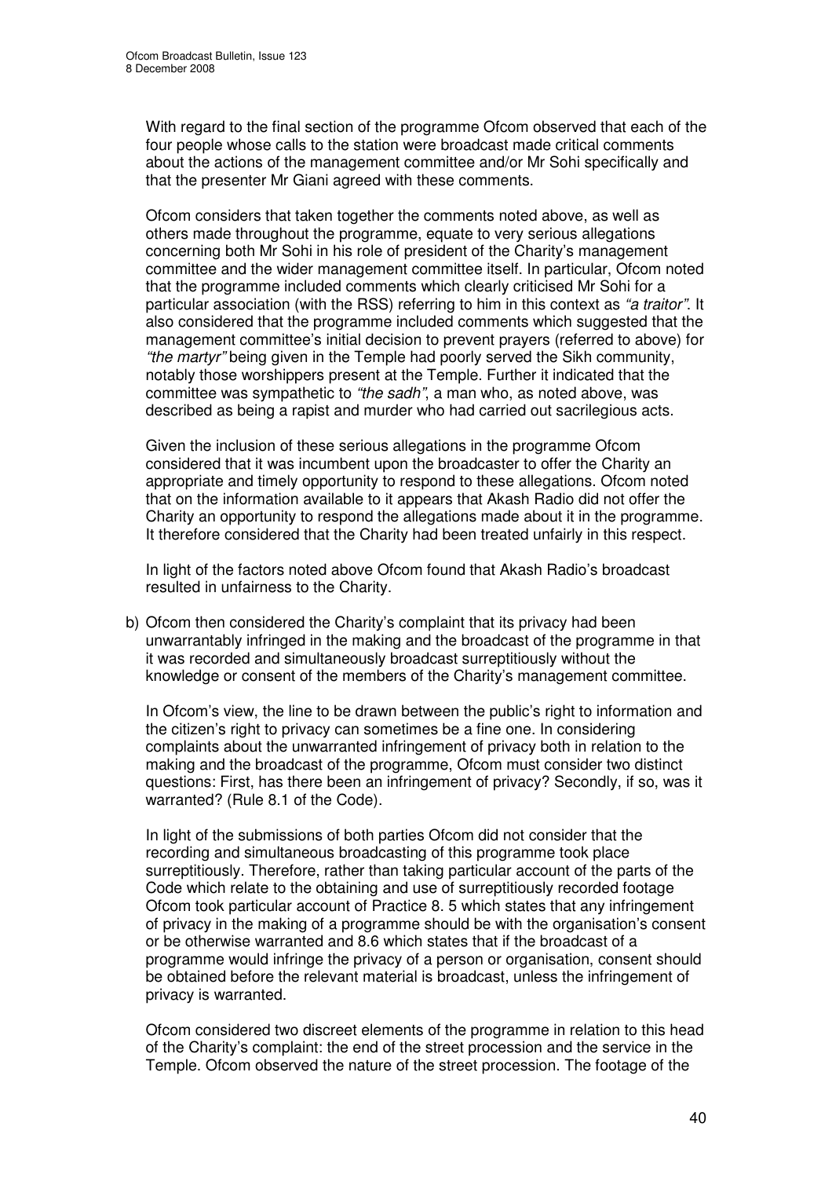With regard to the final section of the programme Ofcom observed that each of the four people whose calls to the station were broadcast made critical comments about the actions of the management committee and/or Mr Sohi specifically and that the presenter Mr Giani agreed with these comments.

Ofcom considers that taken together the comments noted above, as well as others made throughout the programme, equate to very serious allegations concerning both Mr Sohi in his role of president of the Charity's management committee and the wider management committee itself. In particular, Ofcom noted that the programme included comments which clearly criticised Mr Sohi for a particular association (with the RSS) referring to him in this context as *"a traitor"*. It also considered that the programme included comments which suggested that the management committee's initial decision to prevent prayers (referred to above) for *"the martyr"* being given in the Temple had poorly served the Sikh community, notably those worshippers present at the Temple. Further it indicated that the committee was sympathetic to *"the sadh"*, a man who, as noted above, was described as being a rapist and murder who had carried out sacrilegious acts.

Given the inclusion of these serious allegations in the programme Ofcom considered that it was incumbent upon the broadcaster to offer the Charity an appropriate and timely opportunity to respond to these allegations. Ofcom noted that on the information available to it appears that Akash Radio did not offer the Charity an opportunity to respond the allegations made about it in the programme. It therefore considered that the Charity had been treated unfairly in this respect.

In light of the factors noted above Ofcom found that Akash Radio's broadcast resulted in unfairness to the Charity.

b) Ofcom then considered the Charity's complaint that its privacy had been unwarrantably infringed in the making and the broadcast of the programme in that it was recorded and simultaneously broadcast surreptitiously without the knowledge or consent of the members of the Charity's management committee.

In Ofcom's view, the line to be drawn between the public's right to information and the citizen's right to privacy can sometimes be a fine one. In considering complaints about the unwarranted infringement of privacy both in relation to the making and the broadcast of the programme, Ofcom must consider two distinct questions: First, has there been an infringement of privacy? Secondly, if so, was it warranted? (Rule 8.1 of the Code).

In light of the submissions of both parties Ofcom did not consider that the recording and simultaneous broadcasting of this programme took place surreptitiously. Therefore, rather than taking particular account of the parts of the Code which relate to the obtaining and use of surreptitiously recorded footage Ofcom took particular account of Practice 8. 5 which states that any infringement of privacy in the making of a programme should be with the organisation's consent or be otherwise warranted and 8.6 which states that if the broadcast of a programme would infringe the privacy of a person or organisation, consent should be obtained before the relevant material is broadcast, unless the infringement of privacy is warranted.

Ofcom considered two discreet elements of the programme in relation to this head of the Charity's complaint: the end of the street procession and the service in the Temple. Ofcom observed the nature of the street procession. The footage of the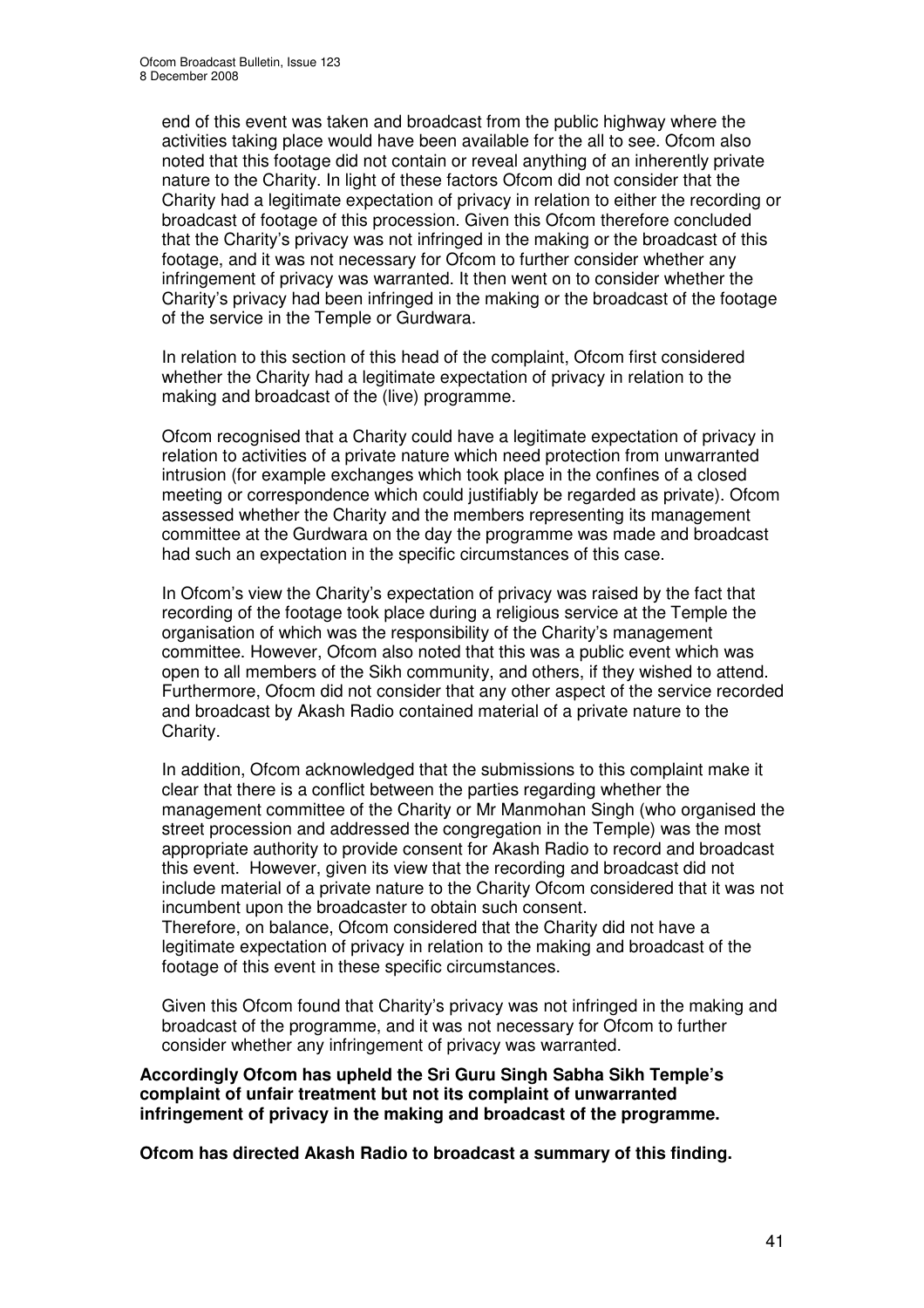end of this event was taken and broadcast from the public highway where the activities taking place would have been available for the all to see. Ofcom also noted that this footage did not contain or reveal anything of an inherently private nature to the Charity. In light of these factors Ofcom did not consider that the Charity had a legitimate expectation of privacy in relation to either the recording or broadcast of footage of this procession. Given this Ofcom therefore concluded that the Charity's privacy was not infringed in the making or the broadcast of this footage, and it was not necessary for Ofcom to further consider whether any infringement of privacy was warranted. It then went on to consider whether the Charity's privacy had been infringed in the making or the broadcast of the footage of the service in the Temple or Gurdwara.

In relation to this section of this head of the complaint, Ofcom first considered whether the Charity had a legitimate expectation of privacy in relation to the making and broadcast of the (live) programme.

Ofcom recognised that a Charity could have a legitimate expectation of privacy in relation to activities of a private nature which need protection from unwarranted intrusion (for example exchanges which took place in the confines of a closed meeting or correspondence which could justifiably be regarded as private). Ofcom assessed whether the Charity and the members representing its management committee at the Gurdwara on the day the programme was made and broadcast had such an expectation in the specific circumstances of this case.

In Ofcom's view the Charity's expectation of privacy was raised by the fact that recording of the footage took place during a religious service at the Temple the organisation of which was the responsibility of the Charity's management committee. However, Ofcom also noted that this was a public event which was open to all members of the Sikh community, and others, if they wished to attend. Furthermore, Ofocm did not consider that any other aspect of the service recorded and broadcast by Akash Radio contained material of a private nature to the Charity.

In addition, Ofcom acknowledged that the submissions to this complaint make it clear that there is a conflict between the parties regarding whether the management committee of the Charity or Mr Manmohan Singh (who organised the street procession and addressed the congregation in the Temple) was the most appropriate authority to provide consent for Akash Radio to record and broadcast this event. However, given its view that the recording and broadcast did not include material of a private nature to the Charity Ofcom considered that it was not incumbent upon the broadcaster to obtain such consent.
Therefore, on balance, Ofcom considered that the Charity did not have a legitimate expectation of privacy in relation to the making and broadcast of the footage of this event in these specific circumstances.

Given this Ofcom found that Charity's privacy was not infringed in the making and broadcast of the programme, and it was not necessary for Ofcom to further consider whether any infringement of privacy was warranted.

**Accordingly Ofcom has upheld the Sri Guru Singh Sabha Sikh Temple's complaint of unfair treatment but not its complaint of unwarranted infringement of privacy in the making and broadcast of the programme.**

**Ofcom has directed Akash Radio to broadcast a summary of this finding.**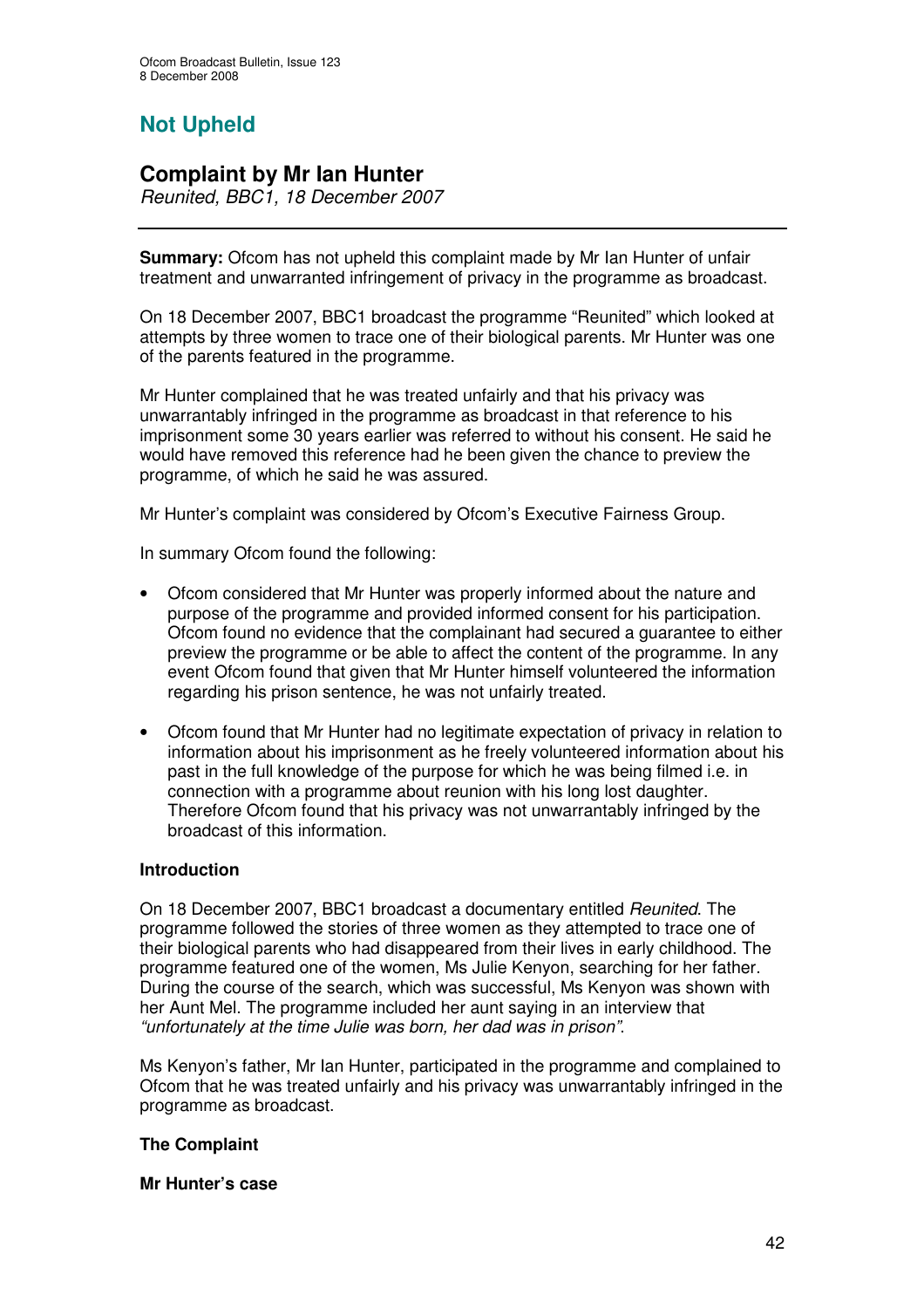## Not Upheld

## Complaint by Mr Ian Hunter

*Reunited, BBC1, 18 December 2007*

**Summary:** Ofcom has not upheld this complaint made by Mr Ian Hunter of unfair treatment and unwarranted infringement of privacy in the programme as broadcast.

On 18 December 2007, BBC1 broadcast the programme "Reunited" which looked at attempts by three women to trace one of their biological parents. Mr Hunter was one of the parents featured in the programme.

Mr Hunter complained that he was treated unfairly and that his privacy was unwarrantably infringed in the programme as broadcast in that reference to his imprisonment some 30 years earlier was referred to without his consent. He said he would have removed this reference had he been given the chance to preview the programme, of which he said he was assured.

Mr Hunter's complaint was considered by Ofcom's Executive Fairness Group.

In summary Ofcom found the following:

- Ofcom considered that Mr Hunter was properly informed about the nature and purpose of the programme and provided informed consent for his participation. Ofcom found no evidence that the complainant had secured a guarantee to either preview the programme or be able to affect the content of the programme. In any event Ofcom found that given that Mr Hunter himself volunteered the information regarding his prison sentence, he was not unfairly treated.

- Ofcom found that Mr Hunter had no legitimate expectation of privacy in relation to information about his imprisonment as he freely volunteered information about his past in the full knowledge of the purpose for which he was being filmed i.e. in connection with a programme about reunion with his long lost daughter. Therefore Ofcom found that his privacy was not unwarrantably infringed by the broadcast of this information.

### Introduction

On 18 December 2007, BBC1 broadcast a documentary entitled *Reunited*. The programme followed the stories of three women as they attempted to trace one of their biological parents who had disappeared from their lives in early childhood. The programme featured one of the women, Ms Julie Kenyon, searching for her father. During the course of the search, which was successful, Ms Kenyon was shown with her Aunt Mel. The programme included her aunt saying in an interview that *"unfortunately at the time Julie was born, her dad was in prison"*.

Ms Kenyon's father, Mr Ian Hunter, participated in the programme and complained to Ofcom that he was treated unfairly and his privacy was unwarrantably infringed in the programme as broadcast.

### The Complaint

#### Mr Hunter's case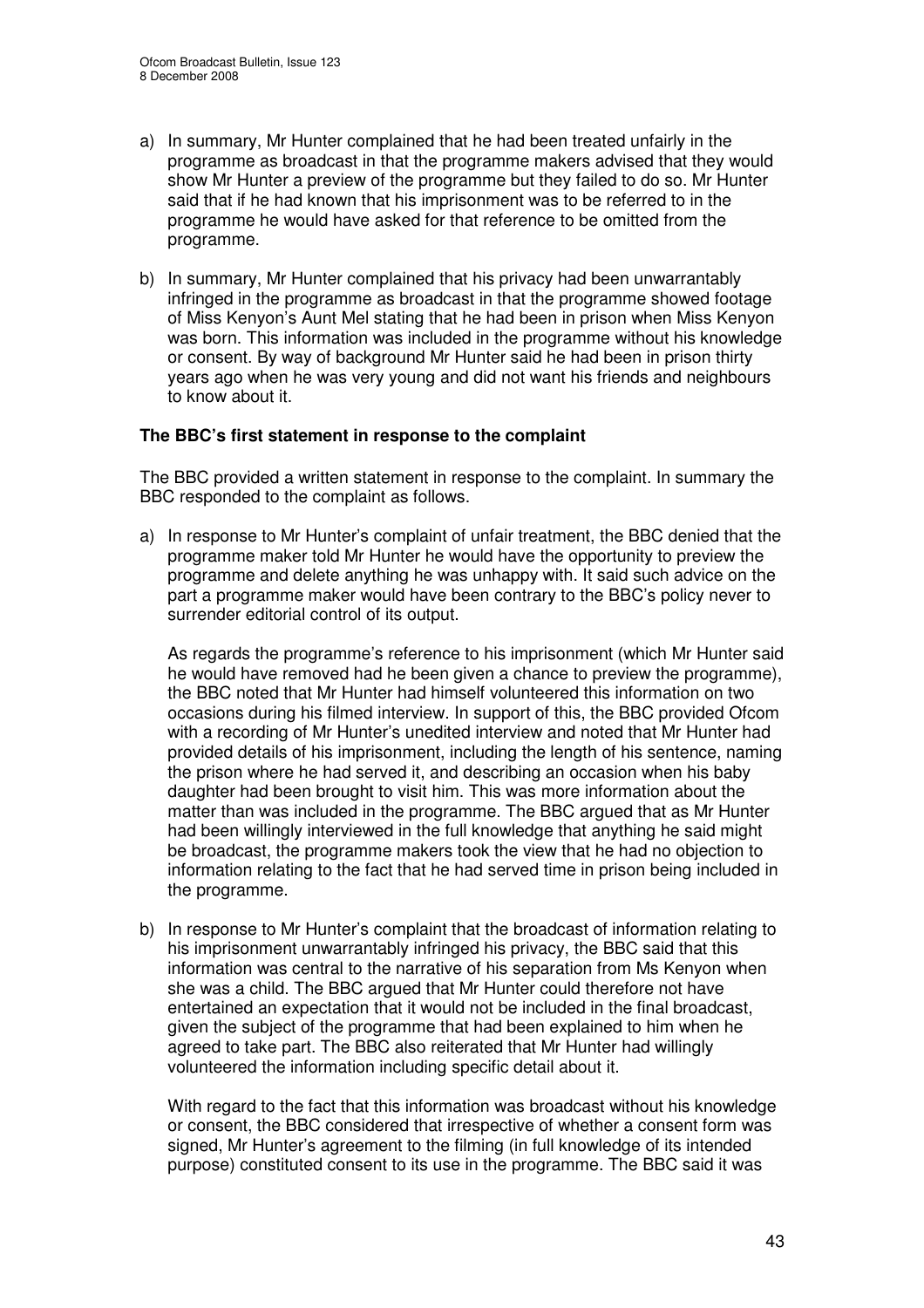a) In summary, Mr Hunter complained that he had been treated unfairly in the programme as broadcast in that the programme makers advised that they would show Mr Hunter a preview of the programme but they failed to do so. Mr Hunter said that if he had known that his imprisonment was to be referred to in the programme he would have asked for that reference to be omitted from the programme.

b) In summary, Mr Hunter complained that his privacy had been unwarrantably infringed in the programme as broadcast in that the programme showed footage of Miss Kenyon's Aunt Mel stating that he had been in prison when Miss Kenyon was born. This information was included in the programme without his knowledge or consent. By way of background Mr Hunter said he had been in prison thirty years ago when he was very young and did not want his friends and neighbours to know about it.

**The BBC's first statement in response to the complaint**

The BBC provided a written statement in response to the complaint. In summary the BBC responded to the complaint as follows.

a) In response to Mr Hunter's complaint of unfair treatment, the BBC denied that the programme maker told Mr Hunter he would have the opportunity to preview the programme and delete anything he was unhappy with. It said such advice on the part a programme maker would have been contrary to the BBC's policy never to surrender editorial control of its output.

   As regards the programme's reference to his imprisonment (which Mr Hunter said he would have removed had he been given a chance to preview the programme), the BBC noted that Mr Hunter had himself volunteered this information on two occasions during his filmed interview. In support of this, the BBC provided Ofcom with a recording of Mr Hunter's unedited interview and noted that Mr Hunter had provided details of his imprisonment, including the length of his sentence, naming the prison where he had served it, and describing an occasion when his baby daughter had been brought to visit him. This was more information about the matter than was included in the programme. The BBC argued that as Mr Hunter had been willingly interviewed in the full knowledge that anything he said might be broadcast, the programme makers took the view that he had no objection to information relating to the fact that he had served time in prison being included in the programme.

b) In response to Mr Hunter's complaint that the broadcast of information relating to his imprisonment unwarrantably infringed his privacy, the BBC said that this information was central to the narrative of his separation from Ms Kenyon when she was a child. The BBC argued that Mr Hunter could therefore not have entertained an expectation that it would not be included in the final broadcast, given the subject of the programme that had been explained to him when he agreed to take part. The BBC also reiterated that Mr Hunter had willingly volunteered the information including specific detail about it.

   With regard to the fact that this information was broadcast without his knowledge or consent, the BBC considered that irrespective of whether a consent form was signed, Mr Hunter's agreement to the filming (in full knowledge of its intended purpose) constituted consent to its use in the programme. The BBC said it was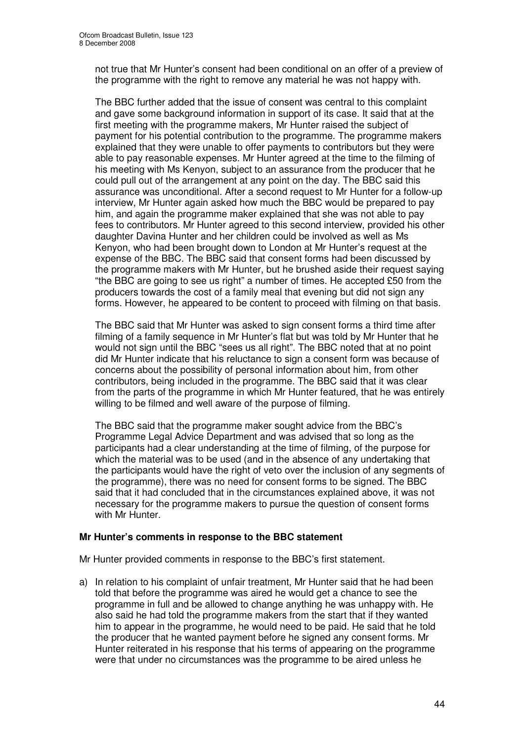not true that Mr Hunter's consent had been conditional on an offer of a preview of the programme with the right to remove any material he was not happy with.

The BBC further added that the issue of consent was central to this complaint and gave some background information in support of its case. It said that at the first meeting with the programme makers, Mr Hunter raised the subject of payment for his potential contribution to the programme. The programme makers explained that they were unable to offer payments to contributors but they were able to pay reasonable expenses. Mr Hunter agreed at the time to the filming of his meeting with Ms Kenyon, subject to an assurance from the producer that he could pull out of the arrangement at any point on the day. The BBC said this assurance was unconditional. After a second request to Mr Hunter for a follow-up interview, Mr Hunter again asked how much the BBC would be prepared to pay him, and again the programme maker explained that she was not able to pay fees to contributors. Mr Hunter agreed to this second interview, provided his other daughter Davina Hunter and her children could be involved as well as Ms Kenyon, who had been brought down to London at Mr Hunter's request at the expense of the BBC. The BBC said that consent forms had been discussed by the programme makers with Mr Hunter, but he brushed aside their request saying "the BBC are going to see us right" a number of times. He accepted £50 from the producers towards the cost of a family meal that evening but did not sign any forms. However, he appeared to be content to proceed with filming on that basis.

The BBC said that Mr Hunter was asked to sign consent forms a third time after filming of a family sequence in Mr Hunter's flat but was told by Mr Hunter that he would not sign until the BBC "sees us all right". The BBC noted that at no point did Mr Hunter indicate that his reluctance to sign a consent form was because of concerns about the possibility of personal information about him, from other contributors, being included in the programme. The BBC said that it was clear from the parts of the programme in which Mr Hunter featured, that he was entirely willing to be filmed and well aware of the purpose of filming.

The BBC said that the programme maker sought advice from the BBC's Programme Legal Advice Department and was advised that so long as the participants had a clear understanding at the time of filming, of the purpose for which the material was to be used (and in the absence of any undertaking that the participants would have the right of veto over the inclusion of any segments of the programme), there was no need for consent forms to be signed. The BBC said that it had concluded that in the circumstances explained above, it was not necessary for the programme makers to pursue the question of consent forms with Mr Hunter.

**Mr Hunter's comments in response to the BBC statement**

Mr Hunter provided comments in response to the BBC's first statement.

a) In relation to his complaint of unfair treatment, Mr Hunter said that he had been told that before the programme was aired he would get a chance to see the programme in full and be allowed to change anything he was unhappy with. He also said he had told the programme makers from the start that if they wanted him to appear in the programme, he would need to be paid. He said that he told the producer that he wanted payment before he signed any consent forms. Mr Hunter reiterated in his response that his terms of appearing on the programme were that under no circumstances was the programme to be aired unless he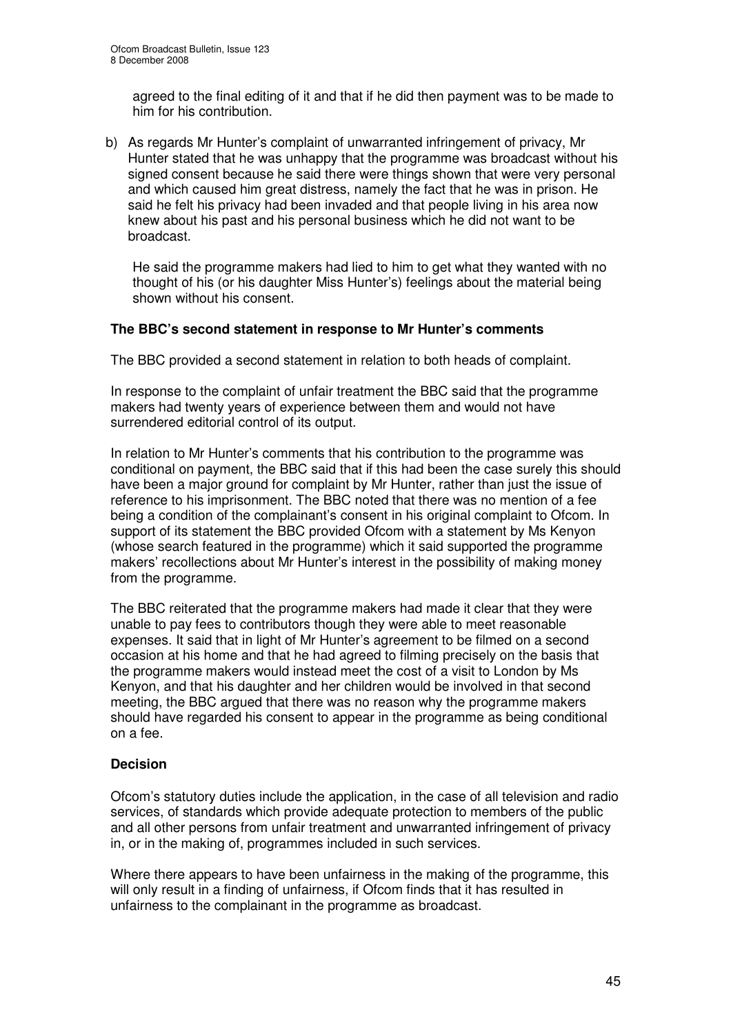agreed to the final editing of it and that if he did then payment was to be made to him for his contribution.

b) As regards Mr Hunter's complaint of unwarranted infringement of privacy, Mr Hunter stated that he was unhappy that the programme was broadcast without his signed consent because he said there were things shown that were very personal and which caused him great distress, namely the fact that he was in prison. He said he felt his privacy had been invaded and that people living in his area now knew about his past and his personal business which he did not want to be broadcast.

   He said the programme makers had lied to him to get what they wanted with no thought of his (or his daughter Miss Hunter's) feelings about the material being shown without his consent.

**The BBC's second statement in response to Mr Hunter's comments**

The BBC provided a second statement in relation to both heads of complaint.

In response to the complaint of unfair treatment the BBC said that the programme makers had twenty years of experience between them and would not have surrendered editorial control of its output.

In relation to Mr Hunter's comments that his contribution to the programme was conditional on payment, the BBC said that if this had been the case surely this should have been a major ground for complaint by Mr Hunter, rather than just the issue of reference to his imprisonment. The BBC noted that there was no mention of a fee being a condition of the complainant's consent in his original complaint to Ofcom. In support of its statement the BBC provided Ofcom with a statement by Ms Kenyon (whose search featured in the programme) which it said supported the programme makers' recollections about Mr Hunter's interest in the possibility of making money from the programme.

The BBC reiterated that the programme makers had made it clear that they were unable to pay fees to contributors though they were able to meet reasonable expenses. It said that in light of Mr Hunter's agreement to be filmed on a second occasion at his home and that he had agreed to filming precisely on the basis that the programme makers would instead meet the cost of a visit to London by Ms Kenyon, and that his daughter and her children would be involved in that second meeting, the BBC argued that there was no reason why the programme makers should have regarded his consent to appear in the programme as being conditional on a fee.

**Decision**

Ofcom's statutory duties include the application, in the case of all television and radio services, of standards which provide adequate protection to members of the public and all other persons from unfair treatment and unwarranted infringement of privacy in, or in the making of, programmes included in such services.

Where there appears to have been unfairness in the making of the programme, this will only result in a finding of unfairness, if Ofcom finds that it has resulted in unfairness to the complainant in the programme as broadcast.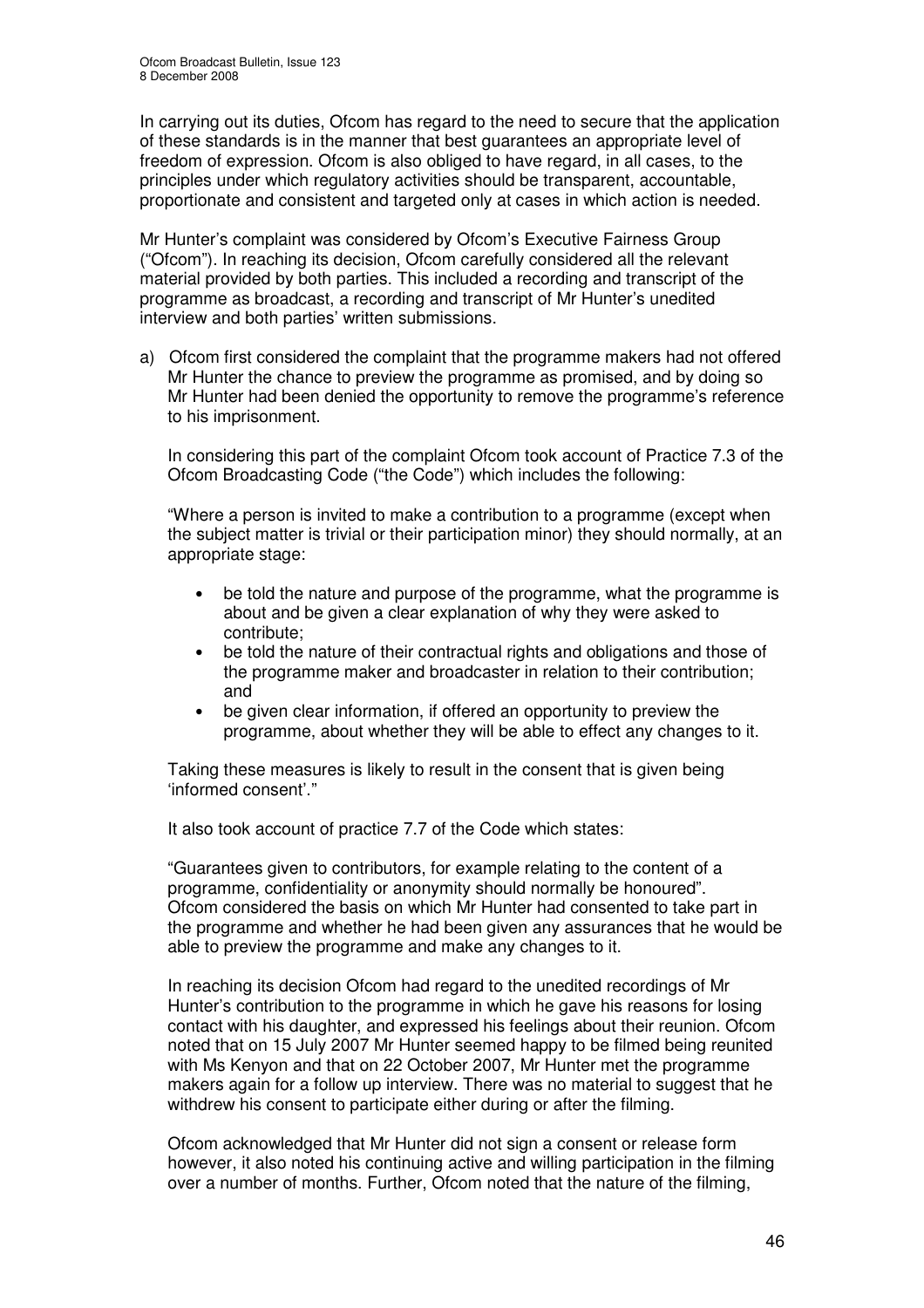In carrying out its duties, Ofcom has regard to the need to secure that the application of these standards is in the manner that best guarantees an appropriate level of freedom of expression. Ofcom is also obliged to have regard, in all cases, to the principles under which regulatory activities should be transparent, accountable, proportionate and consistent and targeted only at cases in which action is needed.

Mr Hunter's complaint was considered by Ofcom's Executive Fairness Group ("Ofcom"). In reaching its decision, Ofcom carefully considered all the relevant material provided by both parties. This included a recording and transcript of the programme as broadcast, a recording and transcript of Mr Hunter's unedited interview and both parties' written submissions.

a) Ofcom first considered the complaint that the programme makers had not offered Mr Hunter the chance to preview the programme as promised, and by doing so Mr Hunter had been denied the opportunity to remove the programme's reference to his imprisonment.

   In considering this part of the complaint Ofcom took account of Practice 7.3 of the Ofcom Broadcasting Code ("the Code") which includes the following:

   "Where a person is invited to make a contribution to a programme (except when the subject matter is trivial or their participation minor) they should normally, at an appropriate stage:

   - be told the nature and purpose of the programme, what the programme is about and be given a clear explanation of why they were asked to contribute;
   - be told the nature of their contractual rights and obligations and those of the programme maker and broadcaster in relation to their contribution; and
   - be given clear information, if offered an opportunity to preview the programme, about whether they will be able to effect any changes to it.

   Taking these measures is likely to result in the consent that is given being 'informed consent'."

   It also took account of practice 7.7 of the Code which states:

   "Guarantees given to contributors, for example relating to the content of a programme, confidentiality or anonymity should normally be honoured". Ofcom considered the basis on which Mr Hunter had consented to take part in the programme and whether he had been given any assurances that he would be able to preview the programme and make any changes to it.

   In reaching its decision Ofcom had regard to the unedited recordings of Mr Hunter's contribution to the programme in which he gave his reasons for losing contact with his daughter, and expressed his feelings about their reunion. Ofcom noted that on 15 July 2007 Mr Hunter seemed happy to be filmed being reunited with Ms Kenyon and that on 22 October 2007, Mr Hunter met the programme makers again for a follow up interview. There was no material to suggest that he withdrew his consent to participate either during or after the filming.

   Ofcom acknowledged that Mr Hunter did not sign a consent or release form however, it also noted his continuing active and willing participation in the filming over a number of months. Further, Ofcom noted that the nature of the filming,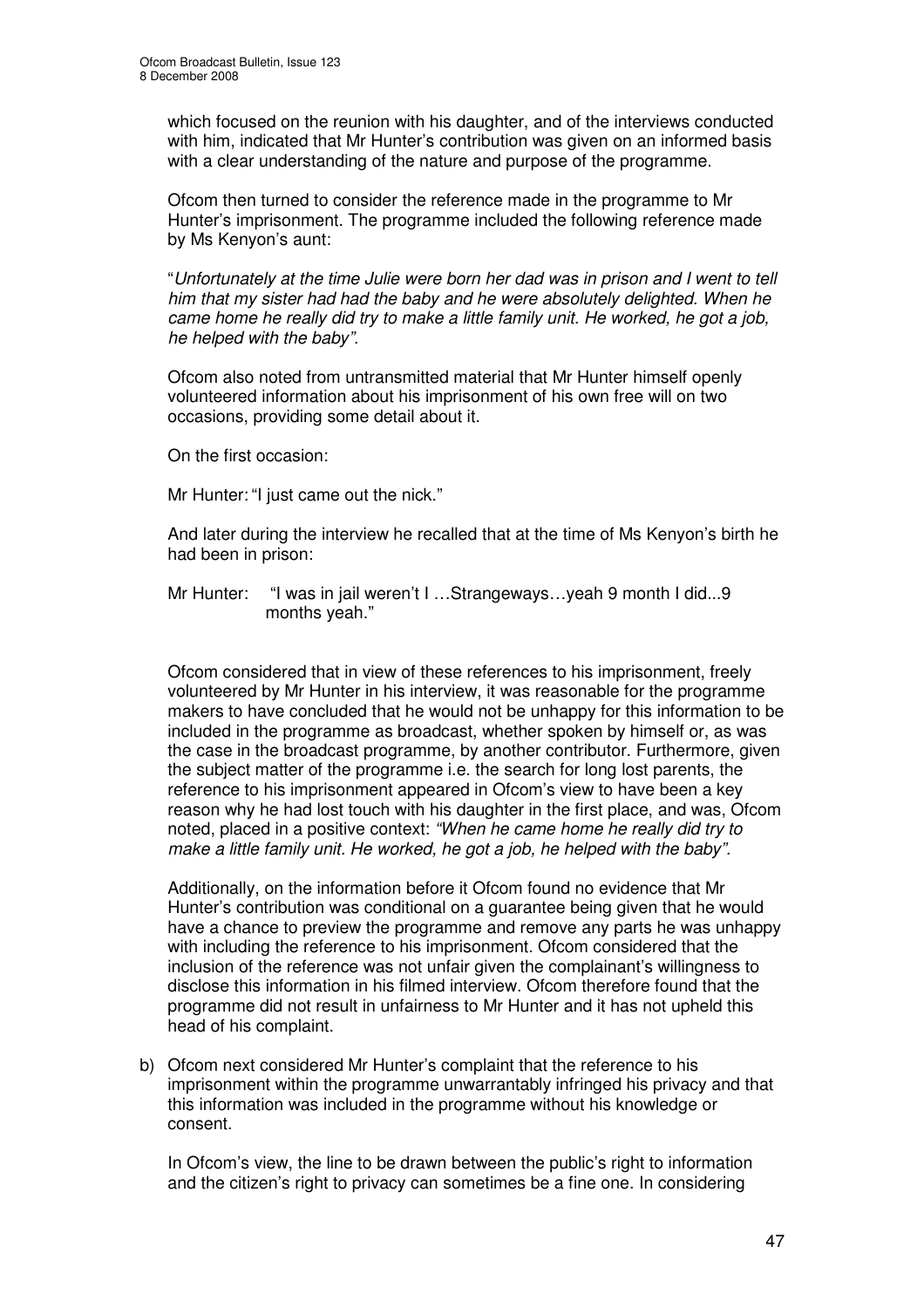which focused on the reunion with his daughter, and of the interviews conducted with him, indicated that Mr Hunter's contribution was given on an informed basis with a clear understanding of the nature and purpose of the programme.

Ofcom then turned to consider the reference made in the programme to Mr Hunter's imprisonment. The programme included the following reference made by Ms Kenyon's aunt:

"*Unfortunately at the time Julie were born her dad was in prison and I went to tell him that my sister had had the baby and he were absolutely delighted. When he came home he really did try to make a little family unit. He worked, he got a job, he helped with the baby".*

Ofcom also noted from untransmitted material that Mr Hunter himself openly volunteered information about his imprisonment of his own free will on two occasions, providing some detail about it.

On the first occasion:

Mr Hunter: "I just came out the nick."

And later during the interview he recalled that at the time of Ms Kenyon's birth he had been in prison:

Mr Hunter: "I was in jail weren't I …Strangeways…yeah 9 month I did...9 months yeah."

Ofcom considered that in view of these references to his imprisonment, freely volunteered by Mr Hunter in his interview, it was reasonable for the programme makers to have concluded that he would not be unhappy for this information to be included in the programme as broadcast, whether spoken by himself or, as was the case in the broadcast programme, by another contributor. Furthermore, given the subject matter of the programme i.e. the search for long lost parents, the reference to his imprisonment appeared in Ofcom's view to have been a key reason why he had lost touch with his daughter in the first place, and was, Ofcom noted, placed in a positive context: *"When he came home he really did try to make a little family unit. He worked, he got a job, he helped with the baby".*

Additionally, on the information before it Ofcom found no evidence that Mr Hunter's contribution was conditional on a guarantee being given that he would have a chance to preview the programme and remove any parts he was unhappy with including the reference to his imprisonment. Ofcom considered that the inclusion of the reference was not unfair given the complainant's willingness to disclose this information in his filmed interview. Ofcom therefore found that the programme did not result in unfairness to Mr Hunter and it has not upheld this head of his complaint.

b) Ofcom next considered Mr Hunter's complaint that the reference to his imprisonment within the programme unwarrantably infringed his privacy and that this information was included in the programme without his knowledge or consent.

   In Ofcom's view, the line to be drawn between the public's right to information and the citizen's right to privacy can sometimes be a fine one. In considering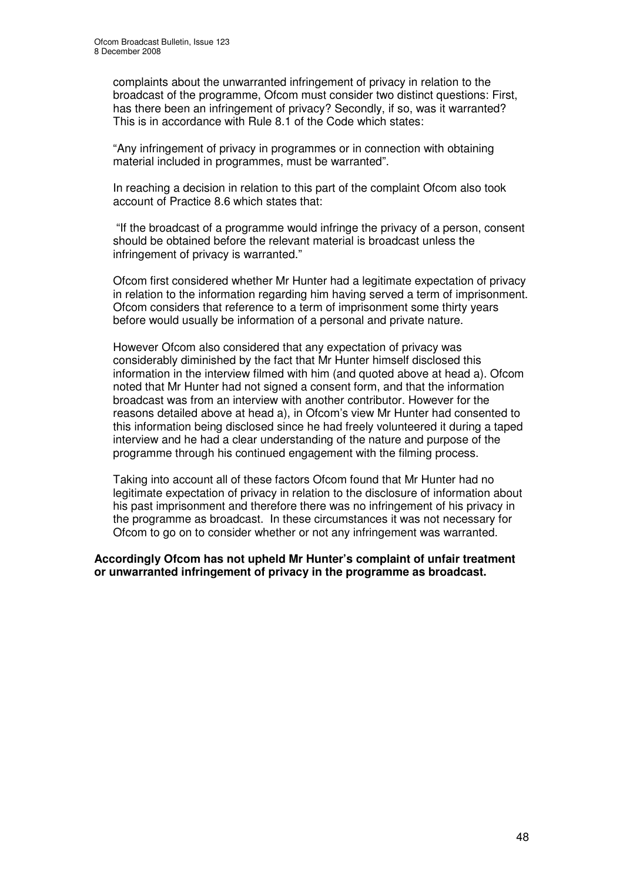complaints about the unwarranted infringement of privacy in relation to the broadcast of the programme, Ofcom must consider two distinct questions: First, has there been an infringement of privacy? Secondly, if so, was it warranted? This is in accordance with Rule 8.1 of the Code which states:

"Any infringement of privacy in programmes or in connection with obtaining material included in programmes, must be warranted".

In reaching a decision in relation to this part of the complaint Ofcom also took account of Practice 8.6 which states that:

"If the broadcast of a programme would infringe the privacy of a person, consent should be obtained before the relevant material is broadcast unless the infringement of privacy is warranted."

Ofcom first considered whether Mr Hunter had a legitimate expectation of privacy in relation to the information regarding him having served a term of imprisonment. Ofcom considers that reference to a term of imprisonment some thirty years before would usually be information of a personal and private nature.

However Ofcom also considered that any expectation of privacy was considerably diminished by the fact that Mr Hunter himself disclosed this information in the interview filmed with him (and quoted above at head a). Ofcom noted that Mr Hunter had not signed a consent form, and that the information broadcast was from an interview with another contributor. However for the reasons detailed above at head a), in Ofcom's view Mr Hunter had consented to this information being disclosed since he had freely volunteered it during a taped interview and he had a clear understanding of the nature and purpose of the programme through his continued engagement with the filming process.

Taking into account all of these factors Ofcom found that Mr Hunter had no legitimate expectation of privacy in relation to the disclosure of information about his past imprisonment and therefore there was no infringement of his privacy in the programme as broadcast. In these circumstances it was not necessary for Ofcom to go on to consider whether or not any infringement was warranted.

**Accordingly Ofcom has not upheld Mr Hunter's complaint of unfair treatment or unwarranted infringement of privacy in the programme as broadcast.**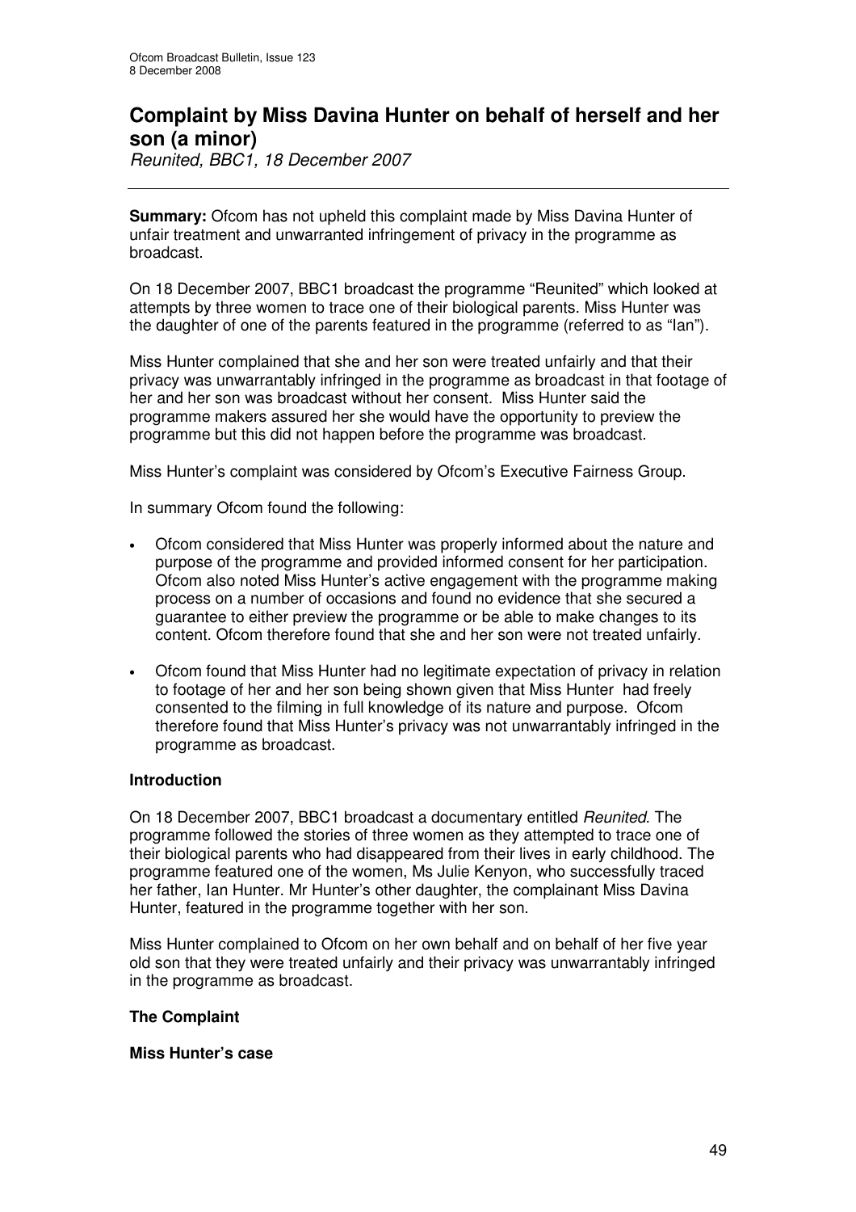## Complaint by Miss Davina Hunter on behalf of herself and her son (a minor)

*Reunited, BBC1, 18 December 2007*

**Summary:** Ofcom has not upheld this complaint made by Miss Davina Hunter of unfair treatment and unwarranted infringement of privacy in the programme as broadcast.

On 18 December 2007, BBC1 broadcast the programme "Reunited" which looked at attempts by three women to trace one of their biological parents. Miss Hunter was the daughter of one of the parents featured in the programme (referred to as "Ian").

Miss Hunter complained that she and her son were treated unfairly and that their privacy was unwarrantably infringed in the programme as broadcast in that footage of her and her son was broadcast without her consent. Miss Hunter said the programme makers assured her she would have the opportunity to preview the programme but this did not happen before the programme was broadcast.

Miss Hunter's complaint was considered by Ofcom's Executive Fairness Group.

In summary Ofcom found the following:

- Ofcom considered that Miss Hunter was properly informed about the nature and purpose of the programme and provided informed consent for her participation. Ofcom also noted Miss Hunter's active engagement with the programme making process on a number of occasions and found no evidence that she secured a guarantee to either preview the programme or be able to make changes to its content. Ofcom therefore found that she and her son were not treated unfairly.
- Ofcom found that Miss Hunter had no legitimate expectation of privacy in relation to footage of her and her son being shown given that Miss Hunter had freely consented to the filming in full knowledge of its nature and purpose. Ofcom therefore found that Miss Hunter's privacy was not unwarrantably infringed in the programme as broadcast.

### Introduction

On 18 December 2007, BBC1 broadcast a documentary entitled *Reunited*. The programme followed the stories of three women as they attempted to trace one of their biological parents who had disappeared from their lives in early childhood. The programme featured one of the women, Ms Julie Kenyon, who successfully traced her father, Ian Hunter. Mr Hunter's other daughter, the complainant Miss Davina Hunter, featured in the programme together with her son.

Miss Hunter complained to Ofcom on her own behalf and on behalf of her five year old son that they were treated unfairly and their privacy was unwarrantably infringed in the programme as broadcast.

### The Complaint

#### Miss Hunter's case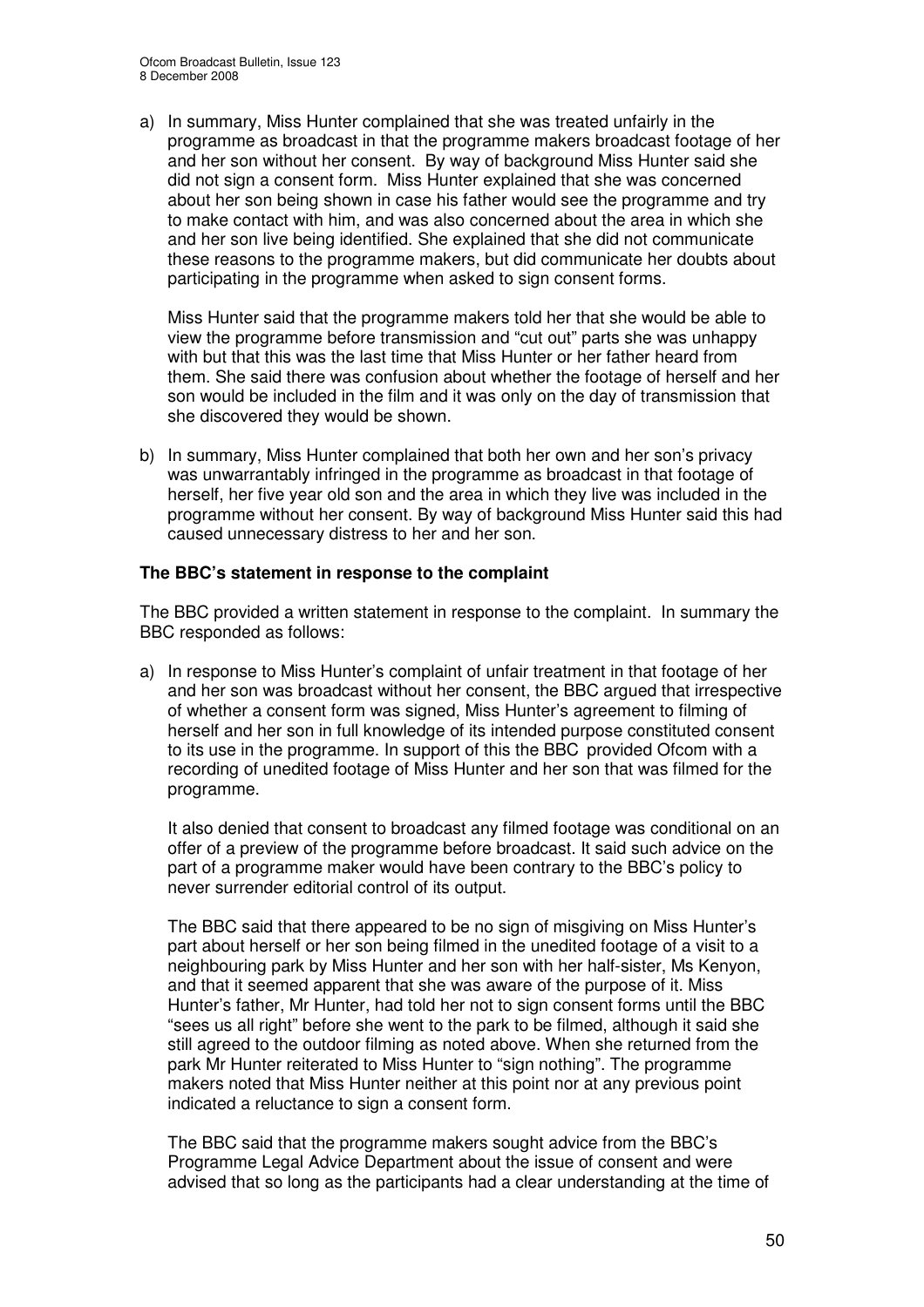a) In summary, Miss Hunter complained that she was treated unfairly in the programme as broadcast in that the programme makers broadcast footage of her and her son without her consent. By way of background Miss Hunter said she did not sign a consent form. Miss Hunter explained that she was concerned about her son being shown in case his father would see the programme and try to make contact with him, and was also concerned about the area in which she and her son live being identified. She explained that she did not communicate these reasons to the programme makers, but did communicate her doubts about participating in the programme when asked to sign consent forms.

   Miss Hunter said that the programme makers told her that she would be able to view the programme before transmission and "cut out" parts she was unhappy with but that this was the last time that Miss Hunter or her father heard from them. She said there was confusion about whether the footage of herself and her son would be included in the film and it was only on the day of transmission that she discovered they would be shown.

b) In summary, Miss Hunter complained that both her own and her son's privacy was unwarrantably infringed in the programme as broadcast in that footage of herself, her five year old son and the area in which they live was included in the programme without her consent. By way of background Miss Hunter said this had caused unnecessary distress to her and her son.

**The BBC's statement in response to the complaint**

The BBC provided a written statement in response to the complaint. In summary the BBC responded as follows:

a) In response to Miss Hunter's complaint of unfair treatment in that footage of her and her son was broadcast without her consent, the BBC argued that irrespective of whether a consent form was signed, Miss Hunter's agreement to filming of herself and her son in full knowledge of its intended purpose constituted consent to its use in the programme. In support of this the BBC provided Ofcom with a recording of unedited footage of Miss Hunter and her son that was filmed for the programme.

   It also denied that consent to broadcast any filmed footage was conditional on an offer of a preview of the programme before broadcast. It said such advice on the part of a programme maker would have been contrary to the BBC's policy to never surrender editorial control of its output.

   The BBC said that there appeared to be no sign of misgiving on Miss Hunter's part about herself or her son being filmed in the unedited footage of a visit to a neighbouring park by Miss Hunter and her son with her half-sister, Ms Kenyon, and that it seemed apparent that she was aware of the purpose of it. Miss Hunter's father, Mr Hunter, had told her not to sign consent forms until the BBC "sees us all right" before she went to the park to be filmed, although it said she still agreed to the outdoor filming as noted above. When she returned from the park Mr Hunter reiterated to Miss Hunter to "sign nothing". The programme makers noted that Miss Hunter neither at this point nor at any previous point indicated a reluctance to sign a consent form.

   The BBC said that the programme makers sought advice from the BBC's Programme Legal Advice Department about the issue of consent and were advised that so long as the participants had a clear understanding at the time of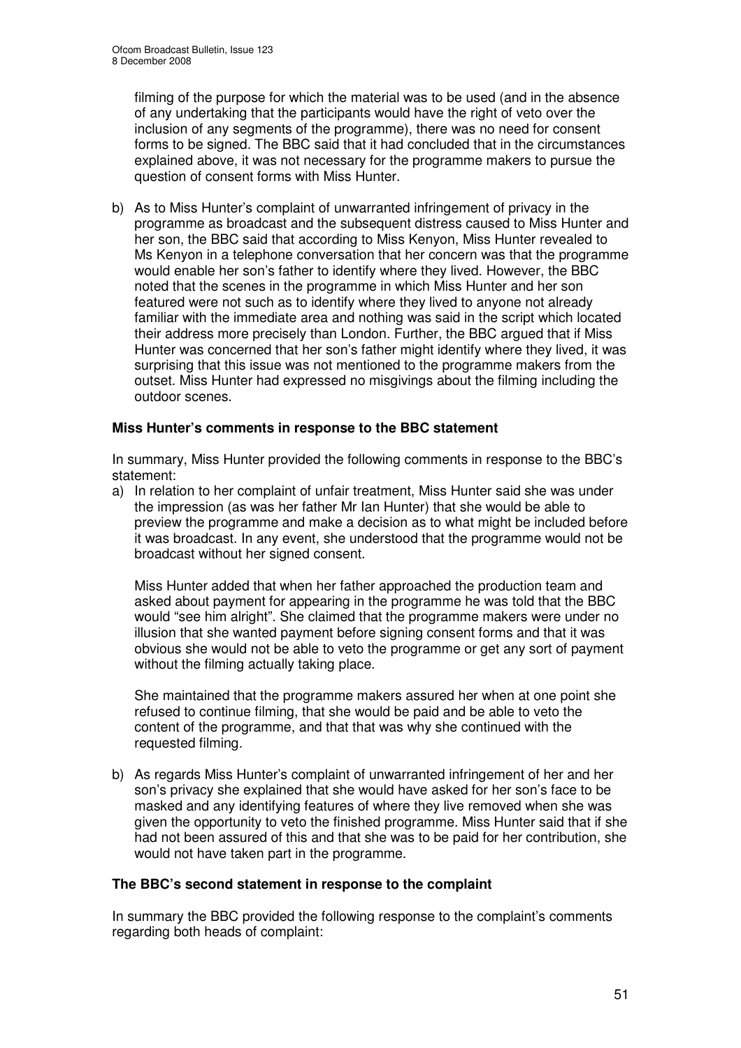filming of the purpose for which the material was to be used (and in the absence of any undertaking that the participants would have the right of veto over the inclusion of any segments of the programme), there was no need for consent forms to be signed. The BBC said that it had concluded that in the circumstances explained above, it was not necessary for the programme makers to pursue the question of consent forms with Miss Hunter.

b) As to Miss Hunter's complaint of unwarranted infringement of privacy in the programme as broadcast and the subsequent distress caused to Miss Hunter and her son, the BBC said that according to Miss Kenyon, Miss Hunter revealed to Ms Kenyon in a telephone conversation that her concern was that the programme would enable her son's father to identify where they lived. However, the BBC noted that the scenes in the programme in which Miss Hunter and her son featured were not such as to identify where they lived to anyone not already familiar with the immediate area and nothing was said in the script which located their address more precisely than London. Further, the BBC argued that if Miss Hunter was concerned that her son's father might identify where they lived, it was surprising that this issue was not mentioned to the programme makers from the outset. Miss Hunter had expressed no misgivings about the filming including the outdoor scenes.

**Miss Hunter's comments in response to the BBC statement**

In summary, Miss Hunter provided the following comments in response to the BBC's statement:

a) In relation to her complaint of unfair treatment, Miss Hunter said she was under the impression (as was her father Mr Ian Hunter) that she would be able to preview the programme and make a decision as to what might be included before it was broadcast. In any event, she understood that the programme would not be broadcast without her signed consent.

   Miss Hunter added that when her father approached the production team and asked about payment for appearing in the programme he was told that the BBC would "see him alright". She claimed that the programme makers were under no illusion that she wanted payment before signing consent forms and that it was obvious she would not be able to veto the programme or get any sort of payment without the filming actually taking place.

   She maintained that the programme makers assured her when at one point she refused to continue filming, that she would be paid and be able to veto the content of the programme, and that that was why she continued with the requested filming.

b) As regards Miss Hunter's complaint of unwarranted infringement of her and her son's privacy she explained that she would have asked for her son's face to be masked and any identifying features of where they live removed when she was given the opportunity to veto the finished programme. Miss Hunter said that if she had not been assured of this and that she was to be paid for her contribution, she would not have taken part in the programme.

**The BBC's second statement in response to the complaint**

In summary the BBC provided the following response to the complaint's comments regarding both heads of complaint: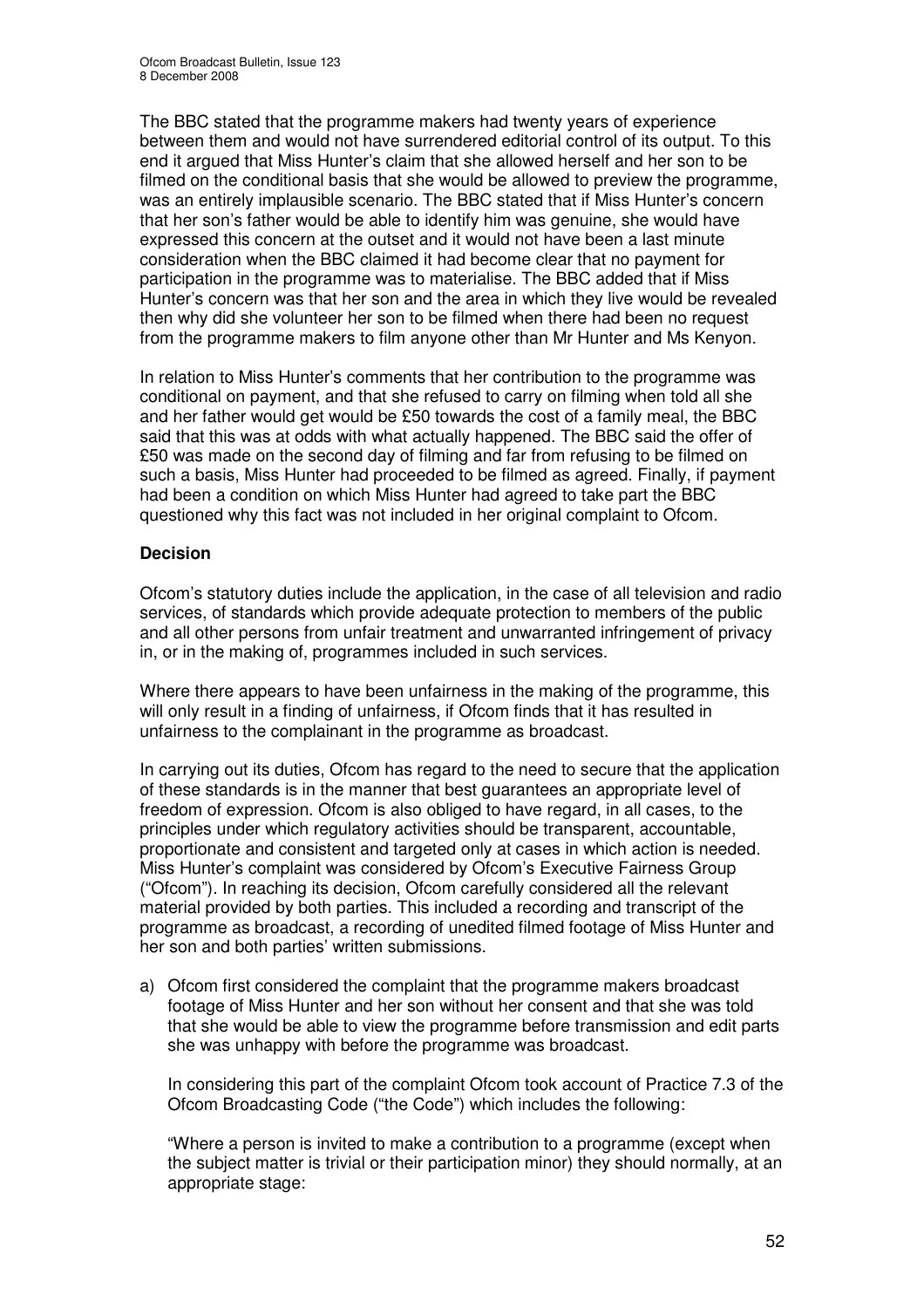The BBC stated that the programme makers had twenty years of experience between them and would not have surrendered editorial control of its output. To this end it argued that Miss Hunter's claim that she allowed herself and her son to be filmed on the conditional basis that she would be allowed to preview the programme, was an entirely implausible scenario. The BBC stated that if Miss Hunter's concern that her son's father would be able to identify him was genuine, she would have expressed this concern at the outset and it would not have been a last minute consideration when the BBC claimed it had become clear that no payment for participation in the programme was to materialise. The BBC added that if Miss Hunter's concern was that her son and the area in which they live would be revealed then why did she volunteer her son to be filmed when there had been no request from the programme makers to film anyone other than Mr Hunter and Ms Kenyon.

In relation to Miss Hunter's comments that her contribution to the programme was conditional on payment, and that she refused to carry on filming when told all she and her father would get would be £50 towards the cost of a family meal, the BBC said that this was at odds with what actually happened. The BBC said the offer of £50 was made on the second day of filming and far from refusing to be filmed on such a basis, Miss Hunter had proceeded to be filmed as agreed. Finally, if payment had been a condition on which Miss Hunter had agreed to take part the BBC questioned why this fact was not included in her original complaint to Ofcom.

**Decision**

Ofcom's statutory duties include the application, in the case of all television and radio services, of standards which provide adequate protection to members of the public and all other persons from unfair treatment and unwarranted infringement of privacy in, or in the making of, programmes included in such services.

Where there appears to have been unfairness in the making of the programme, this will only result in a finding of unfairness, if Ofcom finds that it has resulted in unfairness to the complainant in the programme as broadcast.

In carrying out its duties, Ofcom has regard to the need to secure that the application of these standards is in the manner that best guarantees an appropriate level of freedom of expression. Ofcom is also obliged to have regard, in all cases, to the principles under which regulatory activities should be transparent, accountable, proportionate and consistent and targeted only at cases in which action is needed. Miss Hunter's complaint was considered by Ofcom's Executive Fairness Group ("Ofcom"). In reaching its decision, Ofcom carefully considered all the relevant material provided by both parties. This included a recording and transcript of the programme as broadcast, a recording of unedited filmed footage of Miss Hunter and her son and both parties' written submissions.

a) Ofcom first considered the complaint that the programme makers broadcast footage of Miss Hunter and her son without her consent and that she was told that she would be able to view the programme before transmission and edit parts she was unhappy with before the programme was broadcast.

   In considering this part of the complaint Ofcom took account of Practice 7.3 of the Ofcom Broadcasting Code ("the Code") which includes the following:

   "Where a person is invited to make a contribution to a programme (except when the subject matter is trivial or their participation minor) they should normally, at an appropriate stage: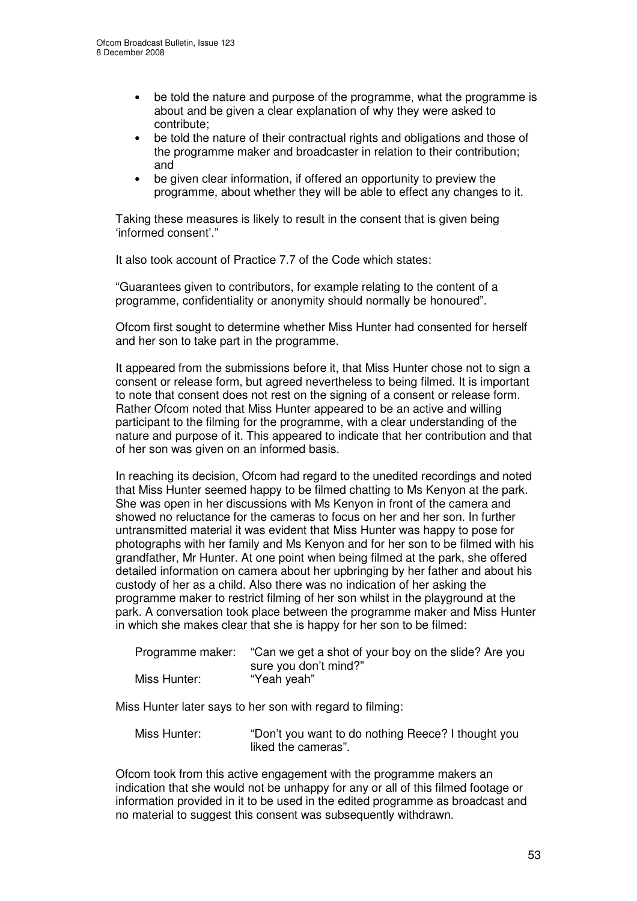- be told the nature and purpose of the programme, what the programme is about and be given a clear explanation of why they were asked to contribute;
- be told the nature of their contractual rights and obligations and those of the programme maker and broadcaster in relation to their contribution; and
- be given clear information, if offered an opportunity to preview the programme, about whether they will be able to effect any changes to it.

Taking these measures is likely to result in the consent that is given being 'informed consent'."

It also took account of Practice 7.7 of the Code which states:

"Guarantees given to contributors, for example relating to the content of a programme, confidentiality or anonymity should normally be honoured".

Ofcom first sought to determine whether Miss Hunter had consented for herself and her son to take part in the programme.

It appeared from the submissions before it, that Miss Hunter chose not to sign a consent or release form, but agreed nevertheless to being filmed. It is important to note that consent does not rest on the signing of a consent or release form. Rather Ofcom noted that Miss Hunter appeared to be an active and willing participant to the filming for the programme, with a clear understanding of the nature and purpose of it. This appeared to indicate that her contribution and that of her son was given on an informed basis.

In reaching its decision, Ofcom had regard to the unedited recordings and noted that Miss Hunter seemed happy to be filmed chatting to Ms Kenyon at the park. She was open in her discussions with Ms Kenyon in front of the camera and showed no reluctance for the cameras to focus on her and her son. In further untransmitted material it was evident that Miss Hunter was happy to pose for photographs with her family and Ms Kenyon and for her son to be filmed with his grandfather, Mr Hunter. At one point when being filmed at the park, she offered detailed information on camera about her upbringing by her father and about his custody of her as a child. Also there was no indication of her asking the programme maker to restrict filming of her son whilst in the playground at the park. A conversation took place between the programme maker and Miss Hunter in which she makes clear that she is happy for her son to be filmed:

> Programme maker: "Can we get a shot of your boy on the slide? Are you sure you don't mind?"
> Miss Hunter: "Yeah yeah"

Miss Hunter later says to her son with regard to filming:

> Miss Hunter: "Don't you want to do nothing Reece? I thought you liked the cameras".

Ofcom took from this active engagement with the programme makers an indication that she would not be unhappy for any or all of this filmed footage or information provided in it to be used in the edited programme as broadcast and no material to suggest this consent was subsequently withdrawn.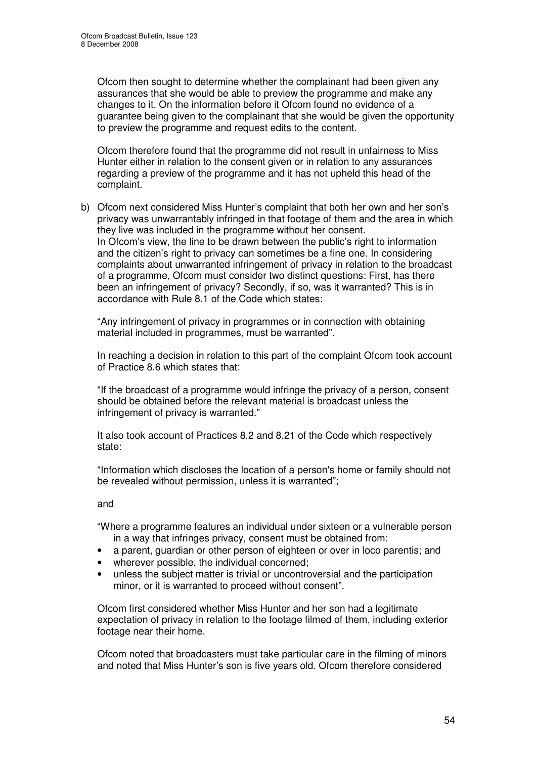Ofcom then sought to determine whether the complainant had been given any assurances that she would be able to preview the programme and make any changes to it. On the information before it Ofcom found no evidence of a guarantee being given to the complainant that she would be given the opportunity to preview the programme and request edits to the content.

Ofcom therefore found that the programme did not result in unfairness to Miss Hunter either in relation to the consent given or in relation to any assurances regarding a preview of the programme and it has not upheld this head of the complaint.

b) Ofcom next considered Miss Hunter's complaint that both her own and her son's privacy was unwarrantably infringed in that footage of them and the area in which they live was included in the programme without her consent.
In Ofcom's view, the line to be drawn between the public's right to information and the citizen's right to privacy can sometimes be a fine one. In considering complaints about unwarranted infringement of privacy in relation to the broadcast of a programme, Ofcom must consider two distinct questions: First, has there been an infringement of privacy? Secondly, if so, was it warranted? This is in accordance with Rule 8.1 of the Code which states:

"Any infringement of privacy in programmes or in connection with obtaining material included in programmes, must be warranted".

In reaching a decision in relation to this part of the complaint Ofcom took account of Practice 8.6 which states that:

"If the broadcast of a programme would infringe the privacy of a person, consent should be obtained before the relevant material is broadcast unless the infringement of privacy is warranted."

It also took account of Practices 8.2 and 8.21 of the Code which respectively state:

"Information which discloses the location of a person's home or family should not be revealed without permission, unless it is warranted";

and

"Where a programme features an individual under sixteen or a vulnerable person in a way that infringes privacy, consent must be obtained from:

- a parent, guardian or other person of eighteen or over in loco parentis; and
- wherever possible, the individual concerned;
- unless the subject matter is trivial or uncontroversial and the participation minor, or it is warranted to proceed without consent".

Ofcom first considered whether Miss Hunter and her son had a legitimate expectation of privacy in relation to the footage filmed of them, including exterior footage near their home.

Ofcom noted that broadcasters must take particular care in the filming of minors and noted that Miss Hunter's son is five years old. Ofcom therefore considered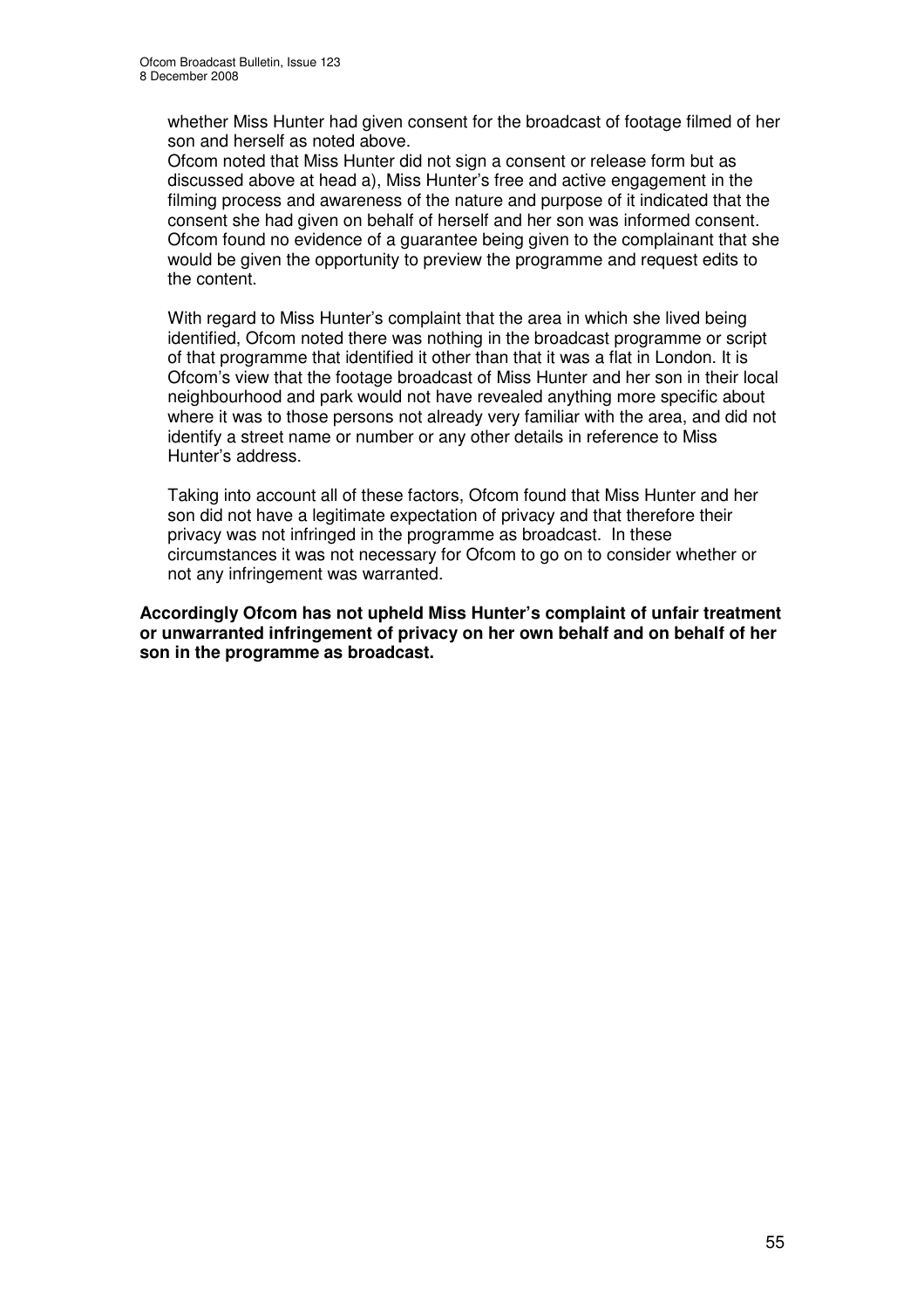whether Miss Hunter had given consent for the broadcast of footage filmed of her son and herself as noted above.

Ofcom noted that Miss Hunter did not sign a consent or release form but as discussed above at head a), Miss Hunter's free and active engagement in the filming process and awareness of the nature and purpose of it indicated that the consent she had given on behalf of herself and her son was informed consent. Ofcom found no evidence of a guarantee being given to the complainant that she would be given the opportunity to preview the programme and request edits to the content.

With regard to Miss Hunter's complaint that the area in which she lived being identified, Ofcom noted there was nothing in the broadcast programme or script of that programme that identified it other than that it was a flat in London. It is Ofcom's view that the footage broadcast of Miss Hunter and her son in their local neighbourhood and park would not have revealed anything more specific about where it was to those persons not already very familiar with the area, and did not identify a street name or number or any other details in reference to Miss Hunter's address.

Taking into account all of these factors, Ofcom found that Miss Hunter and her son did not have a legitimate expectation of privacy and that therefore their privacy was not infringed in the programme as broadcast. In these circumstances it was not necessary for Ofcom to go on to consider whether or not any infringement was warranted.

**Accordingly Ofcom has not upheld Miss Hunter's complaint of unfair treatment or unwarranted infringement of privacy on her own behalf and on behalf of her son in the programme as broadcast.**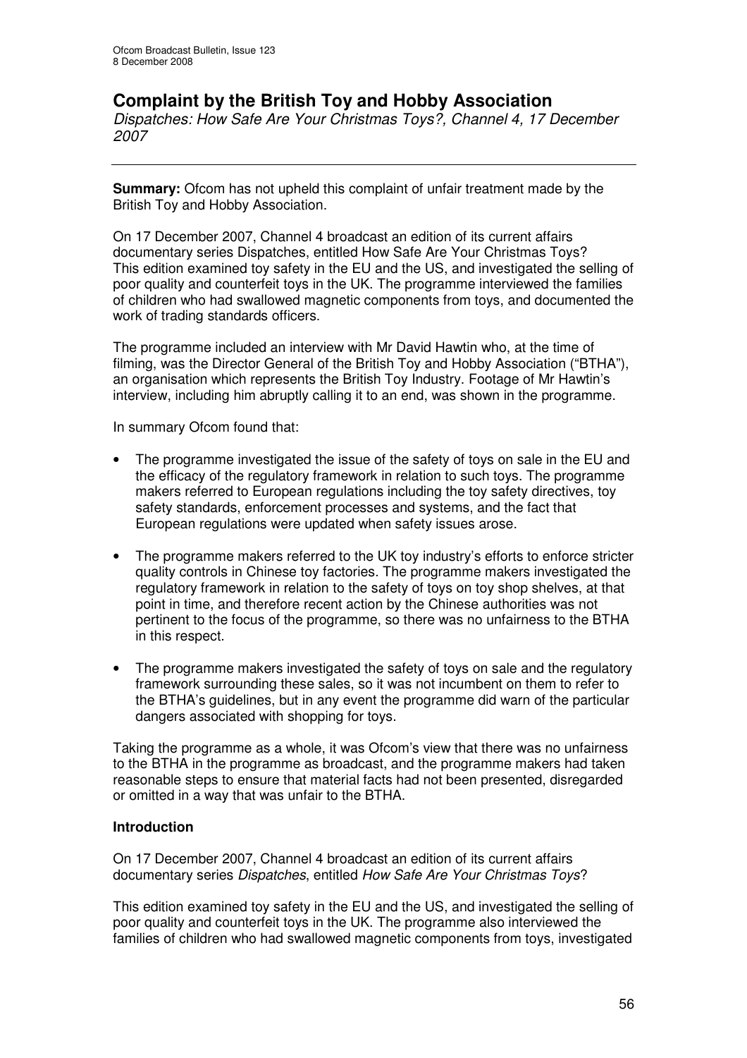# Complaint by the British Toy and Hobby Association

*Dispatches: How Safe Are Your Christmas Toys?, Channel 4, 17 December 2007*

---

**Summary:** Ofcom has not upheld this complaint of unfair treatment made by the British Toy and Hobby Association.

On 17 December 2007, Channel 4 broadcast an edition of its current affairs documentary series Dispatches, entitled How Safe Are Your Christmas Toys? This edition examined toy safety in the EU and the US, and investigated the selling of poor quality and counterfeit toys in the UK. The programme interviewed the families of children who had swallowed magnetic components from toys, and documented the work of trading standards officers.

The programme included an interview with Mr David Hawtin who, at the time of filming, was the Director General of the British Toy and Hobby Association ("BTHA"), an organisation which represents the British Toy Industry. Footage of Mr Hawtin's interview, including him abruptly calling it to an end, was shown in the programme.

In summary Ofcom found that:

- The programme investigated the issue of the safety of toys on sale in the EU and the efficacy of the regulatory framework in relation to such toys. The programme makers referred to European regulations including the toy safety directives, toy safety standards, enforcement processes and systems, and the fact that European regulations were updated when safety issues arose.
- The programme makers referred to the UK toy industry's efforts to enforce stricter quality controls in Chinese toy factories. The programme makers investigated the regulatory framework in relation to the safety of toys on toy shop shelves, at that point in time, and therefore recent action by the Chinese authorities was not pertinent to the focus of the programme, so there was no unfairness to the BTHA in this respect.
- The programme makers investigated the safety of toys on sale and the regulatory framework surrounding these sales, so it was not incumbent on them to refer to the BTHA's guidelines, but in any event the programme did warn of the particular dangers associated with shopping for toys.

Taking the programme as a whole, it was Ofcom's view that there was no unfairness to the BTHA in the programme as broadcast, and the programme makers had taken reasonable steps to ensure that material facts had not been presented, disregarded or omitted in a way that was unfair to the BTHA.

**Introduction**

On 17 December 2007, Channel 4 broadcast an edition of its current affairs documentary series *Dispatches*, entitled *How Safe Are Your Christmas Toys*?

This edition examined toy safety in the EU and the US, and investigated the selling of poor quality and counterfeit toys in the UK. The programme also interviewed the families of children who had swallowed magnetic components from toys, investigated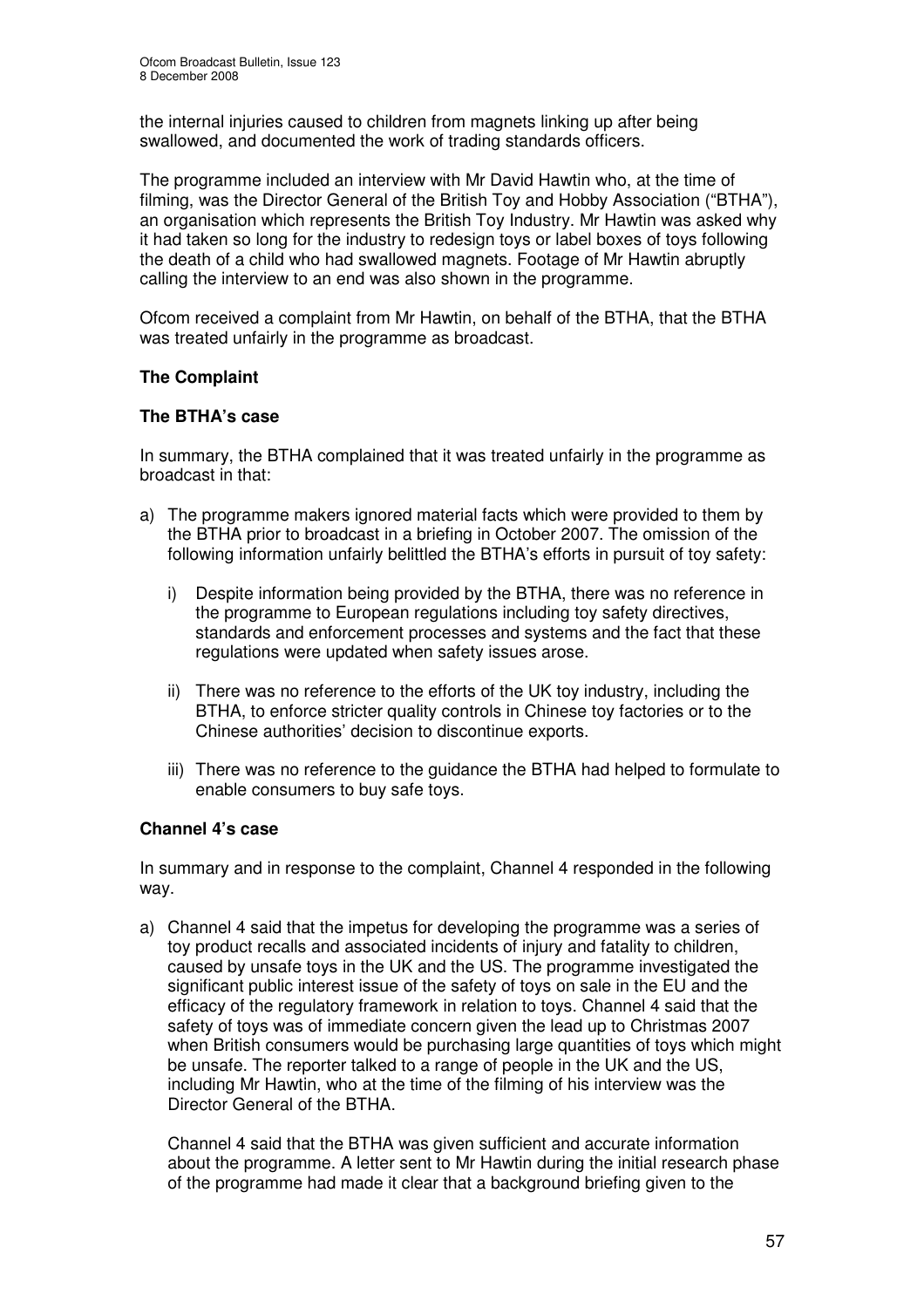the internal injuries caused to children from magnets linking up after being swallowed, and documented the work of trading standards officers.

The programme included an interview with Mr David Hawtin who, at the time of filming, was the Director General of the British Toy and Hobby Association ("BTHA"), an organisation which represents the British Toy Industry. Mr Hawtin was asked why it had taken so long for the industry to redesign toys or label boxes of toys following the death of a child who had swallowed magnets. Footage of Mr Hawtin abruptly calling the interview to an end was also shown in the programme.

Ofcom received a complaint from Mr Hawtin, on behalf of the BTHA, that the BTHA was treated unfairly in the programme as broadcast.

**The Complaint**

**The BTHA's case**

In summary, the BTHA complained that it was treated unfairly in the programme as broadcast in that:

a) The programme makers ignored material facts which were provided to them by the BTHA prior to broadcast in a briefing in October 2007. The omission of the following information unfairly belittled the BTHA's efforts in pursuit of toy safety:

   i) Despite information being provided by the BTHA, there was no reference in the programme to European regulations including toy safety directives, standards and enforcement processes and systems and the fact that these regulations were updated when safety issues arose.

   ii) There was no reference to the efforts of the UK toy industry, including the BTHA, to enforce stricter quality controls in Chinese toy factories or to the Chinese authorities' decision to discontinue exports.

   iii) There was no reference to the guidance the BTHA had helped to formulate to enable consumers to buy safe toys.

**Channel 4's case**

In summary and in response to the complaint, Channel 4 responded in the following way.

a) Channel 4 said that the impetus for developing the programme was a series of toy product recalls and associated incidents of injury and fatality to children, caused by unsafe toys in the UK and the US. The programme investigated the significant public interest issue of the safety of toys on sale in the EU and the efficacy of the regulatory framework in relation to toys. Channel 4 said that the safety of toys was of immediate concern given the lead up to Christmas 2007 when British consumers would be purchasing large quantities of toys which might be unsafe. The reporter talked to a range of people in the UK and the US, including Mr Hawtin, who at the time of the filming of his interview was the Director General of the BTHA.

   Channel 4 said that the BTHA was given sufficient and accurate information about the programme. A letter sent to Mr Hawtin during the initial research phase of the programme had made it clear that a background briefing given to the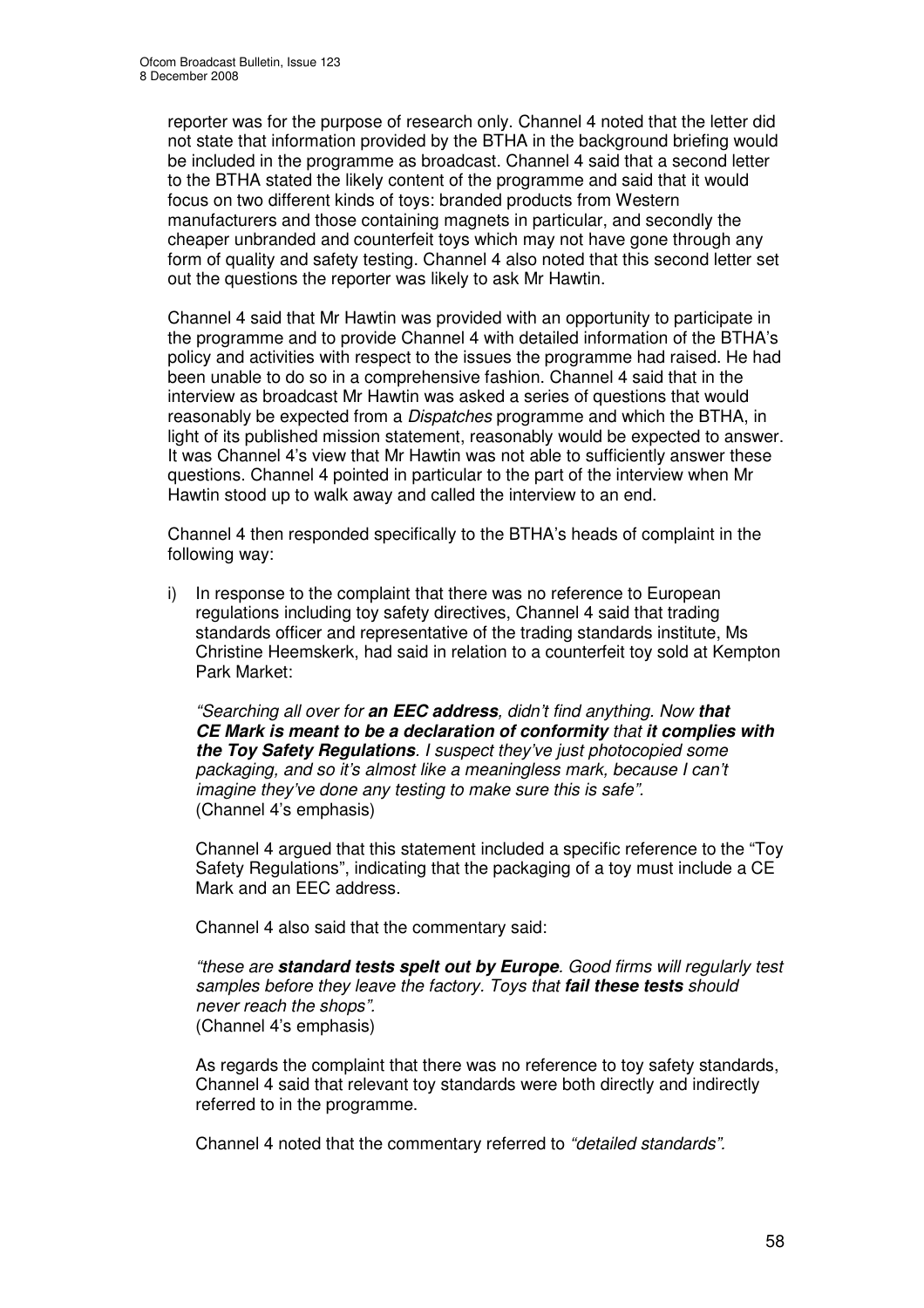reporter was for the purpose of research only. Channel 4 noted that the letter did not state that information provided by the BTHA in the background briefing would be included in the programme as broadcast. Channel 4 said that a second letter to the BTHA stated the likely content of the programme and said that it would focus on two different kinds of toys: branded products from Western manufacturers and those containing magnets in particular, and secondly the cheaper unbranded and counterfeit toys which may not have gone through any form of quality and safety testing. Channel 4 also noted that this second letter set out the questions the reporter was likely to ask Mr Hawtin.

Channel 4 said that Mr Hawtin was provided with an opportunity to participate in the programme and to provide Channel 4 with detailed information of the BTHA's policy and activities with respect to the issues the programme had raised. He had been unable to do so in a comprehensive fashion. Channel 4 said that in the interview as broadcast Mr Hawtin was asked a series of questions that would reasonably be expected from a *Dispatches* programme and which the BTHA, in light of its published mission statement, reasonably would be expected to answer. It was Channel 4's view that Mr Hawtin was not able to sufficiently answer these questions. Channel 4 pointed in particular to the part of the interview when Mr Hawtin stood up to walk away and called the interview to an end.

Channel 4 then responded specifically to the BTHA's heads of complaint in the following way:

i) In response to the complaint that there was no reference to European regulations including toy safety directives, Channel 4 said that trading standards officer and representative of the trading standards institute, Ms Christine Heemskerk, had said in relation to a counterfeit toy sold at Kempton Park Market:

   *"Searching all over for* ***an EEC address****, didn't find anything. Now* ***that CE Mark is meant to be a declaration of conformity*** *that* ***it complies with the Toy Safety Regulations****. I suspect they've just photocopied some packaging, and so it's almost like a meaningless mark, because I can't imagine they've done any testing to make sure this is safe".*
   (Channel 4's emphasis)

   Channel 4 argued that this statement included a specific reference to the "Toy Safety Regulations", indicating that the packaging of a toy must include a CE Mark and an EEC address.

   Channel 4 also said that the commentary said:

   *"these are* ***standard tests spelt out by Europe****. Good firms will regularly test samples before they leave the factory. Toys that* ***fail these tests*** *should never reach the shops".*
   (Channel 4's emphasis)

   As regards the complaint that there was no reference to toy safety standards, Channel 4 said that relevant toy standards were both directly and indirectly referred to in the programme.

   Channel 4 noted that the commentary referred to *"detailed standards"*.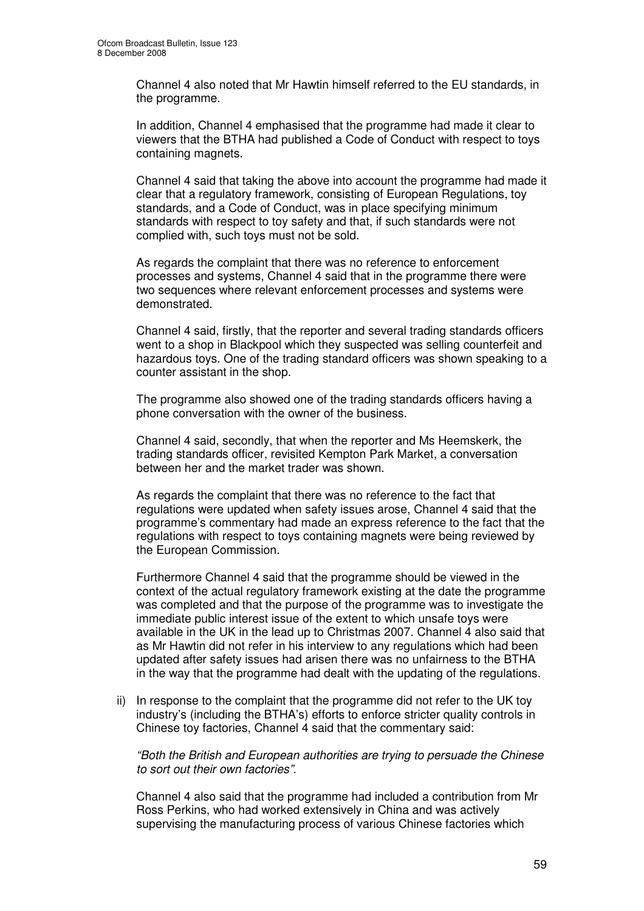Channel 4 also noted that Mr Hawtin himself referred to the EU standards, in the programme.

In addition, Channel 4 emphasised that the programme had made it clear to viewers that the BTHA had published a Code of Conduct with respect to toys containing magnets.

Channel 4 said that taking the above into account the programme had made it clear that a regulatory framework, consisting of European Regulations, toy standards, and a Code of Conduct, was in place specifying minimum standards with respect to toy safety and that, if such standards were not complied with, such toys must not be sold.

As regards the complaint that there was no reference to enforcement processes and systems, Channel 4 said that in the programme there were two sequences where relevant enforcement processes and systems were demonstrated.

Channel 4 said, firstly, that the reporter and several trading standards officers went to a shop in Blackpool which they suspected was selling counterfeit and hazardous toys. One of the trading standard officers was shown speaking to a counter assistant in the shop.

The programme also showed one of the trading standards officers having a phone conversation with the owner of the business.

Channel 4 said, secondly, that when the reporter and Ms Heemskerk, the trading standards officer, revisited Kempton Park Market, a conversation between her and the market trader was shown.

As regards the complaint that there was no reference to the fact that regulations were updated when safety issues arose, Channel 4 said that the programme's commentary had made an express reference to the fact that the regulations with respect to toys containing magnets were being reviewed by the European Commission.

Furthermore Channel 4 said that the programme should be viewed in the context of the actual regulatory framework existing at the date the programme was completed and that the purpose of the programme was to investigate the immediate public interest issue of the extent to which unsafe toys were available in the UK in the lead up to Christmas 2007. Channel 4 also said that as Mr Hawtin did not refer in his interview to any regulations which had been updated after safety issues had arisen there was no unfairness to the BTHA in the way that the programme had dealt with the updating of the regulations.

ii) In response to the complaint that the programme did not refer to the UK toy industry's (including the BTHA's) efforts to enforce stricter quality controls in Chinese toy factories, Channel 4 said that the commentary said:

*"Both the British and European authorities are trying to persuade the Chinese to sort out their own factories".*

Channel 4 also said that the programme had included a contribution from Mr Ross Perkins, who had worked extensively in China and was actively supervising the manufacturing process of various Chinese factories which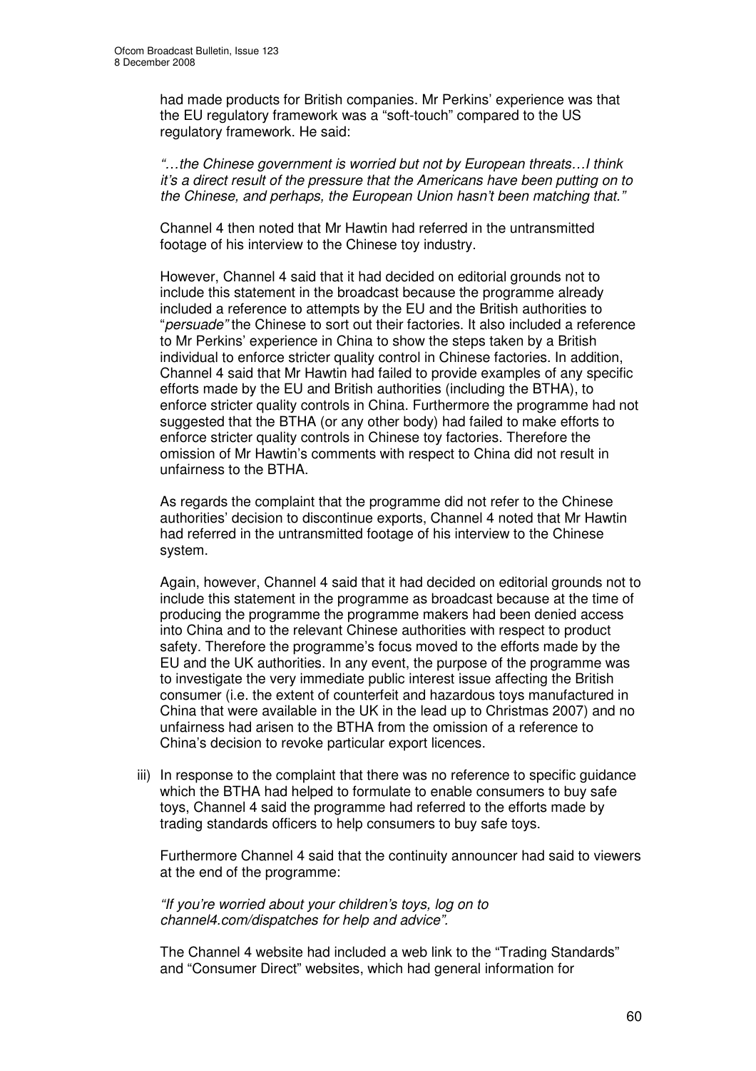had made products for British companies. Mr Perkins' experience was that the EU regulatory framework was a "soft-touch" compared to the US regulatory framework. He said:

*"…the Chinese government is worried but not by European threats…I think it's a direct result of the pressure that the Americans have been putting on to the Chinese, and perhaps, the European Union hasn't been matching that."*

Channel 4 then noted that Mr Hawtin had referred in the untransmitted footage of his interview to the Chinese toy industry.

However, Channel 4 said that it had decided on editorial grounds not to include this statement in the broadcast because the programme already included a reference to attempts by the EU and the British authorities to "*persuade"* the Chinese to sort out their factories. It also included a reference to Mr Perkins' experience in China to show the steps taken by a British individual to enforce stricter quality control in Chinese factories. In addition, Channel 4 said that Mr Hawtin had failed to provide examples of any specific efforts made by the EU and British authorities (including the BTHA), to enforce stricter quality controls in China. Furthermore the programme had not suggested that the BTHA (or any other body) had failed to make efforts to enforce stricter quality controls in Chinese toy factories. Therefore the omission of Mr Hawtin's comments with respect to China did not result in unfairness to the BTHA.

As regards the complaint that the programme did not refer to the Chinese authorities' decision to discontinue exports, Channel 4 noted that Mr Hawtin had referred in the untransmitted footage of his interview to the Chinese system.

Again, however, Channel 4 said that it had decided on editorial grounds not to include this statement in the programme as broadcast because at the time of producing the programme the programme makers had been denied access into China and to the relevant Chinese authorities with respect to product safety. Therefore the programme's focus moved to the efforts made by the EU and the UK authorities. In any event, the purpose of the programme was to investigate the very immediate public interest issue affecting the British consumer (i.e. the extent of counterfeit and hazardous toys manufactured in China that were available in the UK in the lead up to Christmas 2007) and no unfairness had arisen to the BTHA from the omission of a reference to China's decision to revoke particular export licences.

iii) In response to the complaint that there was no reference to specific guidance which the BTHA had helped to formulate to enable consumers to buy safe toys, Channel 4 said the programme had referred to the efforts made by trading standards officers to help consumers to buy safe toys.

   Furthermore Channel 4 said that the continuity announcer had said to viewers at the end of the programme:

   *"If you're worried about your children's toys, log on to channel4.com/dispatches for help and advice".*

   The Channel 4 website had included a web link to the "Trading Standards" and "Consumer Direct" websites, which had general information for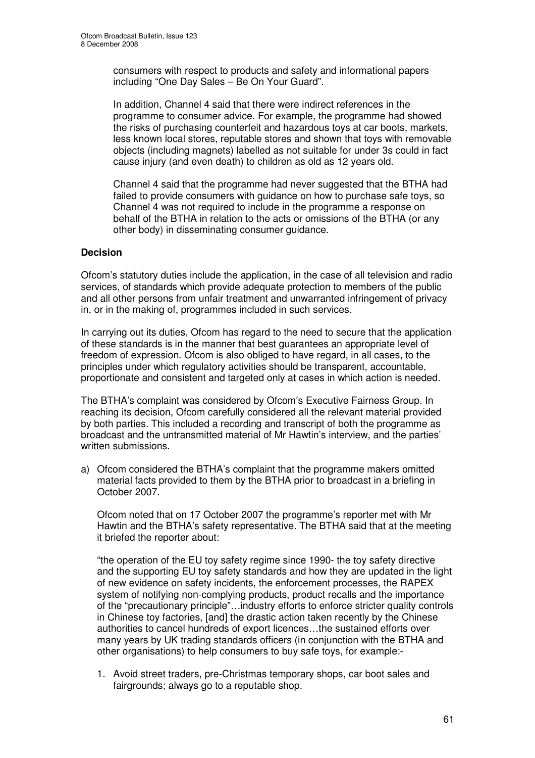consumers with respect to products and safety and informational papers including "One Day Sales – Be On Your Guard".

In addition, Channel 4 said that there were indirect references in the programme to consumer advice. For example, the programme had showed the risks of purchasing counterfeit and hazardous toys at car boots, markets, less known local stores, reputable stores and shown that toys with removable objects (including magnets) labelled as not suitable for under 3s could in fact cause injury (and even death) to children as old as 12 years old.

Channel 4 said that the programme had never suggested that the BTHA had failed to provide consumers with guidance on how to purchase safe toys, so Channel 4 was not required to include in the programme a response on behalf of the BTHA in relation to the acts or omissions of the BTHA (or any other body) in disseminating consumer guidance.

**Decision**

Ofcom's statutory duties include the application, in the case of all television and radio services, of standards which provide adequate protection to members of the public and all other persons from unfair treatment and unwarranted infringement of privacy in, or in the making of, programmes included in such services.

In carrying out its duties, Ofcom has regard to the need to secure that the application of these standards is in the manner that best guarantees an appropriate level of freedom of expression. Ofcom is also obliged to have regard, in all cases, to the principles under which regulatory activities should be transparent, accountable, proportionate and consistent and targeted only at cases in which action is needed.

The BTHA's complaint was considered by Ofcom's Executive Fairness Group. In reaching its decision, Ofcom carefully considered all the relevant material provided by both parties. This included a recording and transcript of both the programme as broadcast and the untransmitted material of Mr Hawtin's interview, and the parties' written submissions.

a) Ofcom considered the BTHA's complaint that the programme makers omitted material facts provided to them by the BTHA prior to broadcast in a briefing in October 2007.

   Ofcom noted that on 17 October 2007 the programme's reporter met with Mr Hawtin and the BTHA's safety representative. The BTHA said that at the meeting it briefed the reporter about:

   "the operation of the EU toy safety regime since 1990- the toy safety directive and the supporting EU toy safety standards and how they are updated in the light of new evidence on safety incidents, the enforcement processes, the RAPEX system of notifying non-complying products, product recalls and the importance of the "precautionary principle"…industry efforts to enforce stricter quality controls in Chinese toy factories, [and] the drastic action taken recently by the Chinese authorities to cancel hundreds of export licences…the sustained efforts over many years by UK trading standards officers (in conjunction with the BTHA and other organisations) to help consumers to buy safe toys, for example:-

   1. Avoid street traders, pre-Christmas temporary shops, car boot sales and fairgrounds; always go to a reputable shop.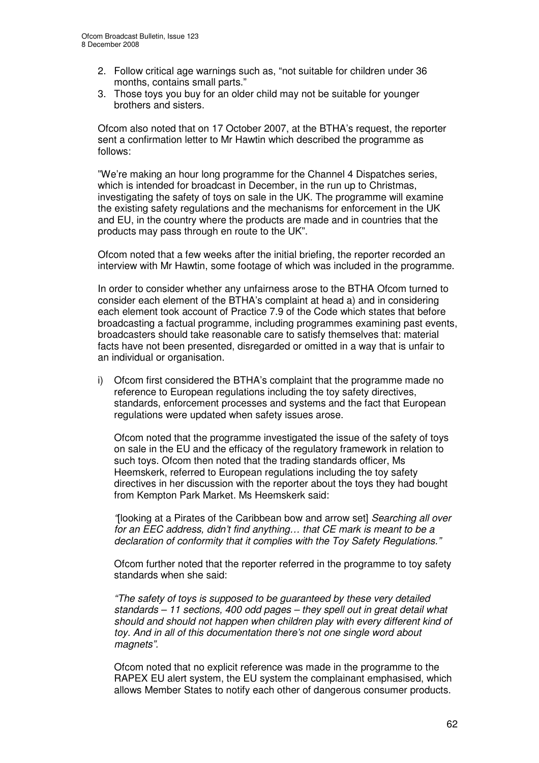2. Follow critical age warnings such as, "not suitable for children under 36 months, contains small parts."
3. Those toys you buy for an older child may not be suitable for younger brothers and sisters.

Ofcom also noted that on 17 October 2007, at the BTHA's request, the reporter sent a confirmation letter to Mr Hawtin which described the programme as follows:

"We're making an hour long programme for the Channel 4 Dispatches series, which is intended for broadcast in December, in the run up to Christmas, investigating the safety of toys on sale in the UK. The programme will examine the existing safety regulations and the mechanisms for enforcement in the UK and EU, in the country where the products are made and in countries that the products may pass through en route to the UK".

Ofcom noted that a few weeks after the initial briefing, the reporter recorded an interview with Mr Hawtin, some footage of which was included in the programme.

In order to consider whether any unfairness arose to the BTHA Ofcom turned to consider each element of the BTHA's complaint at head a) and in considering each element took account of Practice 7.9 of the Code which states that before broadcasting a factual programme, including programmes examining past events, broadcasters should take reasonable care to satisfy themselves that: material facts have not been presented, disregarded or omitted in a way that is unfair to an individual or organisation.

i) Ofcom first considered the BTHA's complaint that the programme made no reference to European regulations including the toy safety directives, standards, enforcement processes and systems and the fact that European regulations were updated when safety issues arose.

   Ofcom noted that the programme investigated the issue of the safety of toys on sale in the EU and the efficacy of the regulatory framework in relation to such toys. Ofcom then noted that the trading standards officer, Ms Heemskerk, referred to European regulations including the toy safety directives in her discussion with the reporter about the toys they had bought from Kempton Park Market. Ms Heemskerk said:

   *"*[looking at a Pirates of the Caribbean bow and arrow set] *Searching all over for an EEC address, didn't find anything… that CE mark is meant to be a declaration of conformity that it complies with the Toy Safety Regulations."*

   Ofcom further noted that the reporter referred in the programme to toy safety standards when she said:

   *"The safety of toys is supposed to be guaranteed by these very detailed standards – 11 sections, 400 odd pages – they spell out in great detail what should and should not happen when children play with every different kind of toy. And in all of this documentation there's not one single word about magnets".*

   Ofcom noted that no explicit reference was made in the programme to the RAPEX EU alert system, the EU system the complainant emphasised, which allows Member States to notify each other of dangerous consumer products.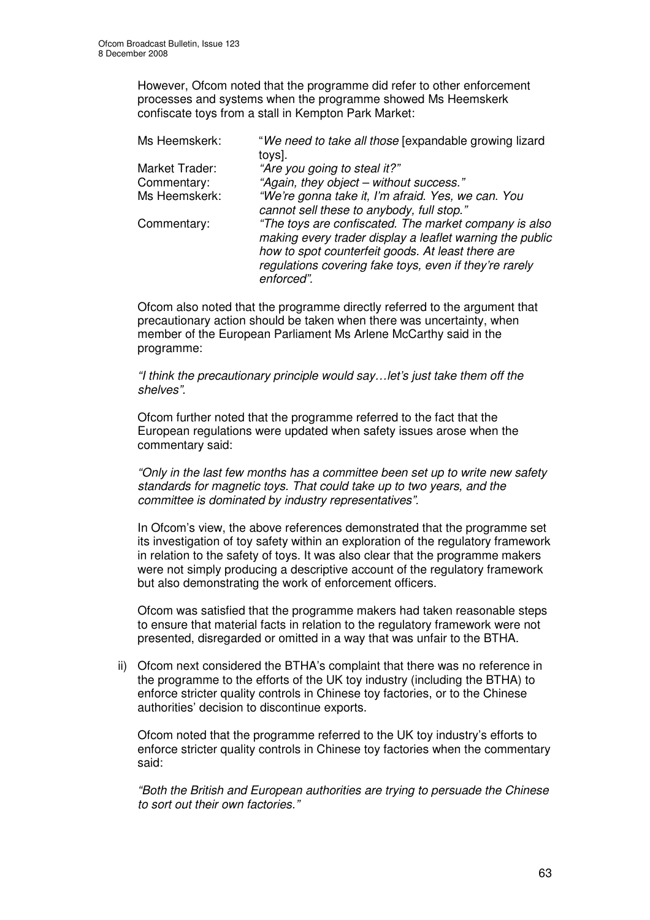However, Ofcom noted that the programme did refer to other enforcement processes and systems when the programme showed Ms Heemskerk confiscate toys from a stall in Kempton Park Market:

| | |
|---|---|
| Ms Heemskerk: | "*We need to take all those* [expandable growing lizard toys]. |
| Market Trader: | *"Are you going to steal it?"* |
| Commentary: | *"Again, they object – without success."* |
| Ms Heemskerk: | *"We're gonna take it, I'm afraid. Yes, we can. You cannot sell these to anybody, full stop."* |
| Commentary: | *"The toys are confiscated. The market company is also making every trader display a leaflet warning the public how to spot counterfeit goods. At least there are regulations covering fake toys, even if they're rarely enforced".* |

Ofcom also noted that the programme directly referred to the argument that precautionary action should be taken when there was uncertainty, when member of the European Parliament Ms Arlene McCarthy said in the programme:

*"I think the precautionary principle would say…let's just take them off the shelves".*

Ofcom further noted that the programme referred to the fact that the European regulations were updated when safety issues arose when the commentary said:

*"Only in the last few months has a committee been set up to write new safety standards for magnetic toys. That could take up to two years, and the committee is dominated by industry representatives".*

In Ofcom's view, the above references demonstrated that the programme set its investigation of toy safety within an exploration of the regulatory framework in relation to the safety of toys. It was also clear that the programme makers were not simply producing a descriptive account of the regulatory framework but also demonstrating the work of enforcement officers.

Ofcom was satisfied that the programme makers had taken reasonable steps to ensure that material facts in relation to the regulatory framework were not presented, disregarded or omitted in a way that was unfair to the BTHA.

ii) Ofcom next considered the BTHA's complaint that there was no reference in the programme to the efforts of the UK toy industry (including the BTHA) to enforce stricter quality controls in Chinese toy factories, or to the Chinese authorities' decision to discontinue exports.

Ofcom noted that the programme referred to the UK toy industry's efforts to enforce stricter quality controls in Chinese toy factories when the commentary said:

*"Both the British and European authorities are trying to persuade the Chinese to sort out their own factories."*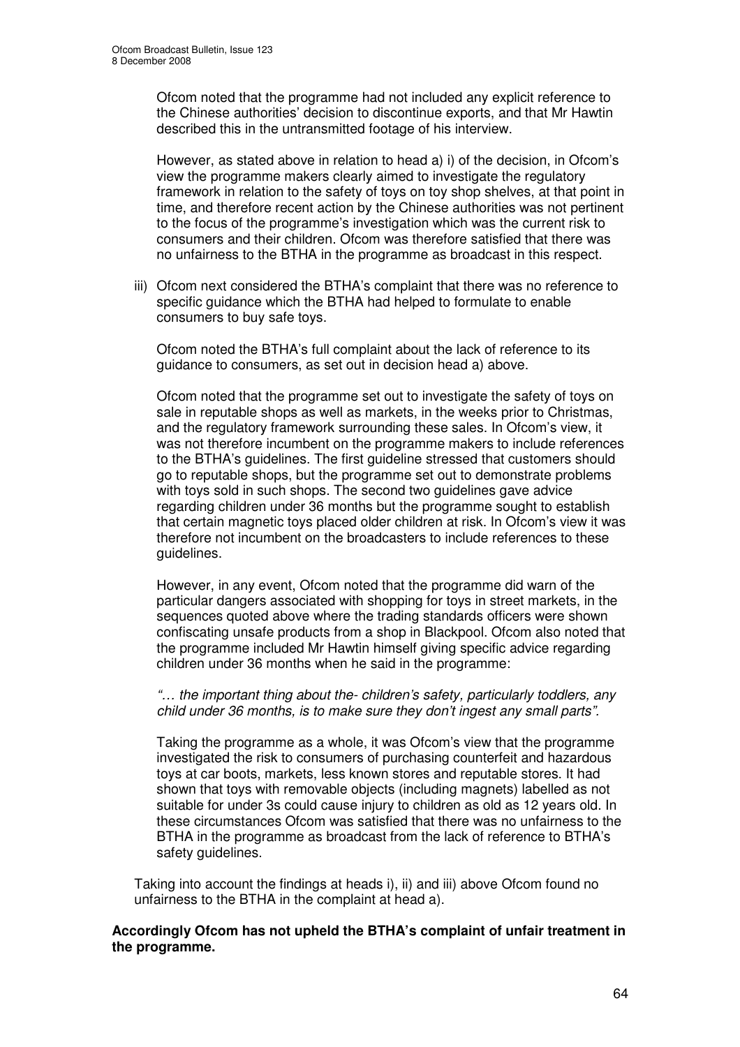Ofcom noted that the programme had not included any explicit reference to the Chinese authorities' decision to discontinue exports, and that Mr Hawtin described this in the untransmitted footage of his interview.

However, as stated above in relation to head a) i) of the decision, in Ofcom's view the programme makers clearly aimed to investigate the regulatory framework in relation to the safety of toys on toy shop shelves, at that point in time, and therefore recent action by the Chinese authorities was not pertinent to the focus of the programme's investigation which was the current risk to consumers and their children. Ofcom was therefore satisfied that there was no unfairness to the BTHA in the programme as broadcast in this respect.

iii) Ofcom next considered the BTHA's complaint that there was no reference to specific guidance which the BTHA had helped to formulate to enable consumers to buy safe toys.

Ofcom noted the BTHA's full complaint about the lack of reference to its guidance to consumers, as set out in decision head a) above.

Ofcom noted that the programme set out to investigate the safety of toys on sale in reputable shops as well as markets, in the weeks prior to Christmas, and the regulatory framework surrounding these sales. In Ofcom's view, it was not therefore incumbent on the programme makers to include references to the BTHA's guidelines. The first guideline stressed that customers should go to reputable shops, but the programme set out to demonstrate problems with toys sold in such shops. The second two guidelines gave advice regarding children under 36 months but the programme sought to establish that certain magnetic toys placed older children at risk. In Ofcom's view it was therefore not incumbent on the broadcasters to include references to these guidelines.

However, in any event, Ofcom noted that the programme did warn of the particular dangers associated with shopping for toys in street markets, in the sequences quoted above where the trading standards officers were shown confiscating unsafe products from a shop in Blackpool. Ofcom also noted that the programme included Mr Hawtin himself giving specific advice regarding children under 36 months when he said in the programme:

*"… the important thing about the- children's safety, particularly toddlers, any child under 36 months, is to make sure they don't ingest any small parts".*

Taking the programme as a whole, it was Ofcom's view that the programme investigated the risk to consumers of purchasing counterfeit and hazardous toys at car boots, markets, less known stores and reputable stores. It had shown that toys with removable objects (including magnets) labelled as not suitable for under 3s could cause injury to children as old as 12 years old. In these circumstances Ofcom was satisfied that there was no unfairness to the BTHA in the programme as broadcast from the lack of reference to BTHA's safety guidelines.

Taking into account the findings at heads i), ii) and iii) above Ofcom found no unfairness to the BTHA in the complaint at head a).

**Accordingly Ofcom has not upheld the BTHA's complaint of unfair treatment in the programme.**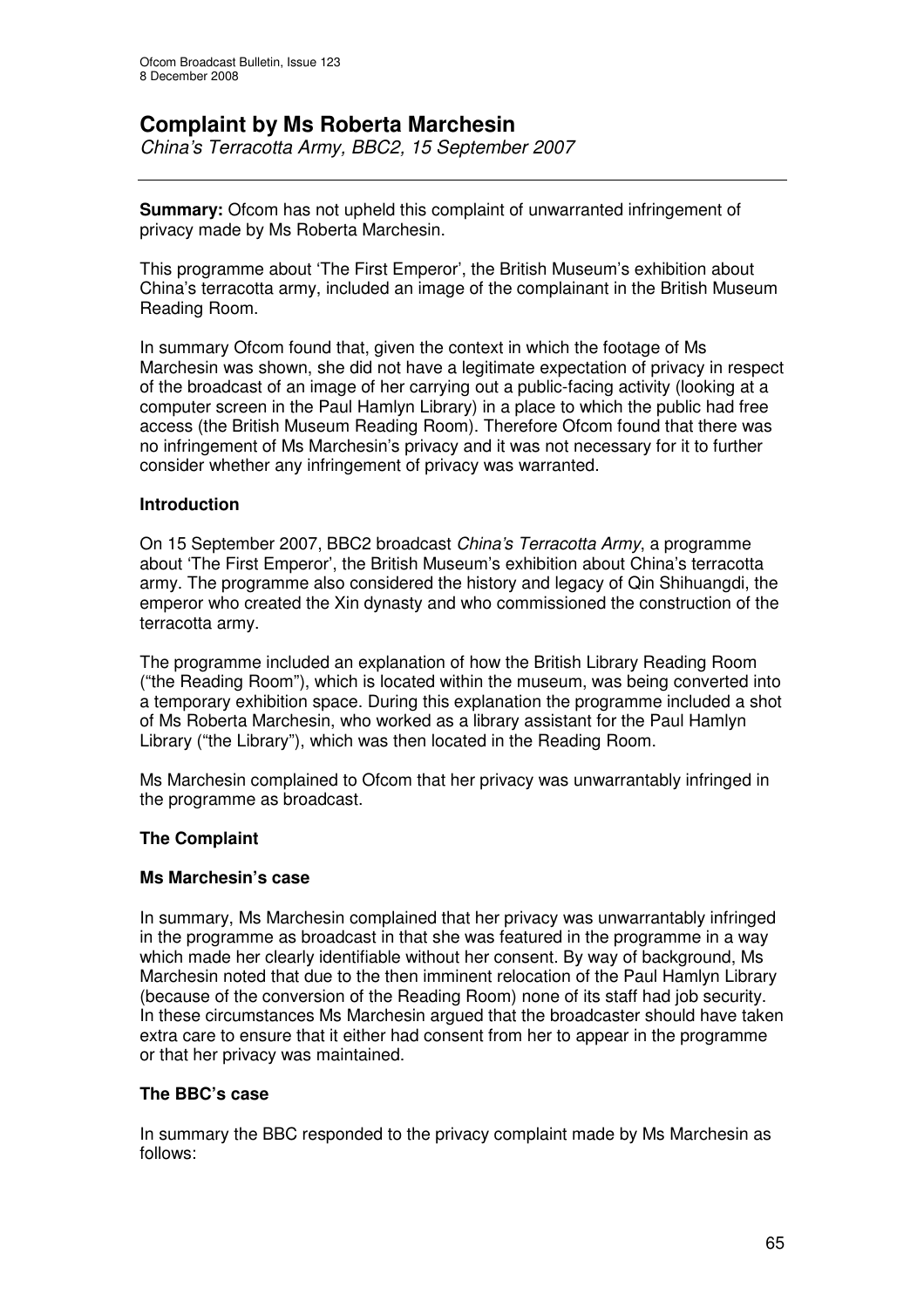# Complaint by Ms Roberta Marchesin

*China's Terracotta Army, BBC2, 15 September 2007*

---

**Summary:** Ofcom has not upheld this complaint of unwarranted infringement of privacy made by Ms Roberta Marchesin.

This programme about 'The First Emperor', the British Museum's exhibition about China's terracotta army, included an image of the complainant in the British Museum Reading Room.

In summary Ofcom found that, given the context in which the footage of Ms Marchesin was shown, she did not have a legitimate expectation of privacy in respect of the broadcast of an image of her carrying out a public-facing activity (looking at a computer screen in the Paul Hamlyn Library) in a place to which the public had free access (the British Museum Reading Room). Therefore Ofcom found that there was no infringement of Ms Marchesin's privacy and it was not necessary for it to further consider whether any infringement of privacy was warranted.

### Introduction

On 15 September 2007, BBC2 broadcast *China's Terracotta Army*, a programme about 'The First Emperor', the British Museum's exhibition about China's terracotta army. The programme also considered the history and legacy of Qin Shihuangdi, the emperor who created the Xin dynasty and who commissioned the construction of the terracotta army.

The programme included an explanation of how the British Library Reading Room ("the Reading Room"), which is located within the museum, was being converted into a temporary exhibition space. During this explanation the programme included a shot of Ms Roberta Marchesin, who worked as a library assistant for the Paul Hamlyn Library ("the Library"), which was then located in the Reading Room.

Ms Marchesin complained to Ofcom that her privacy was unwarrantably infringed in the programme as broadcast.

### The Complaint

#### Ms Marchesin's case

In summary, Ms Marchesin complained that her privacy was unwarrantably infringed in the programme as broadcast in that she was featured in the programme in a way which made her clearly identifiable without her consent. By way of background, Ms Marchesin noted that due to the then imminent relocation of the Paul Hamlyn Library (because of the conversion of the Reading Room) none of its staff had job security. In these circumstances Ms Marchesin argued that the broadcaster should have taken extra care to ensure that it either had consent from her to appear in the programme or that her privacy was maintained.

#### The BBC's case

In summary the BBC responded to the privacy complaint made by Ms Marchesin as follows: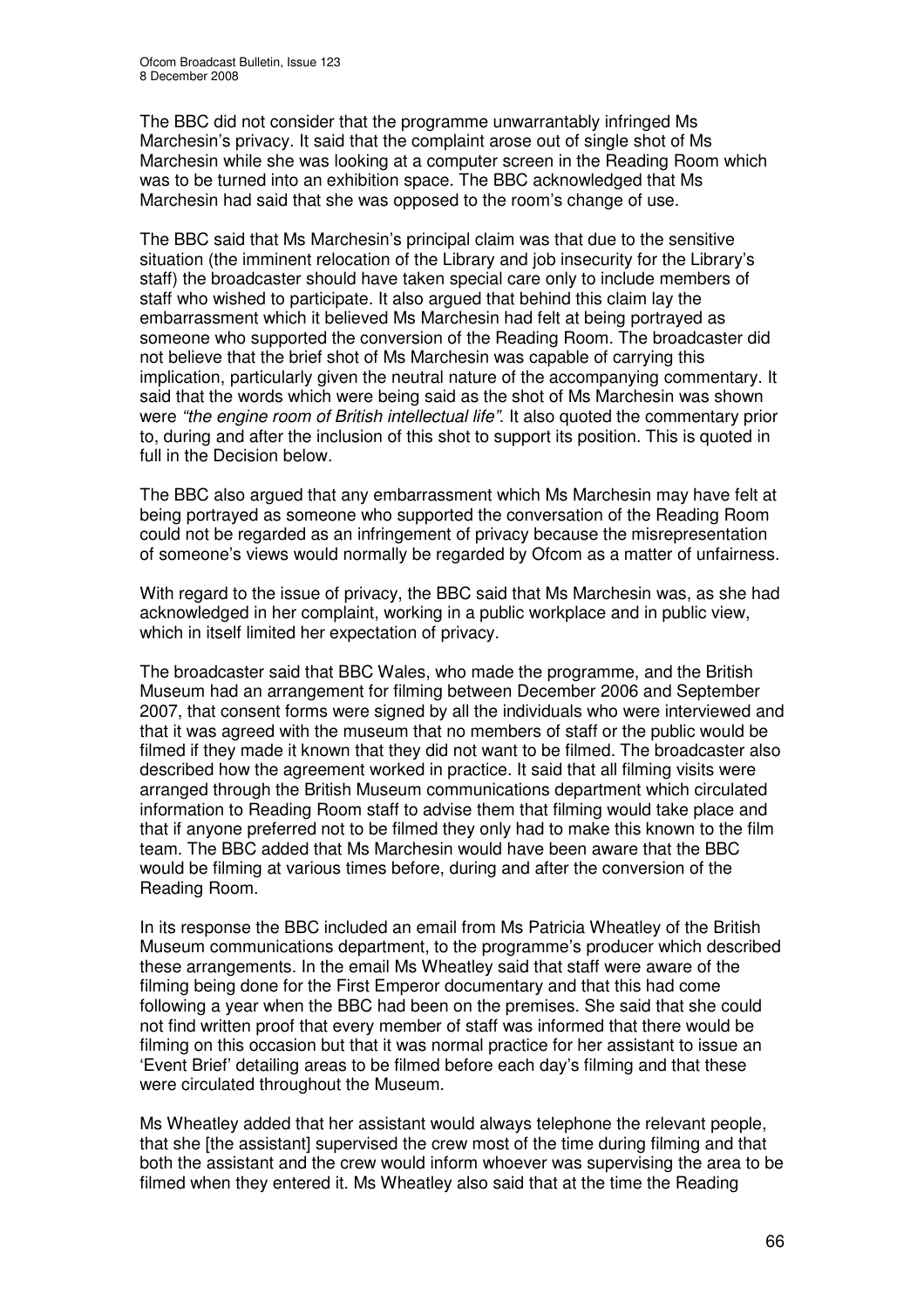The BBC did not consider that the programme unwarrantably infringed Ms Marchesin's privacy. It said that the complaint arose out of single shot of Ms Marchesin while she was looking at a computer screen in the Reading Room which was to be turned into an exhibition space. The BBC acknowledged that Ms Marchesin had said that she was opposed to the room's change of use.

The BBC said that Ms Marchesin's principal claim was that due to the sensitive situation (the imminent relocation of the Library and job insecurity for the Library's staff) the broadcaster should have taken special care only to include members of staff who wished to participate. It also argued that behind this claim lay the embarrassment which it believed Ms Marchesin had felt at being portrayed as someone who supported the conversion of the Reading Room. The broadcaster did not believe that the brief shot of Ms Marchesin was capable of carrying this implication, particularly given the neutral nature of the accompanying commentary. It said that the words which were being said as the shot of Ms Marchesin was shown were *"the engine room of British intellectual life"*. It also quoted the commentary prior to, during and after the inclusion of this shot to support its position. This is quoted in full in the Decision below.

The BBC also argued that any embarrassment which Ms Marchesin may have felt at being portrayed as someone who supported the conversation of the Reading Room could not be regarded as an infringement of privacy because the misrepresentation of someone's views would normally be regarded by Ofcom as a matter of unfairness.

With regard to the issue of privacy, the BBC said that Ms Marchesin was, as she had acknowledged in her complaint, working in a public workplace and in public view, which in itself limited her expectation of privacy.

The broadcaster said that BBC Wales, who made the programme, and the British Museum had an arrangement for filming between December 2006 and September 2007, that consent forms were signed by all the individuals who were interviewed and that it was agreed with the museum that no members of staff or the public would be filmed if they made it known that they did not want to be filmed. The broadcaster also described how the agreement worked in practice. It said that all filming visits were arranged through the British Museum communications department which circulated information to Reading Room staff to advise them that filming would take place and that if anyone preferred not to be filmed they only had to make this known to the film team. The BBC added that Ms Marchesin would have been aware that the BBC would be filming at various times before, during and after the conversion of the Reading Room.

In its response the BBC included an email from Ms Patricia Wheatley of the British Museum communications department, to the programme's producer which described these arrangements. In the email Ms Wheatley said that staff were aware of the filming being done for the First Emperor documentary and that this had come following a year when the BBC had been on the premises. She said that she could not find written proof that every member of staff was informed that there would be filming on this occasion but that it was normal practice for her assistant to issue an 'Event Brief' detailing areas to be filmed before each day's filming and that these were circulated throughout the Museum.

Ms Wheatley added that her assistant would always telephone the relevant people, that she [the assistant] supervised the crew most of the time during filming and that both the assistant and the crew would inform whoever was supervising the area to be filmed when they entered it. Ms Wheatley also said that at the time the Reading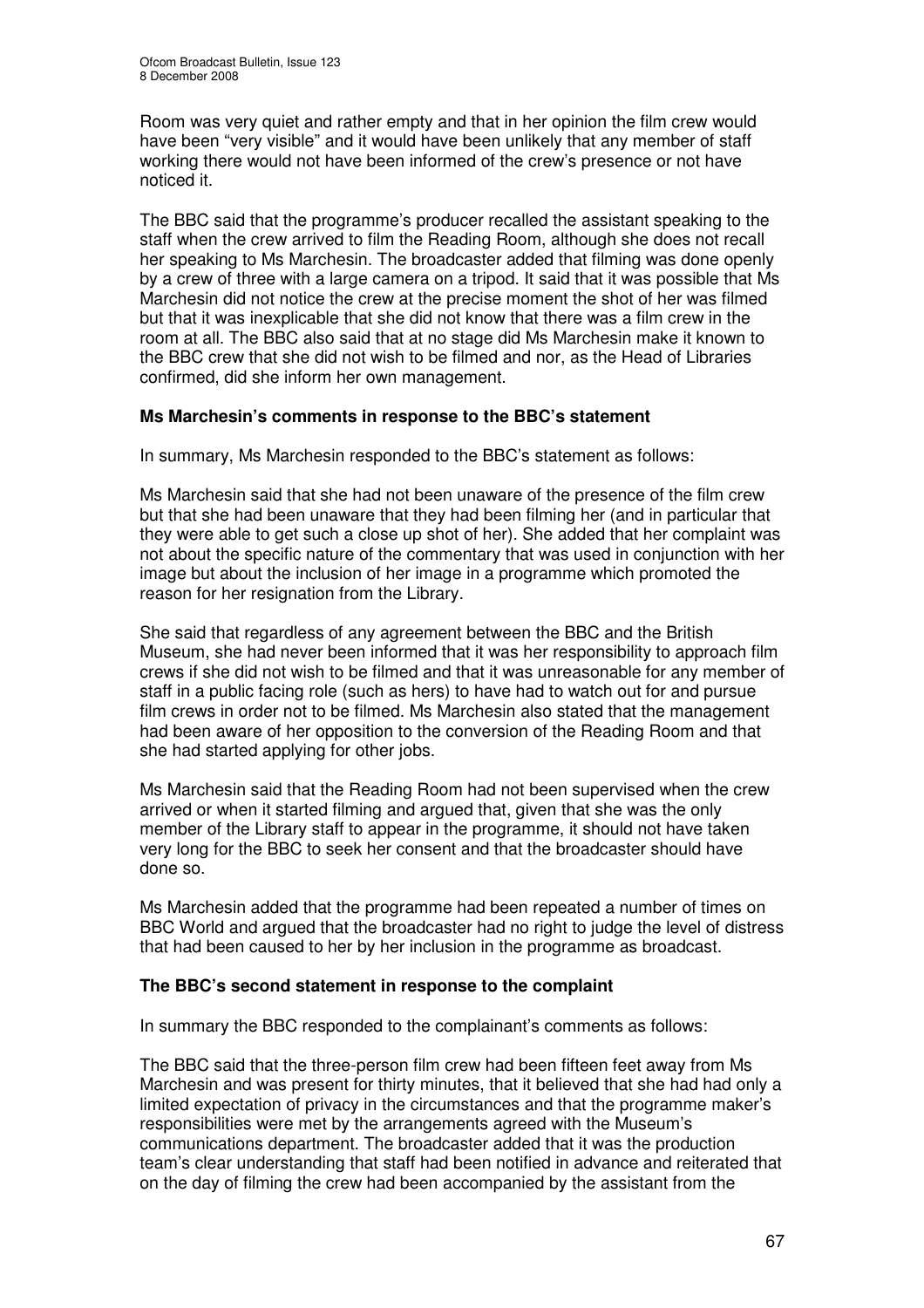Room was very quiet and rather empty and that in her opinion the film crew would have been "very visible" and it would have been unlikely that any member of staff working there would not have been informed of the crew's presence or not have noticed it.

The BBC said that the programme's producer recalled the assistant speaking to the staff when the crew arrived to film the Reading Room, although she does not recall her speaking to Ms Marchesin. The broadcaster added that filming was done openly by a crew of three with a large camera on a tripod. It said that it was possible that Ms Marchesin did not notice the crew at the precise moment the shot of her was filmed but that it was inexplicable that she did not know that there was a film crew in the room at all. The BBC also said that at no stage did Ms Marchesin make it known to the BBC crew that she did not wish to be filmed and nor, as the Head of Libraries confirmed, did she inform her own management.

**Ms Marchesin's comments in response to the BBC's statement**

In summary, Ms Marchesin responded to the BBC's statement as follows:

Ms Marchesin said that she had not been unaware of the presence of the film crew but that she had been unaware that they had been filming her (and in particular that they were able to get such a close up shot of her). She added that her complaint was not about the specific nature of the commentary that was used in conjunction with her image but about the inclusion of her image in a programme which promoted the reason for her resignation from the Library.

She said that regardless of any agreement between the BBC and the British Museum, she had never been informed that it was her responsibility to approach film crews if she did not wish to be filmed and that it was unreasonable for any member of staff in a public facing role (such as hers) to have had to watch out for and pursue film crews in order not to be filmed. Ms Marchesin also stated that the management had been aware of her opposition to the conversion of the Reading Room and that she had started applying for other jobs.

Ms Marchesin said that the Reading Room had not been supervised when the crew arrived or when it started filming and argued that, given that she was the only member of the Library staff to appear in the programme, it should not have taken very long for the BBC to seek her consent and that the broadcaster should have done so.

Ms Marchesin added that the programme had been repeated a number of times on BBC World and argued that the broadcaster had no right to judge the level of distress that had been caused to her by her inclusion in the programme as broadcast.

**The BBC's second statement in response to the complaint**

In summary the BBC responded to the complainant's comments as follows:

The BBC said that the three-person film crew had been fifteen feet away from Ms Marchesin and was present for thirty minutes, that it believed that she had had only a limited expectation of privacy in the circumstances and that the programme maker's responsibilities were met by the arrangements agreed with the Museum's communications department. The broadcaster added that it was the production team's clear understanding that staff had been notified in advance and reiterated that on the day of filming the crew had been accompanied by the assistant from the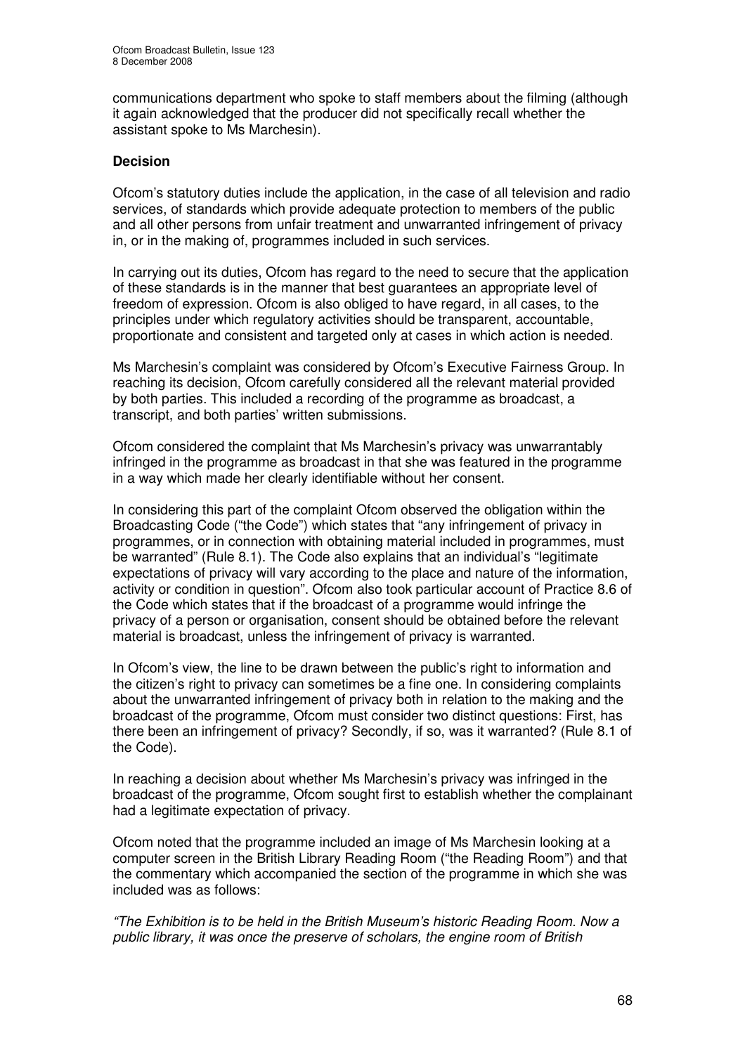communications department who spoke to staff members about the filming (although it again acknowledged that the producer did not specifically recall whether the assistant spoke to Ms Marchesin).

### Decision

Ofcom's statutory duties include the application, in the case of all television and radio services, of standards which provide adequate protection to members of the public and all other persons from unfair treatment and unwarranted infringement of privacy in, or in the making of, programmes included in such services.

In carrying out its duties, Ofcom has regard to the need to secure that the application of these standards is in the manner that best guarantees an appropriate level of freedom of expression. Ofcom is also obliged to have regard, in all cases, to the principles under which regulatory activities should be transparent, accountable, proportionate and consistent and targeted only at cases in which action is needed.

Ms Marchesin's complaint was considered by Ofcom's Executive Fairness Group. In reaching its decision, Ofcom carefully considered all the relevant material provided by both parties. This included a recording of the programme as broadcast, a transcript, and both parties' written submissions.

Ofcom considered the complaint that Ms Marchesin's privacy was unwarrantably infringed in the programme as broadcast in that she was featured in the programme in a way which made her clearly identifiable without her consent.

In considering this part of the complaint Ofcom observed the obligation within the Broadcasting Code ("the Code") which states that "any infringement of privacy in programmes, or in connection with obtaining material included in programmes, must be warranted" (Rule 8.1). The Code also explains that an individual's "legitimate expectations of privacy will vary according to the place and nature of the information, activity or condition in question". Ofcom also took particular account of Practice 8.6 of the Code which states that if the broadcast of a programme would infringe the privacy of a person or organisation, consent should be obtained before the relevant material is broadcast, unless the infringement of privacy is warranted.

In Ofcom's view, the line to be drawn between the public's right to information and the citizen's right to privacy can sometimes be a fine one. In considering complaints about the unwarranted infringement of privacy both in relation to the making and the broadcast of the programme, Ofcom must consider two distinct questions: First, has there been an infringement of privacy? Secondly, if so, was it warranted? (Rule 8.1 of the Code).

In reaching a decision about whether Ms Marchesin's privacy was infringed in the broadcast of the programme, Ofcom sought first to establish whether the complainant had a legitimate expectation of privacy.

Ofcom noted that the programme included an image of Ms Marchesin looking at a computer screen in the British Library Reading Room ("the Reading Room") and that the commentary which accompanied the section of the programme in which she was included was as follows:

*"The Exhibition is to be held in the British Museum's historic Reading Room. Now a public library, it was once the preserve of scholars, the engine room of British*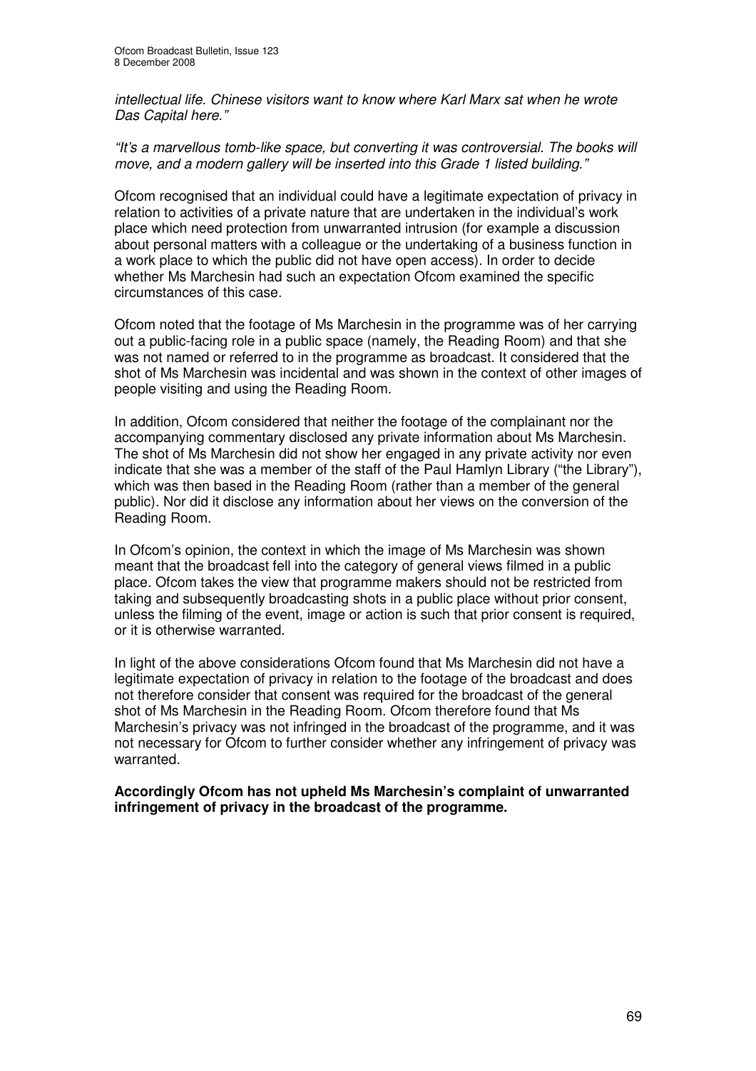*intellectual life. Chinese visitors want to know where Karl Marx sat when he wrote Das Capital here."*

*"It's a marvellous tomb-like space, but converting it was controversial. The books will move, and a modern gallery will be inserted into this Grade 1 listed building."*

Ofcom recognised that an individual could have a legitimate expectation of privacy in relation to activities of a private nature that are undertaken in the individual's work place which need protection from unwarranted intrusion (for example a discussion about personal matters with a colleague or the undertaking of a business function in a work place to which the public did not have open access). In order to decide whether Ms Marchesin had such an expectation Ofcom examined the specific circumstances of this case.

Ofcom noted that the footage of Ms Marchesin in the programme was of her carrying out a public-facing role in a public space (namely, the Reading Room) and that she was not named or referred to in the programme as broadcast. It considered that the shot of Ms Marchesin was incidental and was shown in the context of other images of people visiting and using the Reading Room.

In addition, Ofcom considered that neither the footage of the complainant nor the accompanying commentary disclosed any private information about Ms Marchesin. The shot of Ms Marchesin did not show her engaged in any private activity nor even indicate that she was a member of the staff of the Paul Hamlyn Library ("the Library"), which was then based in the Reading Room (rather than a member of the general public). Nor did it disclose any information about her views on the conversion of the Reading Room.

In Ofcom's opinion, the context in which the image of Ms Marchesin was shown meant that the broadcast fell into the category of general views filmed in a public place. Ofcom takes the view that programme makers should not be restricted from taking and subsequently broadcasting shots in a public place without prior consent, unless the filming of the event, image or action is such that prior consent is required, or it is otherwise warranted.

In light of the above considerations Ofcom found that Ms Marchesin did not have a legitimate expectation of privacy in relation to the footage of the broadcast and does not therefore consider that consent was required for the broadcast of the general shot of Ms Marchesin in the Reading Room. Ofcom therefore found that Ms Marchesin's privacy was not infringed in the broadcast of the programme, and it was not necessary for Ofcom to further consider whether any infringement of privacy was warranted.

**Accordingly Ofcom has not upheld Ms Marchesin's complaint of unwarranted infringement of privacy in the broadcast of the programme.**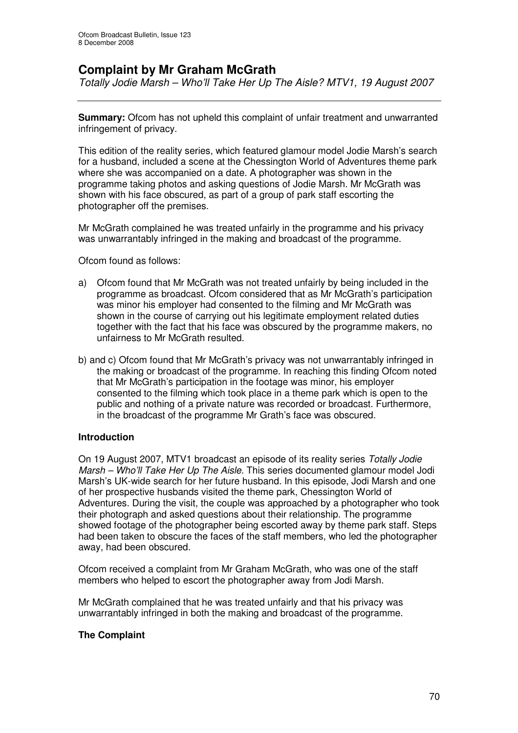# Complaint by Mr Graham McGrath

*Totally Jodie Marsh – Who'll Take Her Up The Aisle? MTV1, 19 August 2007*

**Summary:** Ofcom has not upheld this complaint of unfair treatment and unwarranted infringement of privacy.

This edition of the reality series, which featured glamour model Jodie Marsh's search for a husband, included a scene at the Chessington World of Adventures theme park where she was accompanied on a date. A photographer was shown in the programme taking photos and asking questions of Jodie Marsh. Mr McGrath was shown with his face obscured, as part of a group of park staff escorting the photographer off the premises.

Mr McGrath complained he was treated unfairly in the programme and his privacy was unwarrantably infringed in the making and broadcast of the programme.

Ofcom found as follows:

a) Ofcom found that Mr McGrath was not treated unfairly by being included in the programme as broadcast. Ofcom considered that as Mr McGrath's participation was minor his employer had consented to the filming and Mr McGrath was shown in the course of carrying out his legitimate employment related duties together with the fact that his face was obscured by the programme makers, no unfairness to Mr McGrath resulted.

b) and c) Ofcom found that Mr McGrath's privacy was not unwarrantably infringed in the making or broadcast of the programme. In reaching this finding Ofcom noted that Mr McGrath's participation in the footage was minor, his employer consented to the filming which took place in a theme park which is open to the public and nothing of a private nature was recorded or broadcast. Furthermore, in the broadcast of the programme Mr Grath's face was obscured.

### Introduction

On 19 August 2007, MTV1 broadcast an episode of its reality series *Totally Jodie Marsh – Who'll Take Her Up The Aisle*. This series documented glamour model Jodi Marsh's UK-wide search for her future husband. In this episode, Jodi Marsh and one of her prospective husbands visited the theme park, Chessington World of Adventures. During the visit, the couple was approached by a photographer who took their photograph and asked questions about their relationship. The programme showed footage of the photographer being escorted away by theme park staff. Steps had been taken to obscure the faces of the staff members, who led the photographer away, had been obscured.

Ofcom received a complaint from Mr Graham McGrath, who was one of the staff members who helped to escort the photographer away from Jodi Marsh.

Mr McGrath complained that he was treated unfairly and that his privacy was unwarrantably infringed in both the making and broadcast of the programme.

### The Complaint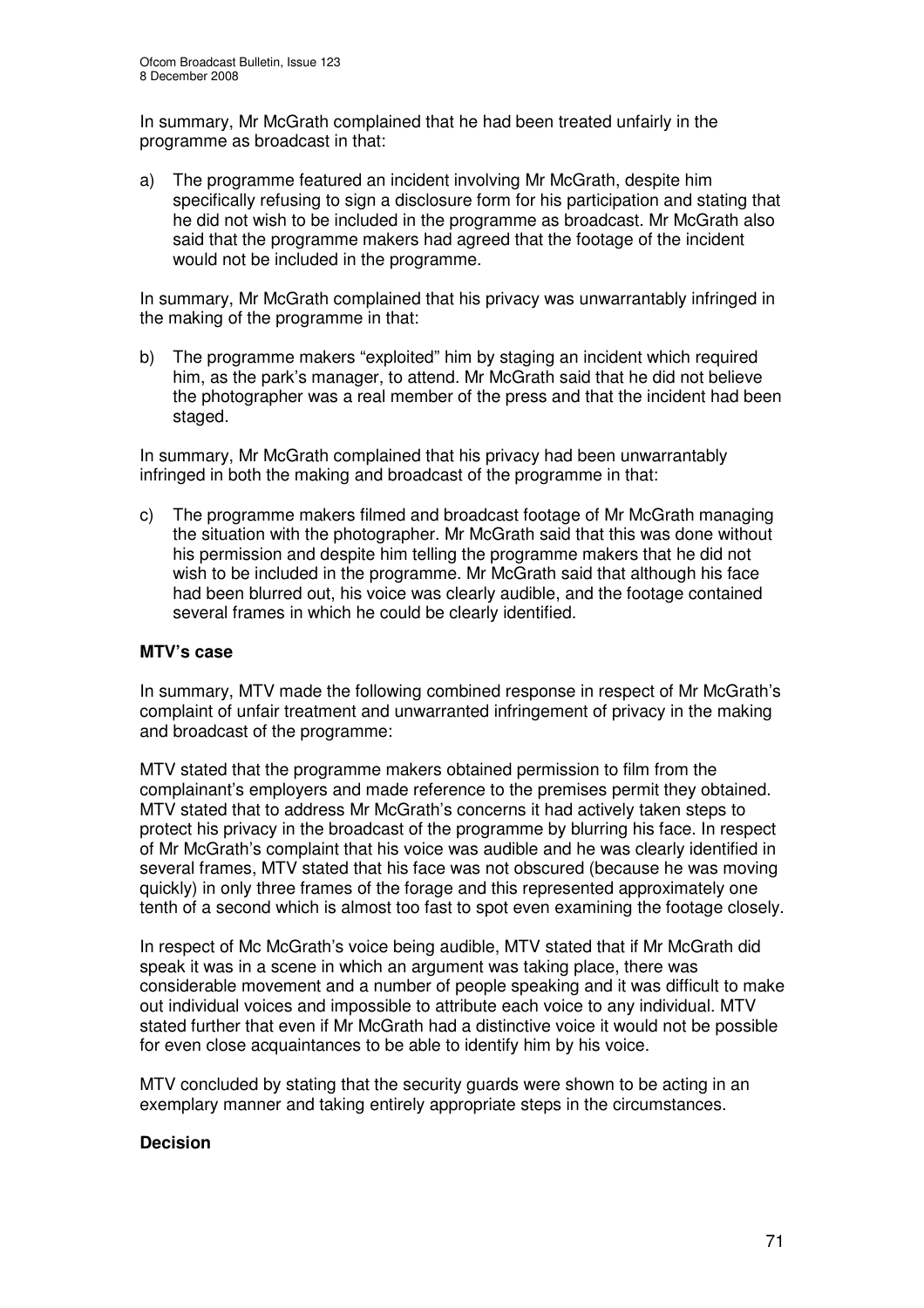In summary, Mr McGrath complained that he had been treated unfairly in the programme as broadcast in that:

a) The programme featured an incident involving Mr McGrath, despite him specifically refusing to sign a disclosure form for his participation and stating that he did not wish to be included in the programme as broadcast. Mr McGrath also said that the programme makers had agreed that the footage of the incident would not be included in the programme.

In summary, Mr McGrath complained that his privacy was unwarrantably infringed in the making of the programme in that:

b) The programme makers "exploited" him by staging an incident which required him, as the park's manager, to attend. Mr McGrath said that he did not believe the photographer was a real member of the press and that the incident had been staged.

In summary, Mr McGrath complained that his privacy had been unwarrantably infringed in both the making and broadcast of the programme in that:

c) The programme makers filmed and broadcast footage of Mr McGrath managing the situation with the photographer. Mr McGrath said that this was done without his permission and despite him telling the programme makers that he did not wish to be included in the programme. Mr McGrath said that although his face had been blurred out, his voice was clearly audible, and the footage contained several frames in which he could be clearly identified.

**MTV's case**

In summary, MTV made the following combined response in respect of Mr McGrath's complaint of unfair treatment and unwarranted infringement of privacy in the making and broadcast of the programme:

MTV stated that the programme makers obtained permission to film from the complainant's employers and made reference to the premises permit they obtained. MTV stated that to address Mr McGrath's concerns it had actively taken steps to protect his privacy in the broadcast of the programme by blurring his face. In respect of Mr McGrath's complaint that his voice was audible and he was clearly identified in several frames, MTV stated that his face was not obscured (because he was moving quickly) in only three frames of the forage and this represented approximately one tenth of a second which is almost too fast to spot even examining the footage closely.

In respect of Mc McGrath's voice being audible, MTV stated that if Mr McGrath did speak it was in a scene in which an argument was taking place, there was considerable movement and a number of people speaking and it was difficult to make out individual voices and impossible to attribute each voice to any individual. MTV stated further that even if Mr McGrath had a distinctive voice it would not be possible for even close acquaintances to be able to identify him by his voice.

MTV concluded by stating that the security guards were shown to be acting in an exemplary manner and taking entirely appropriate steps in the circumstances.

**Decision**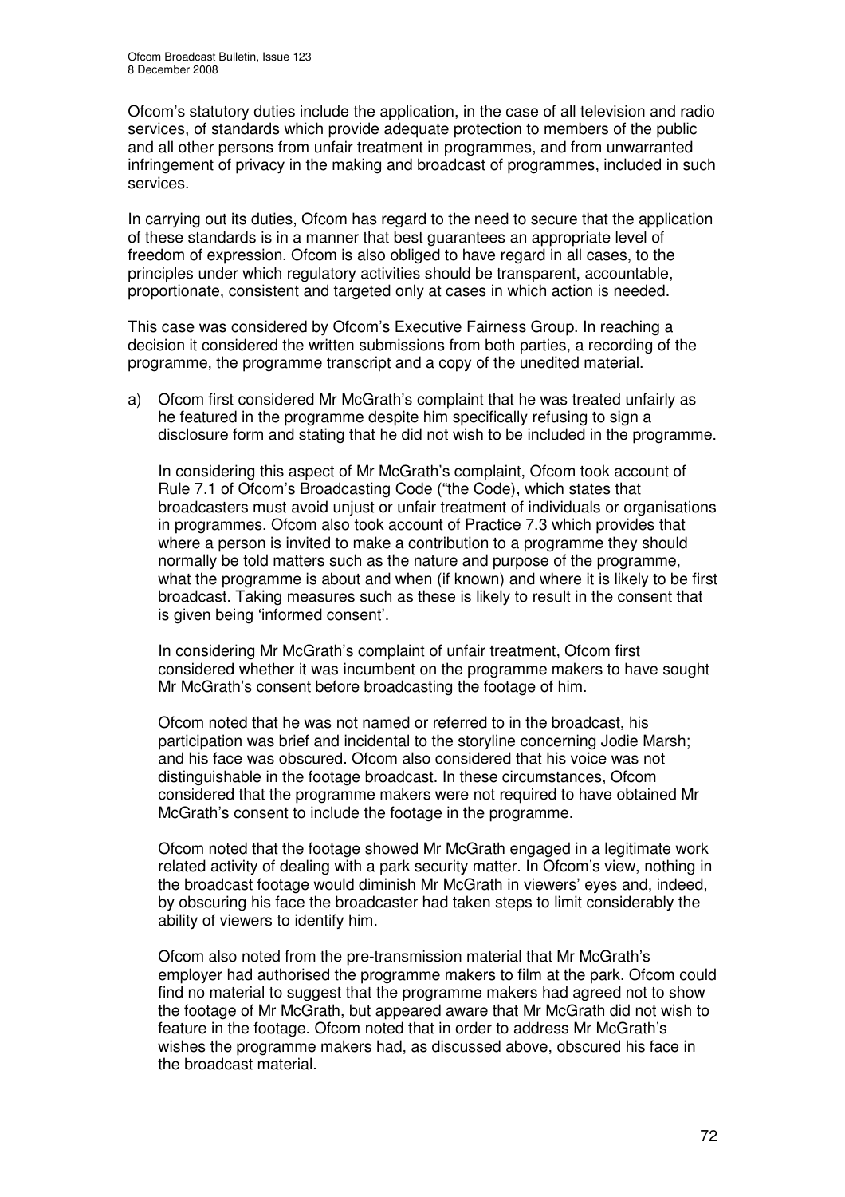Ofcom's statutory duties include the application, in the case of all television and radio services, of standards which provide adequate protection to members of the public and all other persons from unfair treatment in programmes, and from unwarranted infringement of privacy in the making and broadcast of programmes, included in such services.

In carrying out its duties, Ofcom has regard to the need to secure that the application of these standards is in a manner that best guarantees an appropriate level of freedom of expression. Ofcom is also obliged to have regard in all cases, to the principles under which regulatory activities should be transparent, accountable, proportionate, consistent and targeted only at cases in which action is needed.

This case was considered by Ofcom's Executive Fairness Group. In reaching a decision it considered the written submissions from both parties, a recording of the programme, the programme transcript and a copy of the unedited material.

a) Ofcom first considered Mr McGrath's complaint that he was treated unfairly as he featured in the programme despite him specifically refusing to sign a disclosure form and stating that he did not wish to be included in the programme.

   In considering this aspect of Mr McGrath's complaint, Ofcom took account of Rule 7.1 of Ofcom's Broadcasting Code ("the Code), which states that broadcasters must avoid unjust or unfair treatment of individuals or organisations in programmes. Ofcom also took account of Practice 7.3 which provides that where a person is invited to make a contribution to a programme they should normally be told matters such as the nature and purpose of the programme, what the programme is about and when (if known) and where it is likely to be first broadcast. Taking measures such as these is likely to result in the consent that is given being 'informed consent'.

   In considering Mr McGrath's complaint of unfair treatment, Ofcom first considered whether it was incumbent on the programme makers to have sought Mr McGrath's consent before broadcasting the footage of him.

   Ofcom noted that he was not named or referred to in the broadcast, his participation was brief and incidental to the storyline concerning Jodie Marsh; and his face was obscured. Ofcom also considered that his voice was not distinguishable in the footage broadcast. In these circumstances, Ofcom considered that the programme makers were not required to have obtained Mr McGrath's consent to include the footage in the programme.

   Ofcom noted that the footage showed Mr McGrath engaged in a legitimate work related activity of dealing with a park security matter. In Ofcom's view, nothing in the broadcast footage would diminish Mr McGrath in viewers' eyes and, indeed, by obscuring his face the broadcaster had taken steps to limit considerably the ability of viewers to identify him.

   Ofcom also noted from the pre-transmission material that Mr McGrath's employer had authorised the programme makers to film at the park. Ofcom could find no material to suggest that the programme makers had agreed not to show the footage of Mr McGrath, but appeared aware that Mr McGrath did not wish to feature in the footage. Ofcom noted that in order to address Mr McGrath's wishes the programme makers had, as discussed above, obscured his face in the broadcast material.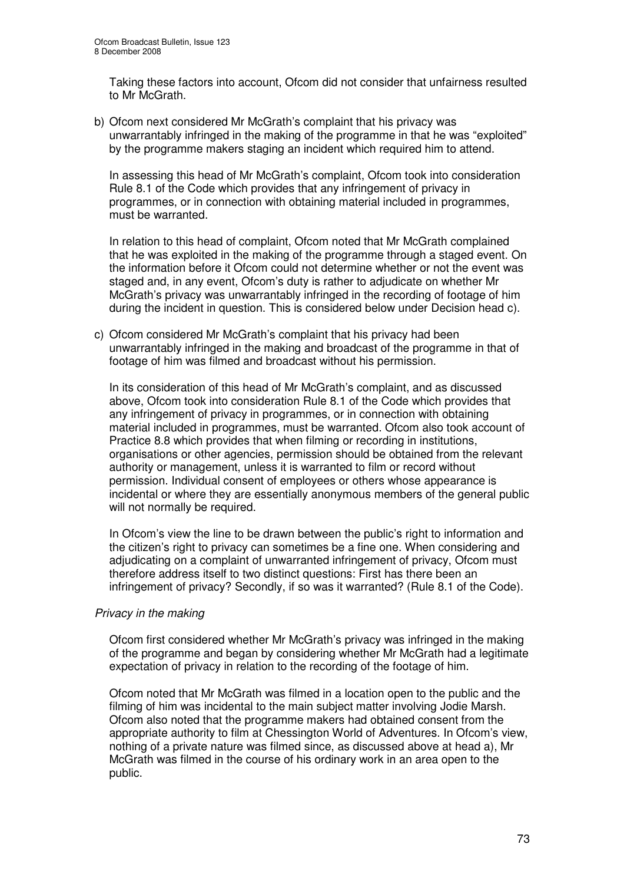Taking these factors into account, Ofcom did not consider that unfairness resulted to Mr McGrath.

b) Ofcom next considered Mr McGrath's complaint that his privacy was unwarrantably infringed in the making of the programme in that he was "exploited" by the programme makers staging an incident which required him to attend.

   In assessing this head of Mr McGrath's complaint, Ofcom took into consideration Rule 8.1 of the Code which provides that any infringement of privacy in programmes, or in connection with obtaining material included in programmes, must be warranted.

   In relation to this head of complaint, Ofcom noted that Mr McGrath complained that he was exploited in the making of the programme through a staged event. On the information before it Ofcom could not determine whether or not the event was staged and, in any event, Ofcom's duty is rather to adjudicate on whether Mr McGrath's privacy was unwarrantably infringed in the recording of footage of him during the incident in question. This is considered below under Decision head c).

c) Ofcom considered Mr McGrath's complaint that his privacy had been unwarrantably infringed in the making and broadcast of the programme in that of footage of him was filmed and broadcast without his permission.

   In its consideration of this head of Mr McGrath's complaint, and as discussed above, Ofcom took into consideration Rule 8.1 of the Code which provides that any infringement of privacy in programmes, or in connection with obtaining material included in programmes, must be warranted. Ofcom also took account of Practice 8.8 which provides that when filming or recording in institutions, organisations or other agencies, permission should be obtained from the relevant authority or management, unless it is warranted to film or record without permission. Individual consent of employees or others whose appearance is incidental or where they are essentially anonymous members of the general public will not normally be required.

   In Ofcom's view the line to be drawn between the public's right to information and the citizen's right to privacy can sometimes be a fine one. When considering and adjudicating on a complaint of unwarranted infringement of privacy, Ofcom must therefore address itself to two distinct questions: First has there been an infringement of privacy? Secondly, if so was it warranted? (Rule 8.1 of the Code).

*Privacy in the making*

Ofcom first considered whether Mr McGrath's privacy was infringed in the making of the programme and began by considering whether Mr McGrath had a legitimate expectation of privacy in relation to the recording of the footage of him.

Ofcom noted that Mr McGrath was filmed in a location open to the public and the filming of him was incidental to the main subject matter involving Jodie Marsh. Ofcom also noted that the programme makers had obtained consent from the appropriate authority to film at Chessington World of Adventures. In Ofcom's view, nothing of a private nature was filmed since, as discussed above at head a), Mr McGrath was filmed in the course of his ordinary work in an area open to the public.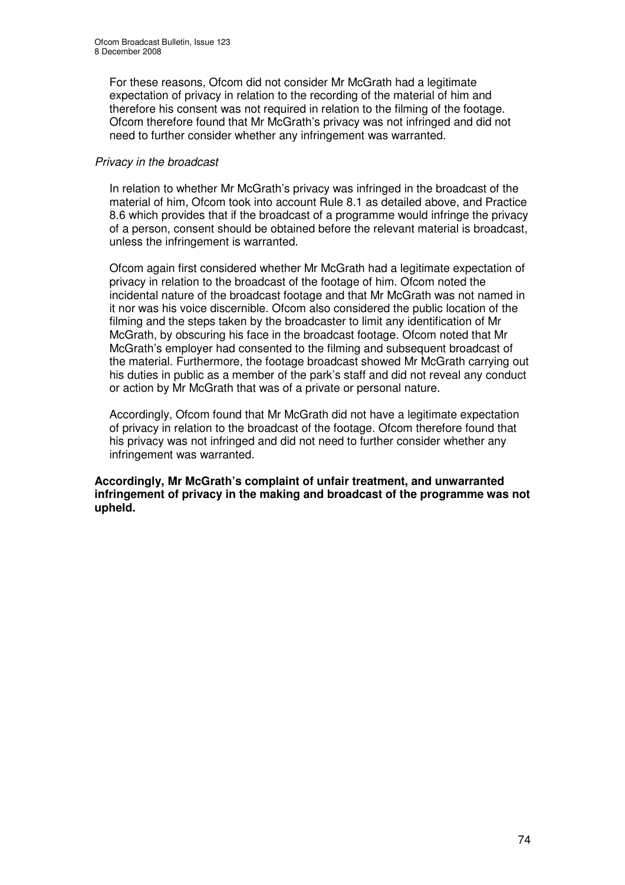For these reasons, Ofcom did not consider Mr McGrath had a legitimate expectation of privacy in relation to the recording of the material of him and therefore his consent was not required in relation to the filming of the footage. Ofcom therefore found that Mr McGrath's privacy was not infringed and did not need to further consider whether any infringement was warranted.

*Privacy in the broadcast*

In relation to whether Mr McGrath's privacy was infringed in the broadcast of the material of him, Ofcom took into account Rule 8.1 as detailed above, and Practice 8.6 which provides that if the broadcast of a programme would infringe the privacy of a person, consent should be obtained before the relevant material is broadcast, unless the infringement is warranted.

Ofcom again first considered whether Mr McGrath had a legitimate expectation of privacy in relation to the broadcast of the footage of him. Ofcom noted the incidental nature of the broadcast footage and that Mr McGrath was not named in it nor was his voice discernible. Ofcom also considered the public location of the filming and the steps taken by the broadcaster to limit any identification of Mr McGrath, by obscuring his face in the broadcast footage. Ofcom noted that Mr McGrath's employer had consented to the filming and subsequent broadcast of the material. Furthermore, the footage broadcast showed Mr McGrath carrying out his duties in public as a member of the park's staff and did not reveal any conduct or action by Mr McGrath that was of a private or personal nature.

Accordingly, Ofcom found that Mr McGrath did not have a legitimate expectation of privacy in relation to the broadcast of the footage. Ofcom therefore found that his privacy was not infringed and did not need to further consider whether any infringement was warranted.

**Accordingly, Mr McGrath's complaint of unfair treatment, and unwarranted infringement of privacy in the making and broadcast of the programme was not upheld.**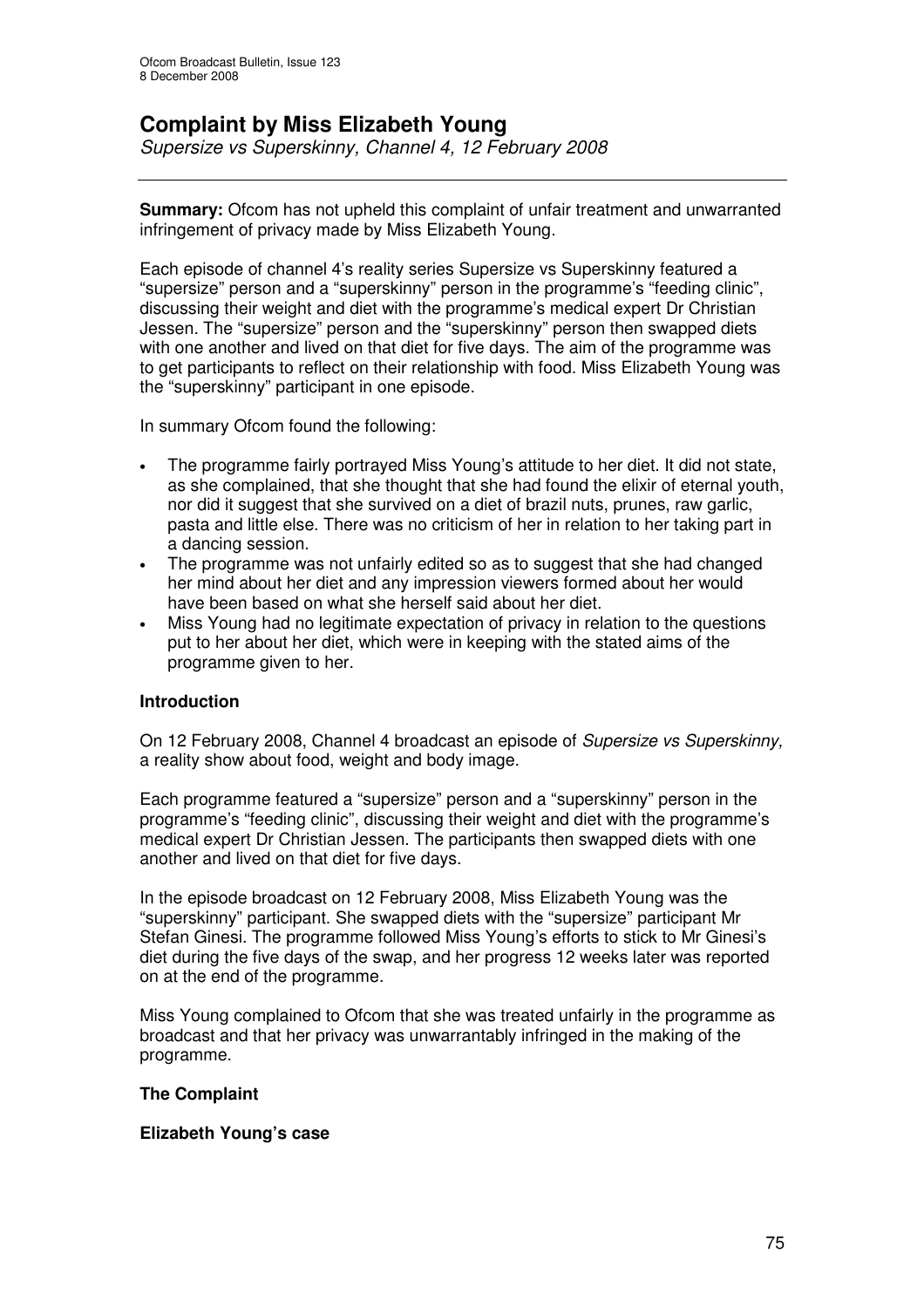# Complaint by Miss Elizabeth Young

*Supersize vs Superskinny, Channel 4, 12 February 2008*

**Summary:** Ofcom has not upheld this complaint of unfair treatment and unwarranted infringement of privacy made by Miss Elizabeth Young.

Each episode of channel 4's reality series Supersize vs Superskinny featured a "supersize" person and a "superskinny" person in the programme's "feeding clinic", discussing their weight and diet with the programme's medical expert Dr Christian Jessen. The "supersize" person and the "superskinny" person then swapped diets with one another and lived on that diet for five days. The aim of the programme was to get participants to reflect on their relationship with food. Miss Elizabeth Young was the "superskinny" participant in one episode.

In summary Ofcom found the following:

- The programme fairly portrayed Miss Young's attitude to her diet. It did not state, as she complained, that she thought that she had found the elixir of eternal youth, nor did it suggest that she survived on a diet of brazil nuts, prunes, raw garlic, pasta and little else. There was no criticism of her in relation to her taking part in a dancing session.
- The programme was not unfairly edited so as to suggest that she had changed her mind about her diet and any impression viewers formed about her would have been based on what she herself said about her diet.
- Miss Young had no legitimate expectation of privacy in relation to the questions put to her about her diet, which were in keeping with the stated aims of the programme given to her.

### Introduction

On 12 February 2008, Channel 4 broadcast an episode of *Supersize vs Superskinny,* a reality show about food, weight and body image.

Each programme featured a "supersize" person and a "superskinny" person in the programme's "feeding clinic", discussing their weight and diet with the programme's medical expert Dr Christian Jessen. The participants then swapped diets with one another and lived on that diet for five days.

In the episode broadcast on 12 February 2008, Miss Elizabeth Young was the "superskinny" participant. She swapped diets with the "supersize" participant Mr Stefan Ginesi. The programme followed Miss Young's efforts to stick to Mr Ginesi's diet during the five days of the swap, and her progress 12 weeks later was reported on at the end of the programme.

Miss Young complained to Ofcom that she was treated unfairly in the programme as broadcast and that her privacy was unwarrantably infringed in the making of the programme.

### The Complaint

#### Elizabeth Young's case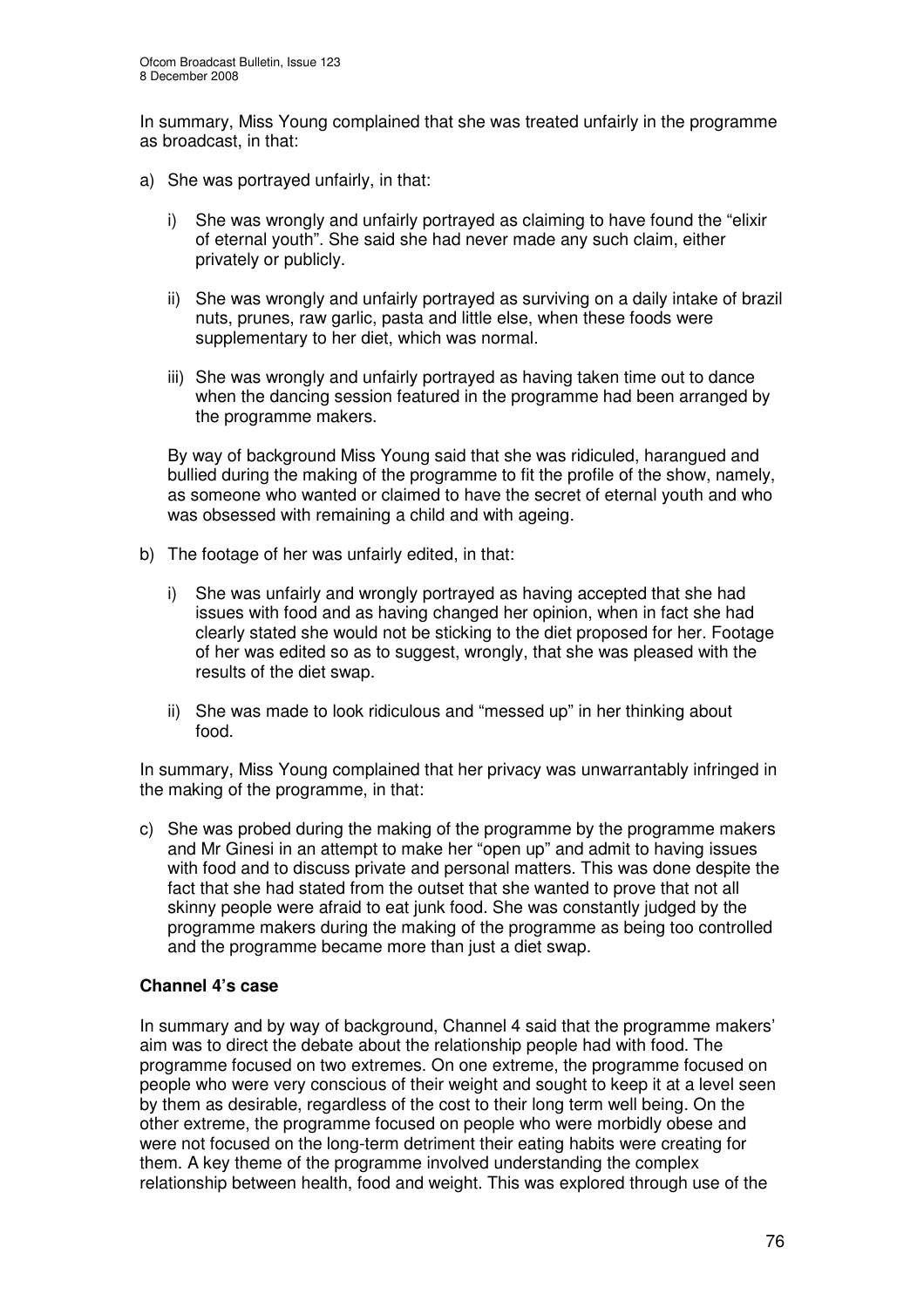In summary, Miss Young complained that she was treated unfairly in the programme as broadcast, in that:

a) She was portrayed unfairly, in that:

   i) She was wrongly and unfairly portrayed as claiming to have found the "elixir of eternal youth". She said she had never made any such claim, either privately or publicly.

   ii) She was wrongly and unfairly portrayed as surviving on a daily intake of brazil nuts, prunes, raw garlic, pasta and little else, when these foods were supplementary to her diet, which was normal.

   iii) She was wrongly and unfairly portrayed as having taken time out to dance when the dancing session featured in the programme had been arranged by the programme makers.

   By way of background Miss Young said that she was ridiculed, harangued and bullied during the making of the programme to fit the profile of the show, namely, as someone who wanted or claimed to have the secret of eternal youth and who was obsessed with remaining a child and with ageing.

b) The footage of her was unfairly edited, in that:

   i) She was unfairly and wrongly portrayed as having accepted that she had issues with food and as having changed her opinion, when in fact she had clearly stated she would not be sticking to the diet proposed for her. Footage of her was edited so as to suggest, wrongly, that she was pleased with the results of the diet swap.

   ii) She was made to look ridiculous and "messed up" in her thinking about food.

In summary, Miss Young complained that her privacy was unwarrantably infringed in the making of the programme, in that:

c) She was probed during the making of the programme by the programme makers and Mr Ginesi in an attempt to make her "open up" and admit to having issues with food and to discuss private and personal matters. This was done despite the fact that she had stated from the outset that she wanted to prove that not all skinny people were afraid to eat junk food. She was constantly judged by the programme makers during the making of the programme as being too controlled and the programme became more than just a diet swap.

**Channel 4's case**

In summary and by way of background, Channel 4 said that the programme makers' aim was to direct the debate about the relationship people had with food. The programme focused on two extremes. On one extreme, the programme focused on people who were very conscious of their weight and sought to keep it at a level seen by them as desirable, regardless of the cost to their long term well being. On the other extreme, the programme focused on people who were morbidly obese and were not focused on the long-term detriment their eating habits were creating for them. A key theme of the programme involved understanding the complex relationship between health, food and weight. This was explored through use of the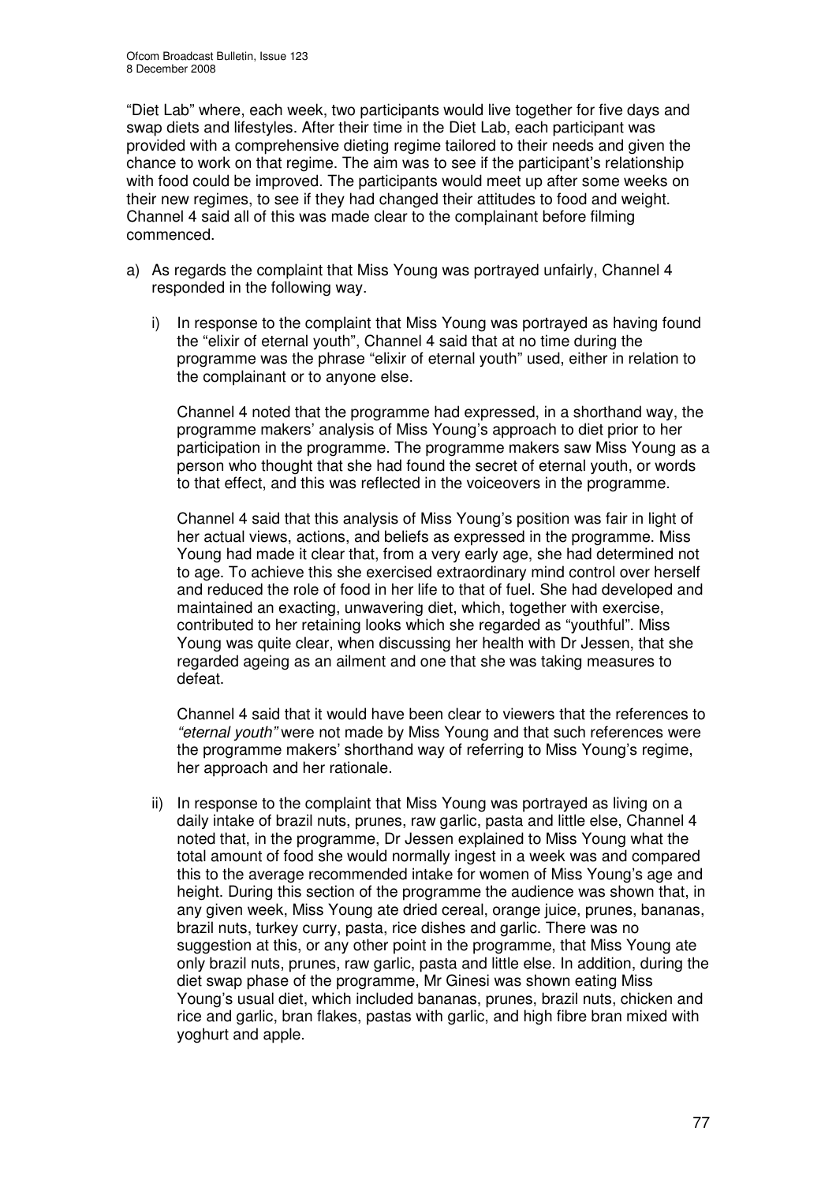"Diet Lab" where, each week, two participants would live together for five days and swap diets and lifestyles. After their time in the Diet Lab, each participant was provided with a comprehensive dieting regime tailored to their needs and given the chance to work on that regime. The aim was to see if the participant's relationship with food could be improved. The participants would meet up after some weeks on their new regimes, to see if they had changed their attitudes to food and weight. Channel 4 said all of this was made clear to the complainant before filming commenced.

a) As regards the complaint that Miss Young was portrayed unfairly, Channel 4 responded in the following way.

   i) In response to the complaint that Miss Young was portrayed as having found the "elixir of eternal youth", Channel 4 said that at no time during the programme was the phrase "elixir of eternal youth" used, either in relation to the complainant or to anyone else.

      Channel 4 noted that the programme had expressed, in a shorthand way, the programme makers' analysis of Miss Young's approach to diet prior to her participation in the programme. The programme makers saw Miss Young as a person who thought that she had found the secret of eternal youth, or words to that effect, and this was reflected in the voiceovers in the programme.

      Channel 4 said that this analysis of Miss Young's position was fair in light of her actual views, actions, and beliefs as expressed in the programme. Miss Young had made it clear that, from a very early age, she had determined not to age. To achieve this she exercised extraordinary mind control over herself and reduced the role of food in her life to that of fuel. She had developed and maintained an exacting, unwavering diet, which, together with exercise, contributed to her retaining looks which she regarded as "youthful". Miss Young was quite clear, when discussing her health with Dr Jessen, that she regarded ageing as an ailment and one that she was taking measures to defeat.

      Channel 4 said that it would have been clear to viewers that the references to *"eternal youth"* were not made by Miss Young and that such references were the programme makers' shorthand way of referring to Miss Young's regime, her approach and her rationale.

   ii) In response to the complaint that Miss Young was portrayed as living on a daily intake of brazil nuts, prunes, raw garlic, pasta and little else, Channel 4 noted that, in the programme, Dr Jessen explained to Miss Young what the total amount of food she would normally ingest in a week was and compared this to the average recommended intake for women of Miss Young's age and height. During this section of the programme the audience was shown that, in any given week, Miss Young ate dried cereal, orange juice, prunes, bananas, brazil nuts, turkey curry, pasta, rice dishes and garlic. There was no suggestion at this, or any other point in the programme, that Miss Young ate only brazil nuts, prunes, raw garlic, pasta and little else. In addition, during the diet swap phase of the programme, Mr Ginesi was shown eating Miss Young's usual diet, which included bananas, prunes, brazil nuts, chicken and rice and garlic, bran flakes, pastas with garlic, and high fibre bran mixed with yoghurt and apple.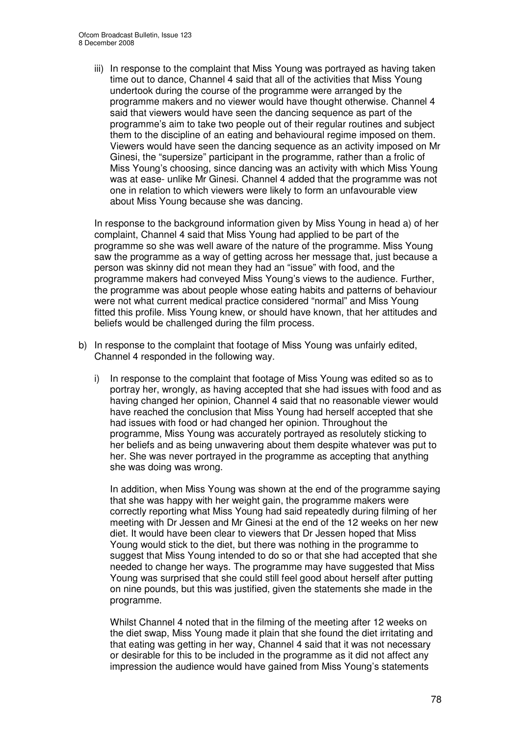iii) In response to the complaint that Miss Young was portrayed as having taken time out to dance, Channel 4 said that all of the activities that Miss Young undertook during the course of the programme were arranged by the programme makers and no viewer would have thought otherwise. Channel 4 said that viewers would have seen the dancing sequence as part of the programme's aim to take two people out of their regular routines and subject them to the discipline of an eating and behavioural regime imposed on them. Viewers would have seen the dancing sequence as an activity imposed on Mr Ginesi, the "supersize" participant in the programme, rather than a frolic of Miss Young's choosing, since dancing was an activity with which Miss Young was at ease- unlike Mr Ginesi. Channel 4 added that the programme was not one in relation to which viewers were likely to form an unfavourable view about Miss Young because she was dancing.

In response to the background information given by Miss Young in head a) of her complaint, Channel 4 said that Miss Young had applied to be part of the programme so she was well aware of the nature of the programme. Miss Young saw the programme as a way of getting across her message that, just because a person was skinny did not mean they had an "issue" with food, and the programme makers had conveyed Miss Young's views to the audience. Further, the programme was about people whose eating habits and patterns of behaviour were not what current medical practice considered "normal" and Miss Young fitted this profile. Miss Young knew, or should have known, that her attitudes and beliefs would be challenged during the film process.

b) In response to the complaint that footage of Miss Young was unfairly edited, Channel 4 responded in the following way.

   i) In response to the complaint that footage of Miss Young was edited so as to portray her, wrongly, as having accepted that she had issues with food and as having changed her opinion, Channel 4 said that no reasonable viewer would have reached the conclusion that Miss Young had herself accepted that she had issues with food or had changed her opinion. Throughout the programme, Miss Young was accurately portrayed as resolutely sticking to her beliefs and as being unwavering about them despite whatever was put to her. She was never portrayed in the programme as accepting that anything she was doing was wrong.

   In addition, when Miss Young was shown at the end of the programme saying that she was happy with her weight gain, the programme makers were correctly reporting what Miss Young had said repeatedly during filming of her meeting with Dr Jessen and Mr Ginesi at the end of the 12 weeks on her new diet. It would have been clear to viewers that Dr Jessen hoped that Miss Young would stick to the diet, but there was nothing in the programme to suggest that Miss Young intended to do so or that she had accepted that she needed to change her ways. The programme may have suggested that Miss Young was surprised that she could still feel good about herself after putting on nine pounds, but this was justified, given the statements she made in the programme.

   Whilst Channel 4 noted that in the filming of the meeting after 12 weeks on the diet swap, Miss Young made it plain that she found the diet irritating and that eating was getting in her way, Channel 4 said that it was not necessary or desirable for this to be included in the programme as it did not affect any impression the audience would have gained from Miss Young's statements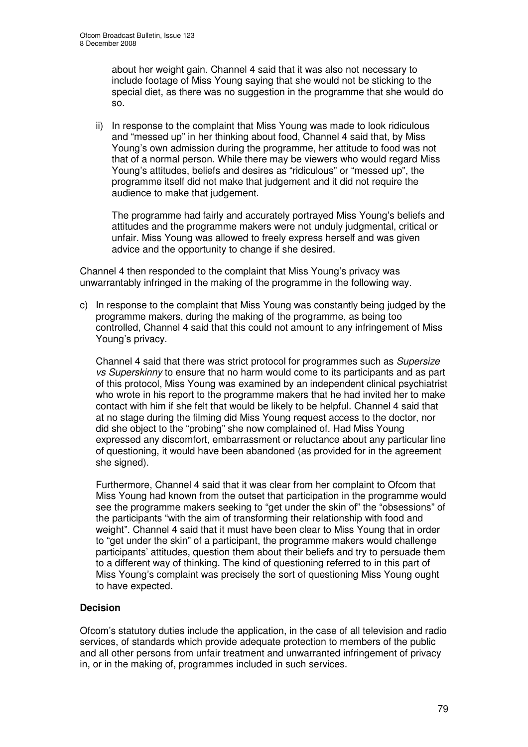about her weight gain. Channel 4 said that it was also not necessary to include footage of Miss Young saying that she would not be sticking to the special diet, as there was no suggestion in the programme that she would do so.

ii) In response to the complaint that Miss Young was made to look ridiculous and "messed up" in her thinking about food, Channel 4 said that, by Miss Young's own admission during the programme, her attitude to food was not that of a normal person. While there may be viewers who would regard Miss Young's attitudes, beliefs and desires as "ridiculous" or "messed up", the programme itself did not make that judgement and it did not require the audience to make that judgement.

    The programme had fairly and accurately portrayed Miss Young's beliefs and attitudes and the programme makers were not unduly judgmental, critical or unfair. Miss Young was allowed to freely express herself and was given advice and the opportunity to change if she desired.

Channel 4 then responded to the complaint that Miss Young's privacy was unwarrantably infringed in the making of the programme in the following way.

c) In response to the complaint that Miss Young was constantly being judged by the programme makers, during the making of the programme, as being too controlled, Channel 4 said that this could not amount to any infringement of Miss Young's privacy.

   Channel 4 said that there was strict protocol for programmes such as *Supersize vs Superskinny* to ensure that no harm would come to its participants and as part of this protocol, Miss Young was examined by an independent clinical psychiatrist who wrote in his report to the programme makers that he had invited her to make contact with him if she felt that would be likely to be helpful. Channel 4 said that at no stage during the filming did Miss Young request access to the doctor, nor did she object to the "probing" she now complained of. Had Miss Young expressed any discomfort, embarrassment or reluctance about any particular line of questioning, it would have been abandoned (as provided for in the agreement she signed).

   Furthermore, Channel 4 said that it was clear from her complaint to Ofcom that Miss Young had known from the outset that participation in the programme would see the programme makers seeking to "get under the skin of" the "obsessions" of the participants "with the aim of transforming their relationship with food and weight". Channel 4 said that it must have been clear to Miss Young that in order to "get under the skin" of a participant, the programme makers would challenge participants' attitudes, question them about their beliefs and try to persuade them to a different way of thinking. The kind of questioning referred to in this part of Miss Young's complaint was precisely the sort of questioning Miss Young ought to have expected.

**Decision**

Ofcom's statutory duties include the application, in the case of all television and radio services, of standards which provide adequate protection to members of the public and all other persons from unfair treatment and unwarranted infringement of privacy in, or in the making of, programmes included in such services.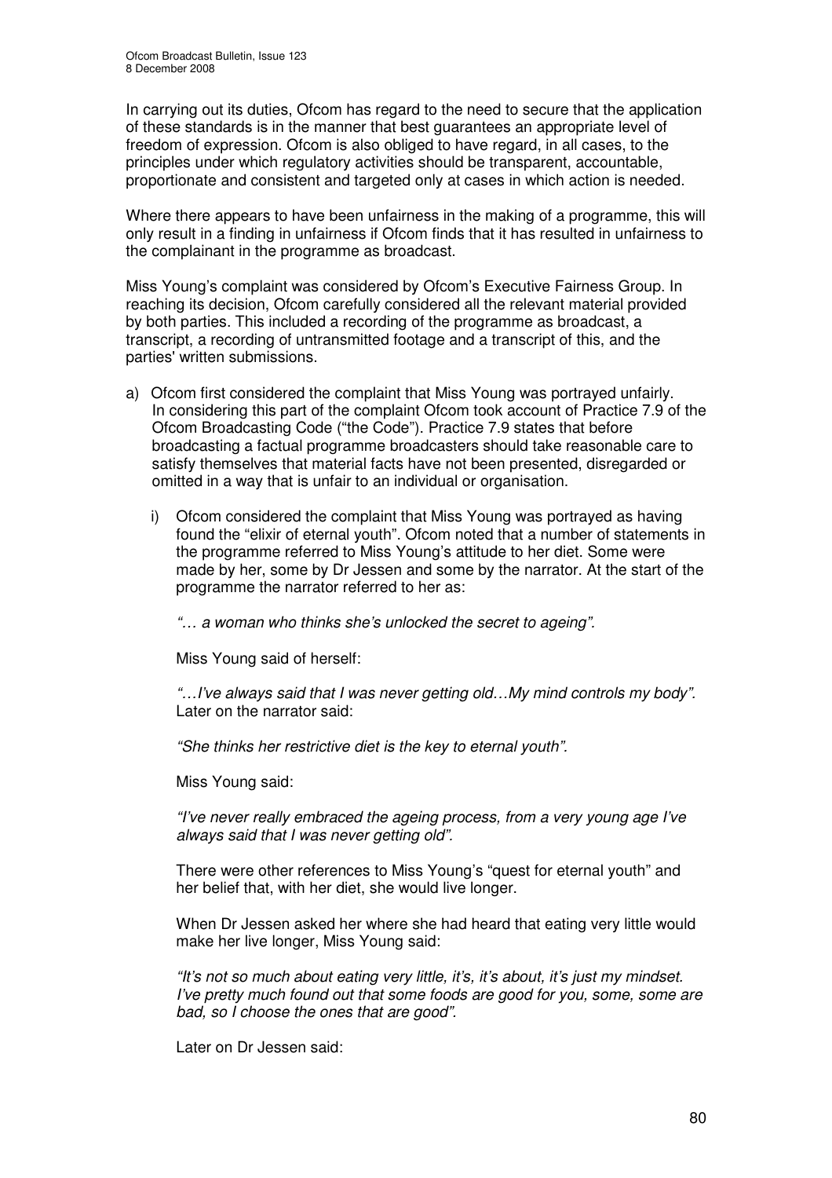In carrying out its duties, Ofcom has regard to the need to secure that the application of these standards is in the manner that best guarantees an appropriate level of freedom of expression. Ofcom is also obliged to have regard, in all cases, to the principles under which regulatory activities should be transparent, accountable, proportionate and consistent and targeted only at cases in which action is needed.

Where there appears to have been unfairness in the making of a programme, this will only result in a finding in unfairness if Ofcom finds that it has resulted in unfairness to the complainant in the programme as broadcast.

Miss Young's complaint was considered by Ofcom's Executive Fairness Group. In reaching its decision, Ofcom carefully considered all the relevant material provided by both parties. This included a recording of the programme as broadcast, a transcript, a recording of untransmitted footage and a transcript of this, and the parties' written submissions.

a) Ofcom first considered the complaint that Miss Young was portrayed unfairly. In considering this part of the complaint Ofcom took account of Practice 7.9 of the Ofcom Broadcasting Code ("the Code"). Practice 7.9 states that before broadcasting a factual programme broadcasters should take reasonable care to satisfy themselves that material facts have not been presented, disregarded or omitted in a way that is unfair to an individual or organisation.

   i) Ofcom considered the complaint that Miss Young was portrayed as having found the "elixir of eternal youth". Ofcom noted that a number of statements in the programme referred to Miss Young's attitude to her diet. Some were made by her, some by Dr Jessen and some by the narrator. At the start of the programme the narrator referred to her as:

   *"… a woman who thinks she's unlocked the secret to ageing".*

   Miss Young said of herself:

   *"…I've always said that I was never getting old…My mind controls my body".* Later on the narrator said:

   *"She thinks her restrictive diet is the key to eternal youth".*

   Miss Young said:

   *"I've never really embraced the ageing process, from a very young age I've always said that I was never getting old".*

   There were other references to Miss Young's "quest for eternal youth" and her belief that, with her diet, she would live longer.

   When Dr Jessen asked her where she had heard that eating very little would make her live longer, Miss Young said:

   *"It's not so much about eating very little, it's, it's about, it's just my mindset. I've pretty much found out that some foods are good for you, some, some are bad, so I choose the ones that are good".*

   Later on Dr Jessen said: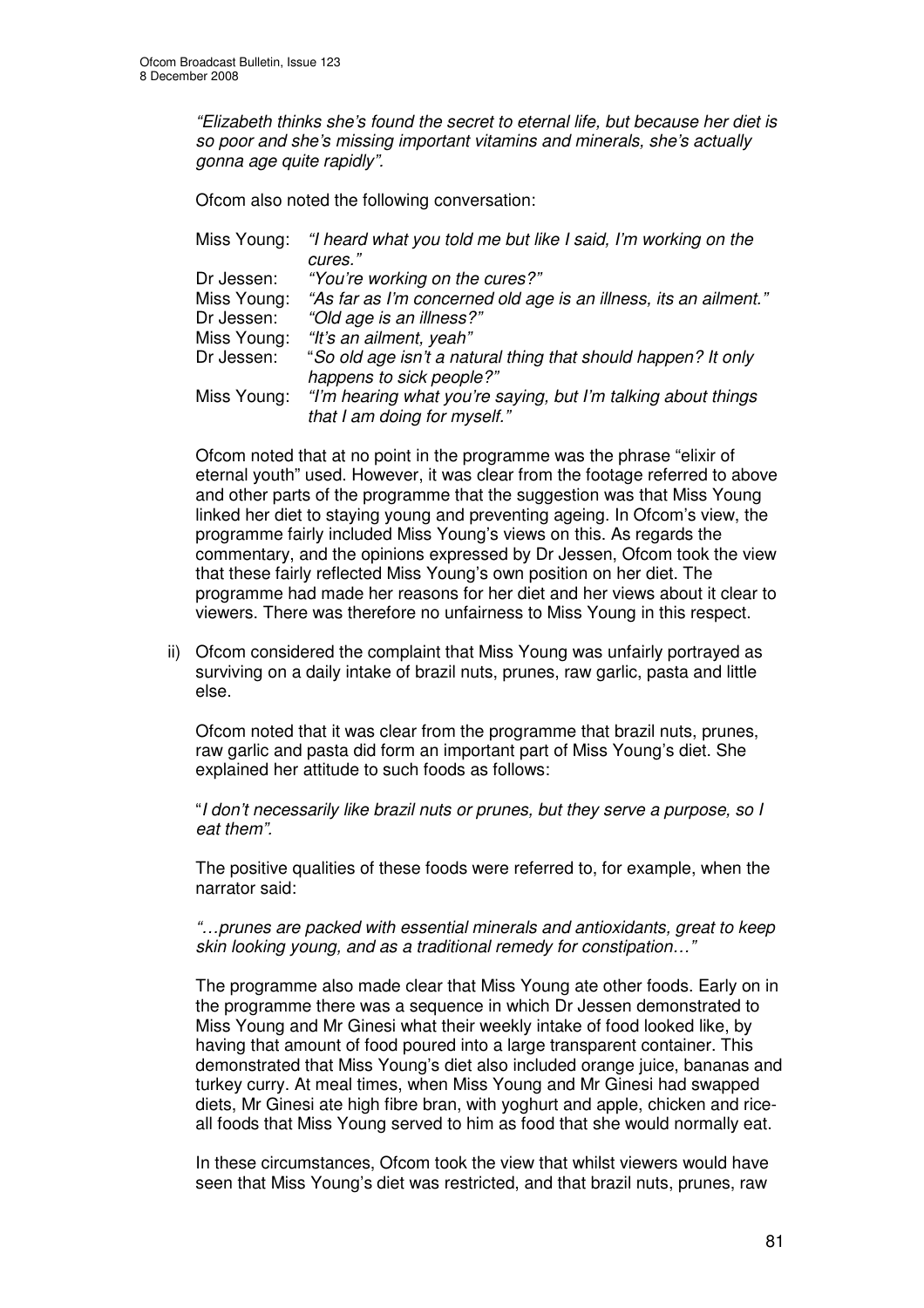*"Elizabeth thinks she's found the secret to eternal life, but because her diet is so poor and she's missing important vitamins and minerals, she's actually gonna age quite rapidly".*

Ofcom also noted the following conversation:

| | |
|---|---|
| Miss Young: | *"I heard what you told me but like I said, I'm working on the cures."* |
| Dr Jessen: | *"You're working on the cures?"* |
| Miss Young: | *"As far as I'm concerned old age is an illness, its an ailment."* |
| Dr Jessen: | *"Old age is an illness?"* |
| Miss Young: | *"It's an ailment, yeah"* |
| Dr Jessen: | "*So old age isn't a natural thing that should happen? It only happens to sick people?"* |
| Miss Young: | *"I'm hearing what you're saying, but I'm talking about things that I am doing for myself."* |

Ofcom noted that at no point in the programme was the phrase "elixir of eternal youth" used. However, it was clear from the footage referred to above and other parts of the programme that the suggestion was that Miss Young linked her diet to staying young and preventing ageing. In Ofcom's view, the programme fairly included Miss Young's views on this. As regards the commentary, and the opinions expressed by Dr Jessen, Ofcom took the view that these fairly reflected Miss Young's own position on her diet. The programme had made her reasons for her diet and her views about it clear to viewers. There was therefore no unfairness to Miss Young in this respect.

ii) Ofcom considered the complaint that Miss Young was unfairly portrayed as surviving on a daily intake of brazil nuts, prunes, raw garlic, pasta and little else.

Ofcom noted that it was clear from the programme that brazil nuts, prunes, raw garlic and pasta did form an important part of Miss Young's diet. She explained her attitude to such foods as follows:

"*I don't necessarily like brazil nuts or prunes, but they serve a purpose, so I eat them".*

The positive qualities of these foods were referred to, for example, when the narrator said:

*"…prunes are packed with essential minerals and antioxidants, great to keep skin looking young, and as a traditional remedy for constipation…"*

The programme also made clear that Miss Young ate other foods. Early on in the programme there was a sequence in which Dr Jessen demonstrated to Miss Young and Mr Ginesi what their weekly intake of food looked like, by having that amount of food poured into a large transparent container. This demonstrated that Miss Young's diet also included orange juice, bananas and turkey curry. At meal times, when Miss Young and Mr Ginesi had swapped diets, Mr Ginesi ate high fibre bran, with yoghurt and apple, chicken and rice- all foods that Miss Young served to him as food that she would normally eat.

In these circumstances, Ofcom took the view that whilst viewers would have seen that Miss Young's diet was restricted, and that brazil nuts, prunes, raw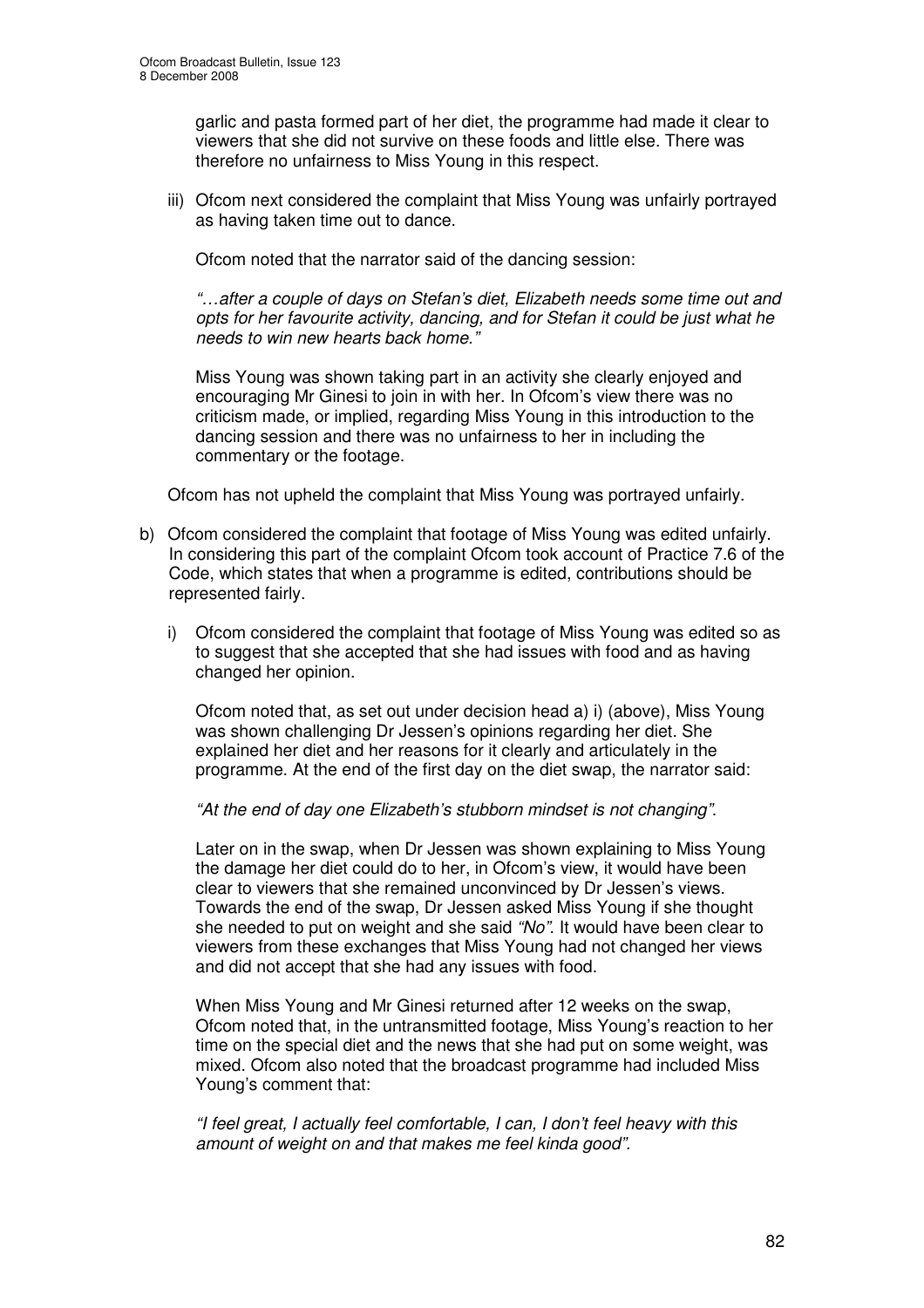garlic and pasta formed part of her diet, the programme had made it clear to viewers that she did not survive on these foods and little else. There was therefore no unfairness to Miss Young in this respect.

iii) Ofcom next considered the complaint that Miss Young was unfairly portrayed as having taken time out to dance.

Ofcom noted that the narrator said of the dancing session:

*"…after a couple of days on Stefan's diet, Elizabeth needs some time out and opts for her favourite activity, dancing, and for Stefan it could be just what he needs to win new hearts back home."*

Miss Young was shown taking part in an activity she clearly enjoyed and encouraging Mr Ginesi to join in with her. In Ofcom's view there was no criticism made, or implied, regarding Miss Young in this introduction to the dancing session and there was no unfairness to her in including the commentary or the footage.

Ofcom has not upheld the complaint that Miss Young was portrayed unfairly.

b) Ofcom considered the complaint that footage of Miss Young was edited unfairly. In considering this part of the complaint Ofcom took account of Practice 7.6 of the Code, which states that when a programme is edited, contributions should be represented fairly.

i) Ofcom considered the complaint that footage of Miss Young was edited so as to suggest that she accepted that she had issues with food and as having changed her opinion.

Ofcom noted that, as set out under decision head a) i) (above), Miss Young was shown challenging Dr Jessen's opinions regarding her diet. She explained her diet and her reasons for it clearly and articulately in the programme. At the end of the first day on the diet swap, the narrator said:

*"At the end of day one Elizabeth's stubborn mindset is not changing"*.

Later on in the swap, when Dr Jessen was shown explaining to Miss Young the damage her diet could do to her, in Ofcom's view, it would have been clear to viewers that she remained unconvinced by Dr Jessen's views. Towards the end of the swap, Dr Jessen asked Miss Young if she thought she needed to put on weight and she said *"No"*. It would have been clear to viewers from these exchanges that Miss Young had not changed her views and did not accept that she had any issues with food.

When Miss Young and Mr Ginesi returned after 12 weeks on the swap, Ofcom noted that, in the untransmitted footage, Miss Young's reaction to her time on the special diet and the news that she had put on some weight, was mixed. Ofcom also noted that the broadcast programme had included Miss Young's comment that:

*"I feel great, I actually feel comfortable, I can, I don't feel heavy with this amount of weight on and that makes me feel kinda good"*.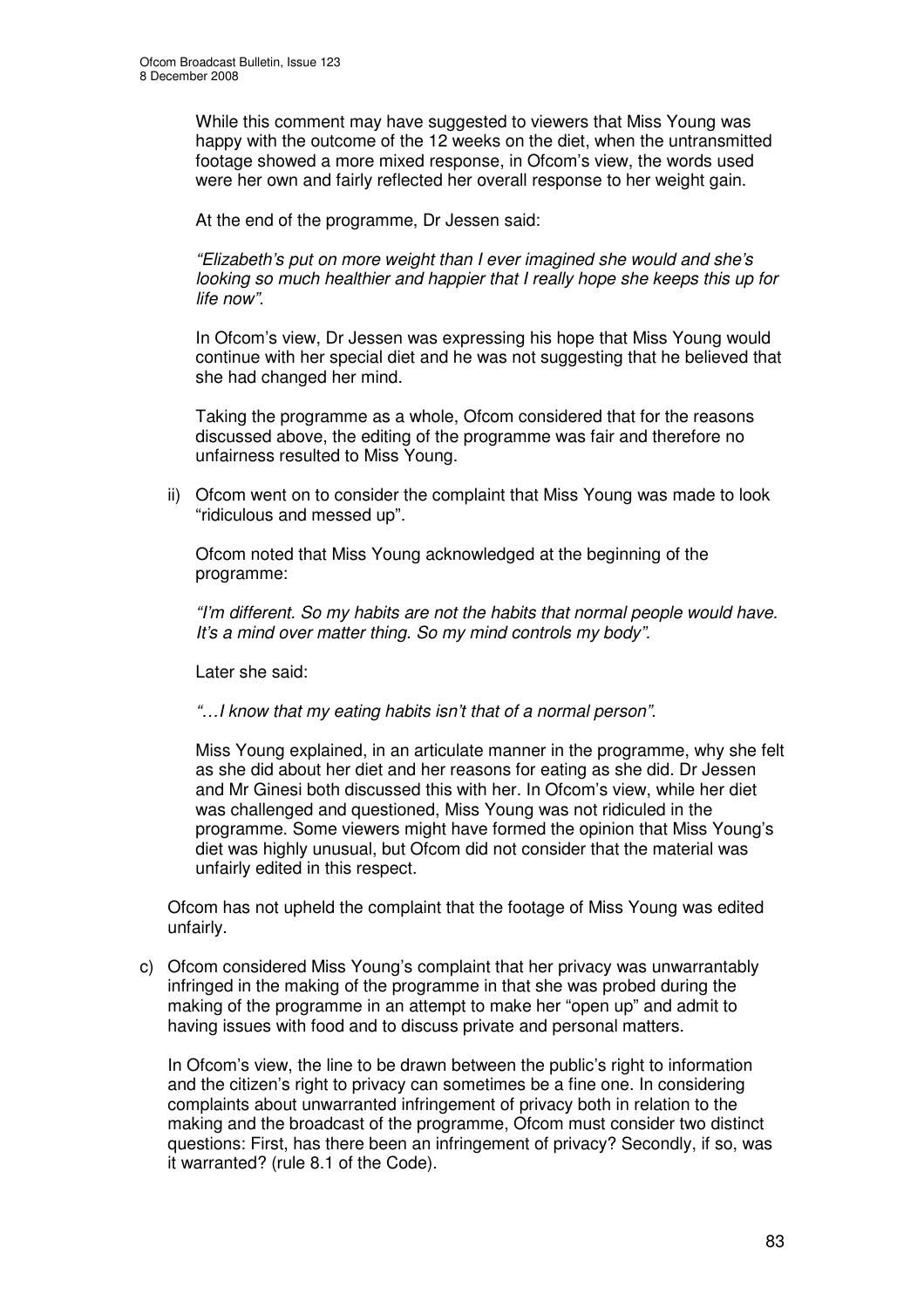While this comment may have suggested to viewers that Miss Young was happy with the outcome of the 12 weeks on the diet, when the untransmitted footage showed a more mixed response, in Ofcom's view, the words used were her own and fairly reflected her overall response to her weight gain.

At the end of the programme, Dr Jessen said:

*"Elizabeth's put on more weight than I ever imagined she would and she's looking so much healthier and happier that I really hope she keeps this up for life now".*

In Ofcom's view, Dr Jessen was expressing his hope that Miss Young would continue with her special diet and he was not suggesting that he believed that she had changed her mind.

Taking the programme as a whole, Ofcom considered that for the reasons discussed above, the editing of the programme was fair and therefore no unfairness resulted to Miss Young.

ii) Ofcom went on to consider the complaint that Miss Young was made to look "ridiculous and messed up".

Ofcom noted that Miss Young acknowledged at the beginning of the programme:

*"I'm different. So my habits are not the habits that normal people would have. It's a mind over matter thing. So my mind controls my body".*

Later she said:

*"…I know that my eating habits isn't that of a normal person".*

Miss Young explained, in an articulate manner in the programme, why she felt as she did about her diet and her reasons for eating as she did. Dr Jessen and Mr Ginesi both discussed this with her. In Ofcom's view, while her diet was challenged and questioned, Miss Young was not ridiculed in the programme. Some viewers might have formed the opinion that Miss Young's diet was highly unusual, but Ofcom did not consider that the material was unfairly edited in this respect.

Ofcom has not upheld the complaint that the footage of Miss Young was edited unfairly.

c) Ofcom considered Miss Young's complaint that her privacy was unwarrantably infringed in the making of the programme in that she was probed during the making of the programme in an attempt to make her "open up" and admit to having issues with food and to discuss private and personal matters.

In Ofcom's view, the line to be drawn between the public's right to information and the citizen's right to privacy can sometimes be a fine one. In considering complaints about unwarranted infringement of privacy both in relation to the making and the broadcast of the programme, Ofcom must consider two distinct questions: First, has there been an infringement of privacy? Secondly, if so, was it warranted? (rule 8.1 of the Code).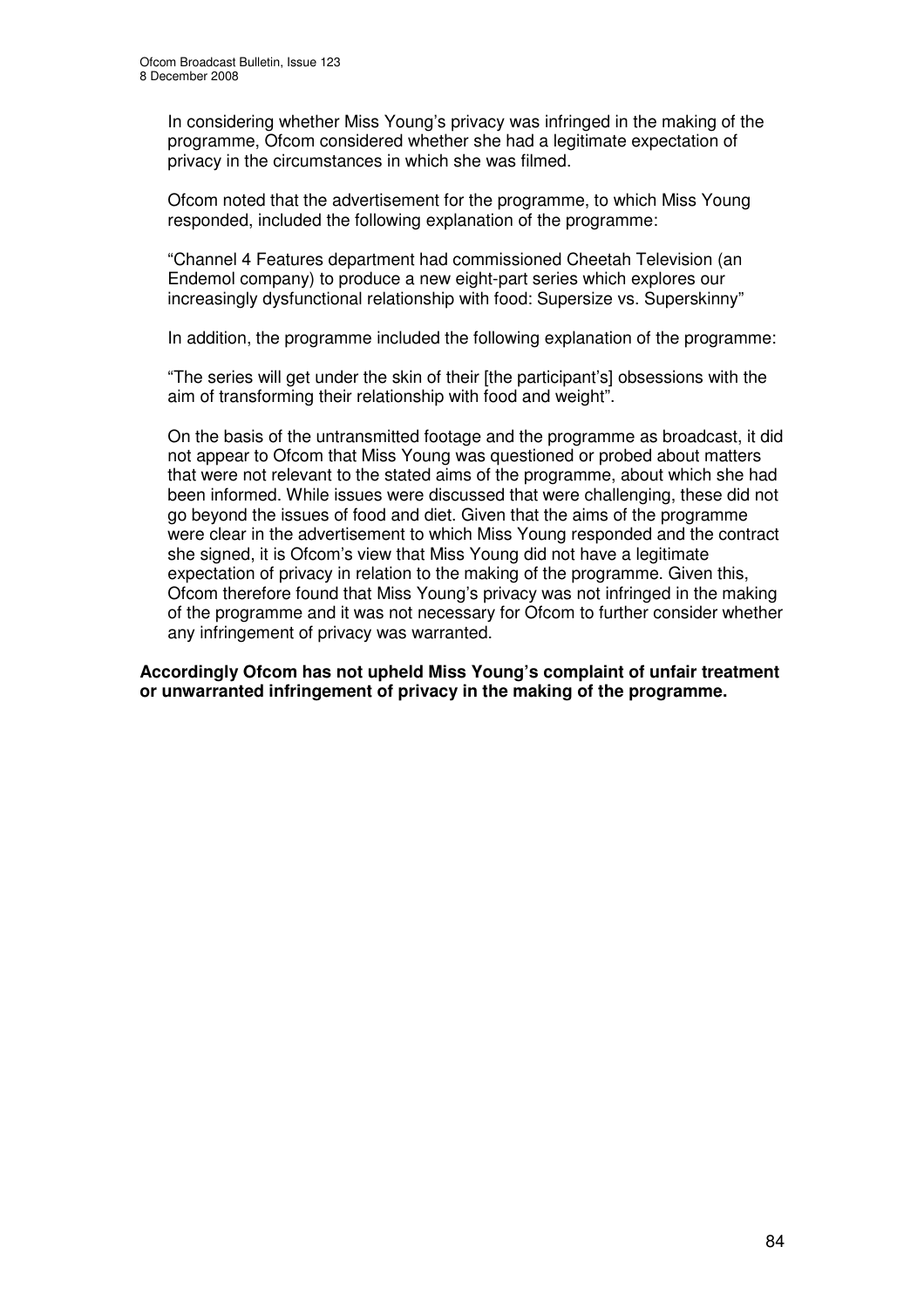In considering whether Miss Young's privacy was infringed in the making of the programme, Ofcom considered whether she had a legitimate expectation of privacy in the circumstances in which she was filmed.

Ofcom noted that the advertisement for the programme, to which Miss Young responded, included the following explanation of the programme:

"Channel 4 Features department had commissioned Cheetah Television (an Endemol company) to produce a new eight-part series which explores our increasingly dysfunctional relationship with food: Supersize vs. Superskinny"

In addition, the programme included the following explanation of the programme:

"The series will get under the skin of their [the participant's] obsessions with the aim of transforming their relationship with food and weight".

On the basis of the untransmitted footage and the programme as broadcast, it did not appear to Ofcom that Miss Young was questioned or probed about matters that were not relevant to the stated aims of the programme, about which she had been informed. While issues were discussed that were challenging, these did not go beyond the issues of food and diet. Given that the aims of the programme were clear in the advertisement to which Miss Young responded and the contract she signed, it is Ofcom's view that Miss Young did not have a legitimate expectation of privacy in relation to the making of the programme. Given this, Ofcom therefore found that Miss Young's privacy was not infringed in the making of the programme and it was not necessary for Ofcom to further consider whether any infringement of privacy was warranted.

**Accordingly Ofcom has not upheld Miss Young's complaint of unfair treatment or unwarranted infringement of privacy in the making of the programme.**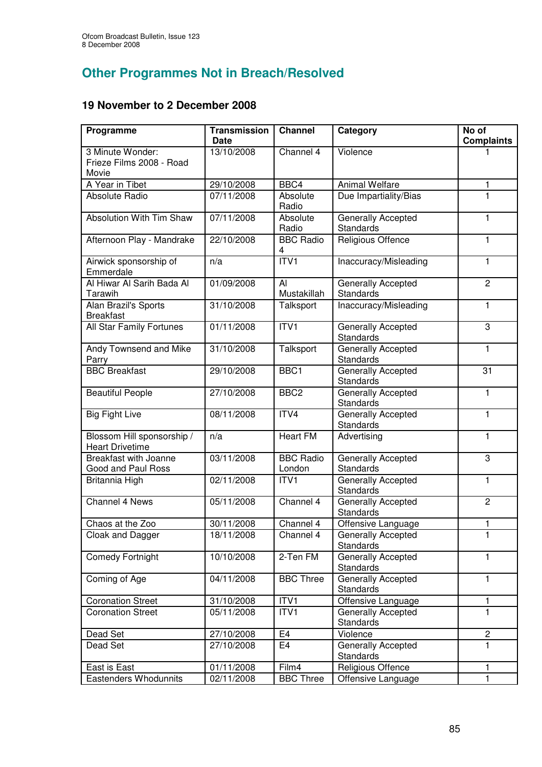## Other Programmes Not in Breach/Resolved

### 19 November to 2 December 2008

| Programme | Transmission Date | Channel | Category | No of Complaints |
|---|---|---|---|---|
| 3 Minute Wonder: Frieze Films 2008 - Road Movie | 13/10/2008 | Channel 4 | Violence | 1 |
| A Year in Tibet | 29/10/2008 | BBC4 | Animal Welfare | 1 |
| Absolute Radio | 07/11/2008 | Absolute Radio | Due Impartiality/Bias | 1 |
| Absolution With Tim Shaw | 07/11/2008 | Absolute Radio | Generally Accepted Standards | 1 |
| Afternoon Play - Mandrake | 22/10/2008 | BBC Radio 4 | Religious Offence | 1 |
| Airwick sponsorship of Emmerdale | n/a | ITV1 | Inaccuracy/Misleading | 1 |
| Al Hiwar Al Sarih Bada Al Tarawih | 01/09/2008 | Al Mustakillah | Generally Accepted Standards | 2 |
| Alan Brazil's Sports Breakfast | 31/10/2008 | Talksport | Inaccuracy/Misleading | 1 |
| All Star Family Fortunes | 01/11/2008 | ITV1 | Generally Accepted Standards | 3 |
| Andy Townsend and Mike Parry | 31/10/2008 | Talksport | Generally Accepted Standards | 1 |
| BBC Breakfast | 29/10/2008 | BBC1 | Generally Accepted Standards | 31 |
| Beautiful People | 27/10/2008 | BBC2 | Generally Accepted Standards | 1 |
| Big Fight Live | 08/11/2008 | ITV4 | Generally Accepted Standards | 1 |
| Blossom Hill sponsorship / Heart Drivetime | n/a | Heart FM | Advertising | 1 |
| Breakfast with Joanne Good and Paul Ross | 03/11/2008 | BBC Radio London | Generally Accepted Standards | 3 |
| Britannia High | 02/11/2008 | ITV1 | Generally Accepted Standards | 1 |
| Channel 4 News | 05/11/2008 | Channel 4 | Generally Accepted Standards | 2 |
| Chaos at the Zoo | 30/11/2008 | Channel 4 | Offensive Language | 1 |
| Cloak and Dagger | 18/11/2008 | Channel 4 | Generally Accepted Standards | 1 |
| Comedy Fortnight | 10/10/2008 | 2-Ten FM | Generally Accepted Standards | 1 |
| Coming of Age | 04/11/2008 | BBC Three | Generally Accepted Standards | 1 |
| Coronation Street | 31/10/2008 | ITV1 | Offensive Language | 1 |
| Coronation Street | 05/11/2008 | ITV1 | Generally Accepted Standards | 1 |
| Dead Set | 27/10/2008 | E4 | Violence | 2 |
| Dead Set | 27/10/2008 | E4 | Generally Accepted Standards | 1 |
| East is East | 01/11/2008 | Film4 | Religious Offence | 1 |
| Eastenders Whodunnits | 02/11/2008 | BBC Three | Offensive Language | 1 |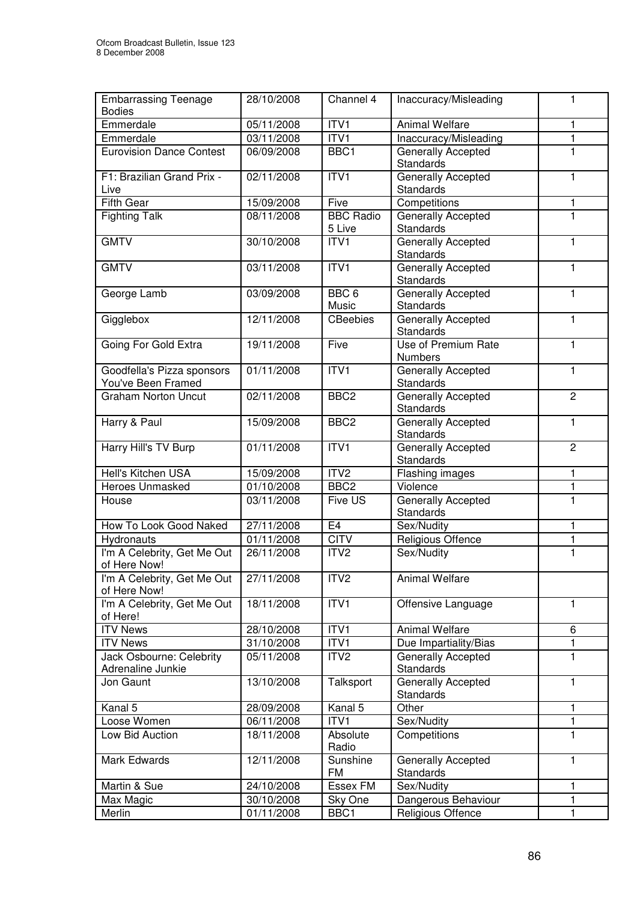| Embarrassing Teenage Bodies | 28/10/2008 | Channel 4 | Inaccuracy/Misleading | 1 |
|---|---|---|---|---|
| Emmerdale | 05/11/2008 | ITV1 | Animal Welfare | 1 |
| Emmerdale | 03/11/2008 | ITV1 | Inaccuracy/Misleading | 1 |
| Eurovision Dance Contest | 06/09/2008 | BBC1 | Generally Accepted Standards | 1 |
| F1: Brazilian Grand Prix - Live | 02/11/2008 | ITV1 | Generally Accepted Standards | 1 |
| Fifth Gear | 15/09/2008 | Five | Competitions | 1 |
| Fighting Talk | 08/11/2008 | BBC Radio 5 Live | Generally Accepted Standards | 1 |
| GMTV | 30/10/2008 | ITV1 | Generally Accepted Standards | 1 |
| GMTV | 03/11/2008 | ITV1 | Generally Accepted Standards | 1 |
| George Lamb | 03/09/2008 | BBC 6 Music | Generally Accepted Standards | 1 |
| Gigglebox | 12/11/2008 | CBeebies | Generally Accepted Standards | 1 |
| Going For Gold Extra | 19/11/2008 | Five | Use of Premium Rate Numbers | 1 |
| Goodfella's Pizza sponsors You've Been Framed | 01/11/2008 | ITV1 | Generally Accepted Standards | 1 |
| Graham Norton Uncut | 02/11/2008 | BBC2 | Generally Accepted Standards | 2 |
| Harry & Paul | 15/09/2008 | BBC2 | Generally Accepted Standards | 1 |
| Harry Hill's TV Burp | 01/11/2008 | ITV1 | Generally Accepted Standards | 2 |
| Hell's Kitchen USA | 15/09/2008 | ITV2 | Flashing images | 1 |
| Heroes Unmasked | 01/10/2008 | BBC2 | Violence | 1 |
| House | 03/11/2008 | Five US | Generally Accepted Standards | 1 |
| How To Look Good Naked | 27/11/2008 | E4 | Sex/Nudity | 1 |
| Hydronauts | 01/11/2008 | CITV | Religious Offence | 1 |
| I'm A Celebrity, Get Me Out of Here Now! | 26/11/2008 | ITV2 | Sex/Nudity | 1 |
| I'm A Celebrity, Get Me Out of Here Now! | 27/11/2008 | ITV2 | Animal Welfare | |
| I'm A Celebrity, Get Me Out of Here! | 18/11/2008 | ITV1 | Offensive Language | 1 |
| ITV News | 28/10/2008 | ITV1 | Animal Welfare | 6 |
| ITV News | 31/10/2008 | ITV1 | Due Impartiality/Bias | 1 |
| Jack Osbourne: Celebrity Adrenaline Junkie | 05/11/2008 | ITV2 | Generally Accepted Standards | 1 |
| Jon Gaunt | 13/10/2008 | Talksport | Generally Accepted Standards | 1 |
| Kanal 5 | 28/09/2008 | Kanal 5 | Other | 1 |
| Loose Women | 06/11/2008 | ITV1 | Sex/Nudity | 1 |
| Low Bid Auction | 18/11/2008 | Absolute Radio | Competitions | 1 |
| Mark Edwards | 12/11/2008 | Sunshine FM | Generally Accepted Standards | 1 |
| Martin & Sue | 24/10/2008 | Essex FM | Sex/Nudity | 1 |
| Max Magic | 30/10/2008 | Sky One | Dangerous Behaviour | 1 |
| Merlin | 01/11/2008 | BBC1 | Religious Offence | 1 |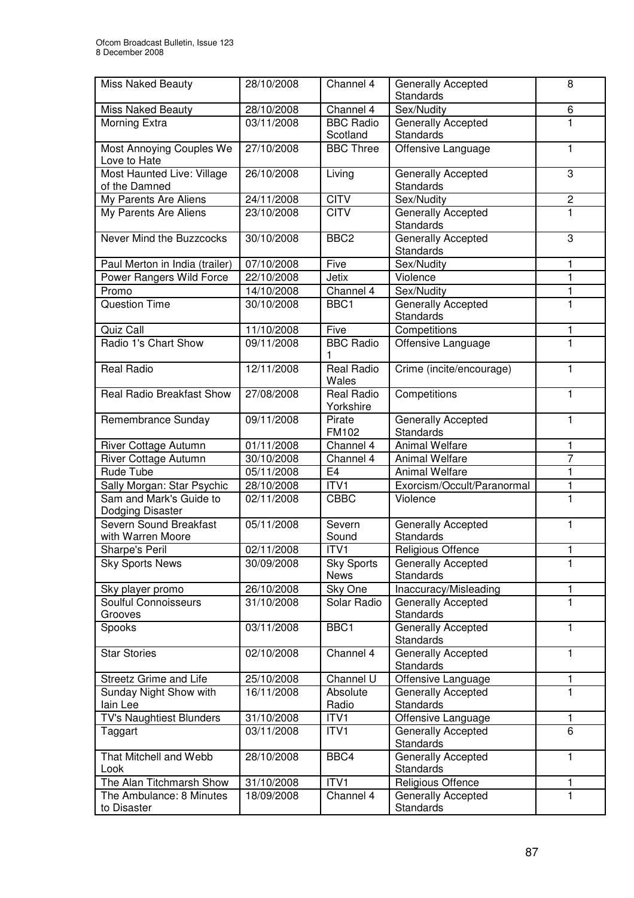| Miss Naked Beauty | 28/10/2008 | Channel 4 | Generally Accepted Standards | 8 |
|---|---|---|---|---|
| Miss Naked Beauty | 28/10/2008 | Channel 4 | Sex/Nudity | 6 |
| Morning Extra | 03/11/2008 | BBC Radio Scotland | Generally Accepted Standards | 1 |
| Most Annoying Couples We Love to Hate | 27/10/2008 | BBC Three | Offensive Language | 1 |
| Most Haunted Live: Village of the Damned | 26/10/2008 | Living | Generally Accepted Standards | 3 |
| My Parents Are Aliens | 24/11/2008 | CITV | Sex/Nudity | 2 |
| My Parents Are Aliens | 23/10/2008 | CITV | Generally Accepted Standards | 1 |
| Never Mind the Buzzcocks | 30/10/2008 | BBC2 | Generally Accepted Standards | 3 |
| Paul Merton in India (trailer) | 07/10/2008 | Five | Sex/Nudity | 1 |
| Power Rangers Wild Force | 22/10/2008 | Jetix | Violence | 1 |
| Promo | 14/10/2008 | Channel 4 | Sex/Nudity | 1 |
| Question Time | 30/10/2008 | BBC1 | Generally Accepted Standards | 1 |
| Quiz Call | 11/10/2008 | Five | Competitions | 1 |
| Radio 1's Chart Show | 09/11/2008 | BBC Radio 1 | Offensive Language | 1 |
| Real Radio | 12/11/2008 | Real Radio Wales | Crime (incite/encourage) | 1 |
| Real Radio Breakfast Show | 27/08/2008 | Real Radio Yorkshire | Competitions | 1 |
| Remembrance Sunday | 09/11/2008 | Pirate FM102 | Generally Accepted Standards | 1 |
| River Cottage Autumn | 01/11/2008 | Channel 4 | Animal Welfare | 1 |
| River Cottage Autumn | 30/10/2008 | Channel 4 | Animal Welfare | 7 |
| Rude Tube | 05/11/2008 | E4 | Animal Welfare | 1 |
| Sally Morgan: Star Psychic | 28/10/2008 | ITV1 | Exorcism/Occult/Paranormal | 1 |
| Sam and Mark's Guide to Dodging Disaster | 02/11/2008 | CBBC | Violence | 1 |
| Severn Sound Breakfast with Warren Moore | 05/11/2008 | Severn Sound | Generally Accepted Standards | 1 |
| Sharpe's Peril | 02/11/2008 | ITV1 | Religious Offence | 1 |
| Sky Sports News | 30/09/2008 | Sky Sports News | Generally Accepted Standards | 1 |
| Sky player promo | 26/10/2008 | Sky One | Inaccuracy/Misleading | 1 |
| Soulful Connoisseurs Grooves | 31/10/2008 | Solar Radio | Generally Accepted Standards | 1 |
| Spooks | 03/11/2008 | BBC1 | Generally Accepted Standards | 1 |
| Star Stories | 02/10/2008 | Channel 4 | Generally Accepted Standards | 1 |
| Streetz Grime and Life | 25/10/2008 | Channel U | Offensive Language | 1 |
| Sunday Night Show with Iain Lee | 16/11/2008 | Absolute Radio | Generally Accepted Standards | 1 |
| TV's Naughtiest Blunders | 31/10/2008 | ITV1 | Offensive Language | 1 |
| Taggart | 03/11/2008 | ITV1 | Generally Accepted Standards | 6 |
| That Mitchell and Webb Look | 28/10/2008 | BBC4 | Generally Accepted Standards | 1 |
| The Alan Titchmarsh Show | 31/10/2008 | ITV1 | Religious Offence | 1 |
| The Ambulance: 8 Minutes to Disaster | 18/09/2008 | Channel 4 | Generally Accepted Standards | 1 |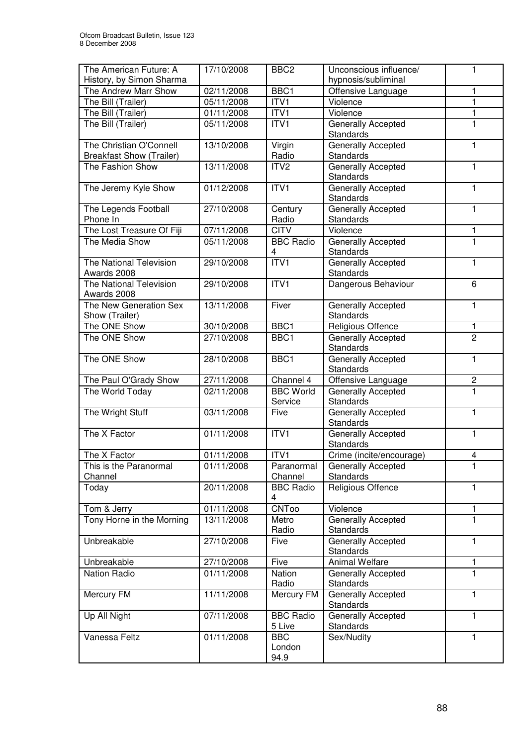| The American Future: A History, by Simon Sharma | 17/10/2008 | BBC2 | Unconscious influence/ hypnosis/subliminal | 1 |
|---|---|---|---|---|
| The Andrew Marr Show | 02/11/2008 | BBC1 | Offensive Language | 1 |
| The Bill (Trailer) | 05/11/2008 | ITV1 | Violence | 1 |
| The Bill (Trailer) | 01/11/2008 | ITV1 | Violence | 1 |
| The Bill (Trailer) | 05/11/2008 | ITV1 | Generally Accepted Standards | 1 |
| The Christian O'Connell Breakfast Show (Trailer) | 13/10/2008 | Virgin Radio | Generally Accepted Standards | 1 |
| The Fashion Show | 13/11/2008 | ITV2 | Generally Accepted Standards | 1 |
| The Jeremy Kyle Show | 01/12/2008 | ITV1 | Generally Accepted Standards | 1 |
| The Legends Football Phone In | 27/10/2008 | Century Radio | Generally Accepted Standards | 1 |
| The Lost Treasure Of Fiji | 07/11/2008 | CITV | Violence | 1 |
| The Media Show | 05/11/2008 | BBC Radio 4 | Generally Accepted Standards | 1 |
| The National Television Awards 2008 | 29/10/2008 | ITV1 | Generally Accepted Standards | 1 |
| The National Television Awards 2008 | 29/10/2008 | ITV1 | Dangerous Behaviour | 6 |
| The New Generation Sex Show (Trailer) | 13/11/2008 | Fiver | Generally Accepted Standards | 1 |
| The ONE Show | 30/10/2008 | BBC1 | Religious Offence | 1 |
| The ONE Show | 27/10/2008 | BBC1 | Generally Accepted Standards | 2 |
| The ONE Show | 28/10/2008 | BBC1 | Generally Accepted Standards | 1 |
| The Paul O'Grady Show | 27/11/2008 | Channel 4 | Offensive Language | 2 |
| The World Today | 02/11/2008 | BBC World Service | Generally Accepted Standards | 1 |
| The Wright Stuff | 03/11/2008 | Five | Generally Accepted Standards | 1 |
| The X Factor | 01/11/2008 | ITV1 | Generally Accepted Standards | 1 |
| The X Factor | 01/11/2008 | ITV1 | Crime (incite/encourage) | 4 |
| This is the Paranormal Channel | 01/11/2008 | Paranormal Channel | Generally Accepted Standards | 1 |
| Today | 20/11/2008 | BBC Radio 4 | Religious Offence | 1 |
| Tom & Jerry | 01/11/2008 | CNToo | Violence | 1 |
| Tony Horne in the Morning | 13/11/2008 | Metro Radio | Generally Accepted Standards | 1 |
| Unbreakable | 27/10/2008 | Five | Generally Accepted Standards | 1 |
| Unbreakable | 27/10/2008 | Five | Animal Welfare | 1 |
| Nation Radio | 01/11/2008 | Nation Radio | Generally Accepted Standards | 1 |
| Mercury FM | 11/11/2008 | Mercury FM | Generally Accepted Standards | 1 |
| Up All Night | 07/11/2008 | BBC Radio 5 Live | Generally Accepted Standards | 1 |
| Vanessa Feltz | 01/11/2008 | BBC London 94.9 | Sex/Nudity | 1 |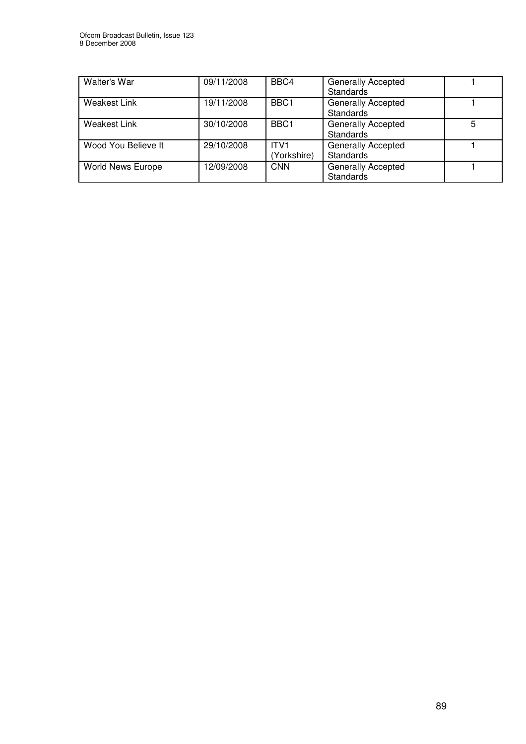| | | | | |
|---|---|---|---|---|
| Walter's War | 09/11/2008 | BBC4 | Generally Accepted Standards | 1 |
| Weakest Link | 19/11/2008 | BBC1 | Generally Accepted Standards | 1 |
| Weakest Link | 30/10/2008 | BBC1 | Generally Accepted Standards | 5 |
| Wood You Believe It | 29/10/2008 | ITV1 (Yorkshire) | Generally Accepted Standards | 1 |
| World News Europe | 12/09/2008 | CNN | Generally Accepted Standards | 1 |